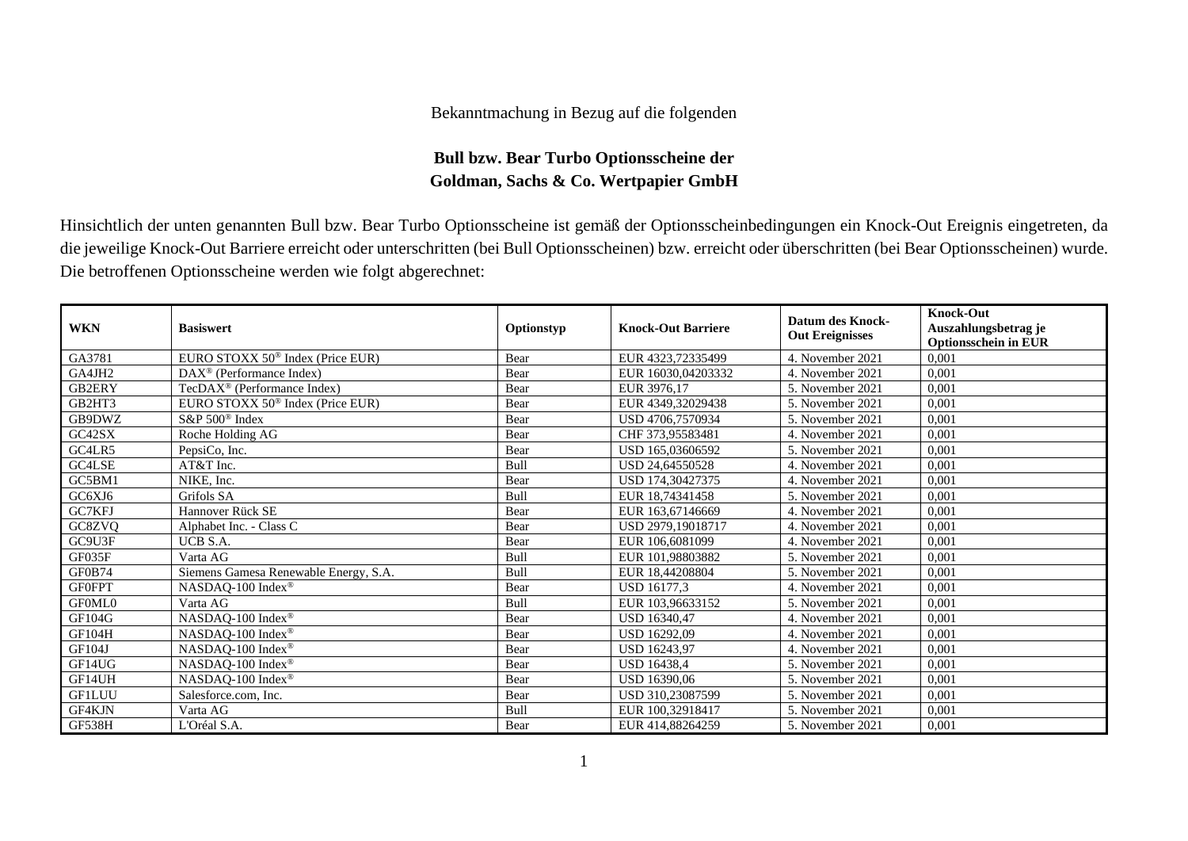Bekanntmachung in Bezug auf die folgenden

**Bull bzw. Bear Turbo Optionsscheine der**
**Goldman, Sachs & Co. Wertpapier GmbH**

Hinsichtlich der unten genannten Bull bzw. Bear Turbo Optionsscheine ist gemäß der Optionsscheinbedingungen ein Knock-Out Ereignis eingetreten, da die jeweilige Knock-Out Barriere erreicht oder unterschritten (bei Bull Optionsscheinen) bzw. erreicht oder überschritten (bei Bear Optionsscheinen) wurde. Die betroffenen Optionsscheine werden wie folgt abgerechnet:

| WKN | Basiswert | Optionstyp | Knock-Out Barriere | Datum des Knock-Out Ereignisses | Knock-Out Auszahlungsbetrag je Optionsschein in EUR |
|---|---|---|---|---|---|
| GA3781 | EURO STOXX 50® Index (Price EUR) | Bear | EUR 4323,72335499 | 4. November 2021 | 0,001 |
| GA4JH2 | DAX® (Performance Index) | Bear | EUR 16030,04203332 | 4. November 2021 | 0,001 |
| GB2ERY | TecDAX® (Performance Index) | Bear | EUR 3976,17 | 5. November 2021 | 0,001 |
| GB2HT3 | EURO STOXX 50® Index (Price EUR) | Bear | EUR 4349,32029438 | 5. November 2021 | 0,001 |
| GB9DWZ | S&P 500® Index | Bear | USD 4706,7570934 | 5. November 2021 | 0,001 |
| GC42SX | Roche Holding AG | Bear | CHF 373,95583481 | 4. November 2021 | 0,001 |
| GC4LR5 | PepsiCo, Inc. | Bear | USD 165,03606592 | 5. November 2021 | 0,001 |
| GC4LSE | AT&T Inc. | Bull | USD 24,64550528 | 4. November 2021 | 0,001 |
| GC5BM1 | NIKE, Inc. | Bear | USD 174,30427375 | 4. November 2021 | 0,001 |
| GC6XJ6 | Grifols SA | Bull | EUR 18,74341458 | 5. November 2021 | 0,001 |
| GC7KFJ | Hannover Rück SE | Bear | EUR 163,67146669 | 4. November 2021 | 0,001 |
| GC8ZVQ | Alphabet Inc. - Class C | Bear | USD 2979,19018717 | 4. November 2021 | 0,001 |
| GC9U3F | UCB S.A. | Bear | EUR 106,6081099 | 4. November 2021 | 0,001 |
| GF035F | Varta AG | Bull | EUR 101,98803882 | 5. November 2021 | 0,001 |
| GF0B74 | Siemens Gamesa Renewable Energy, S.A. | Bull | EUR 18,44208804 | 5. November 2021 | 0,001 |
| GF0FPT | NASDAQ-100 Index® | Bear | USD 16177,3 | 4. November 2021 | 0,001 |
| GF0ML0 | Varta AG | Bull | EUR 103,96633152 | 5. November 2021 | 0,001 |
| GF104G | NASDAQ-100 Index® | Bear | USD 16340,47 | 4. November 2021 | 0,001 |
| GF104H | NASDAQ-100 Index® | Bear | USD 16292,09 | 4. November 2021 | 0,001 |
| GF104J | NASDAQ-100 Index® | Bear | USD 16243,97 | 4. November 2021 | 0,001 |
| GF14UG | NASDAQ-100 Index® | Bear | USD 16438,4 | 5. November 2021 | 0,001 |
| GF14UH | NASDAQ-100 Index® | Bear | USD 16390,06 | 5. November 2021 | 0,001 |
| GF1LUU | Salesforce.com, Inc. | Bear | USD 310,23087599 | 5. November 2021 | 0,001 |
| GF4KJN | Varta AG | Bull | EUR 100,32918417 | 5. November 2021 | 0,001 |
| GF538H | L'Oréal S.A. | Bear | EUR 414,88264259 | 5. November 2021 | 0,001 |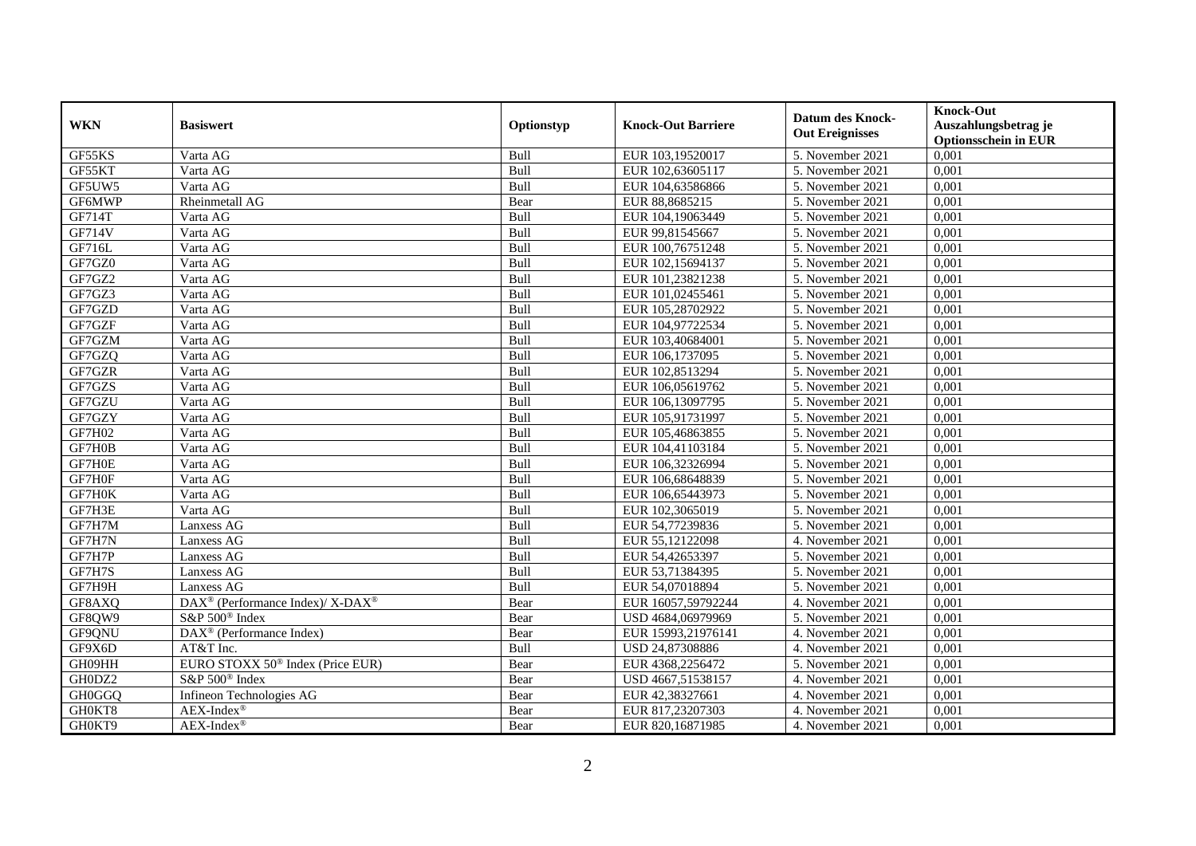| WKN | Basiswert | Optionstyp | Knock-Out Barriere | Datum des Knock-Out Ereignisses | Knock-Out Auszahlungsbetrag je Optionsschein in EUR |
|---|---|---|---|---|---|
| GF55KS | Varta AG | Bull | EUR 103,19520017 | 5. November 2021 | 0,001 |
| GF55KT | Varta AG | Bull | EUR 102,63605117 | 5. November 2021 | 0,001 |
| GF5UW5 | Varta AG | Bull | EUR 104,63586866 | 5. November 2021 | 0,001 |
| GF6MWP | Rheinmetall AG | Bear | EUR 88,8685215 | 5. November 2021 | 0,001 |
| GF714T | Varta AG | Bull | EUR 104,19063449 | 5. November 2021 | 0,001 |
| GF714V | Varta AG | Bull | EUR 99,81545667 | 5. November 2021 | 0,001 |
| GF716L | Varta AG | Bull | EUR 100,76751248 | 5. November 2021 | 0,001 |
| GF7GZ0 | Varta AG | Bull | EUR 102,15694137 | 5. November 2021 | 0,001 |
| GF7GZ2 | Varta AG | Bull | EUR 101,23821238 | 5. November 2021 | 0,001 |
| GF7GZ3 | Varta AG | Bull | EUR 101,02455461 | 5. November 2021 | 0,001 |
| GF7GZD | Varta AG | Bull | EUR 105,28702922 | 5. November 2021 | 0,001 |
| GF7GZF | Varta AG | Bull | EUR 104,97722534 | 5. November 2021 | 0,001 |
| GF7GZM | Varta AG | Bull | EUR 103,40684001 | 5. November 2021 | 0,001 |
| GF7GZQ | Varta AG | Bull | EUR 106,1737095 | 5. November 2021 | 0,001 |
| GF7GZR | Varta AG | Bull | EUR 102,8513294 | 5. November 2021 | 0,001 |
| GF7GZS | Varta AG | Bull | EUR 106,05619762 | 5. November 2021 | 0,001 |
| GF7GZU | Varta AG | Bull | EUR 106,13097795 | 5. November 2021 | 0,001 |
| GF7GZY | Varta AG | Bull | EUR 105,91731997 | 5. November 2021 | 0,001 |
| GF7H02 | Varta AG | Bull | EUR 105,46863855 | 5. November 2021 | 0,001 |
| GF7H0B | Varta AG | Bull | EUR 104,41103184 | 5. November 2021 | 0,001 |
| GF7H0E | Varta AG | Bull | EUR 106,32326994 | 5. November 2021 | 0,001 |
| GF7H0F | Varta AG | Bull | EUR 106,68648839 | 5. November 2021 | 0,001 |
| GF7H0K | Varta AG | Bull | EUR 106,65443973 | 5. November 2021 | 0,001 |
| GF7H3E | Varta AG | Bull | EUR 102,3065019 | 5. November 2021 | 0,001 |
| GF7H7M | Lanxess AG | Bull | EUR 54,77239836 | 5. November 2021 | 0,001 |
| GF7H7N | Lanxess AG | Bull | EUR 55,12122098 | 4. November 2021 | 0,001 |
| GF7H7P | Lanxess AG | Bull | EUR 54,42653397 | 5. November 2021 | 0,001 |
| GF7H7S | Lanxess AG | Bull | EUR 53,71384395 | 5. November 2021 | 0,001 |
| GF7H9H | Lanxess AG | Bull | EUR 54,07018894 | 5. November 2021 | 0,001 |
| GF8AXQ | DAX® (Performance Index)/ X-DAX® | Bear | EUR 16057,59792244 | 4. November 2021 | 0,001 |
| GF8QW9 | S&P 500® Index | Bear | USD 4684,06979969 | 5. November 2021 | 0,001 |
| GF9QNU | DAX® (Performance Index) | Bear | EUR 15993,21976141 | 4. November 2021 | 0,001 |
| GF9X6D | AT&T Inc. | Bull | USD 24,87308886 | 4. November 2021 | 0,001 |
| GH09HH | EURO STOXX 50® Index (Price EUR) | Bear | EUR 4368,2256472 | 5. November 2021 | 0,001 |
| GH0DZ2 | S&P 500® Index | Bear | USD 4667,51538157 | 4. November 2021 | 0,001 |
| GH0GGQ | Infineon Technologies AG | Bear | EUR 42,38327661 | 4. November 2021 | 0,001 |
| GH0KT8 | AEX-Index® | Bear | EUR 817,23207303 | 4. November 2021 | 0,001 |
| GH0KT9 | AEX-Index® | Bear | EUR 820,16871985 | 4. November 2021 | 0,001 |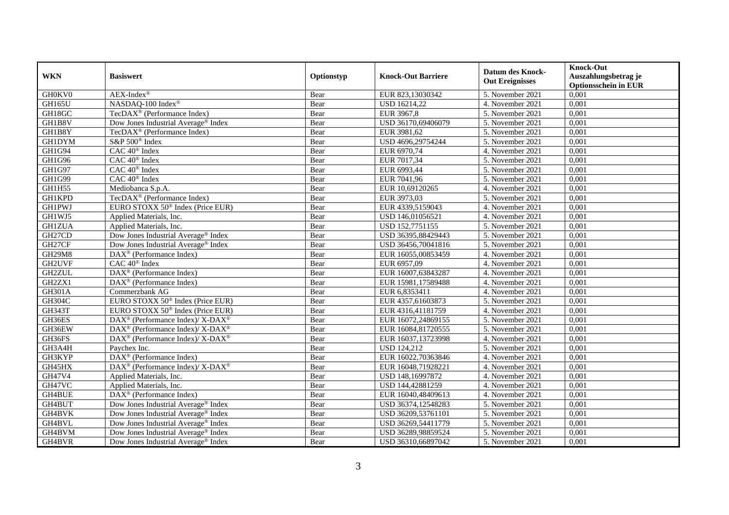| WKN | Basiswert | Optionstyp | Knock-Out Barriere | Datum des Knock-Out Ereignisses | Knock-Out Auszahlungsbetrag je Optionsschein in EUR |
|---|---|---|---|---|---|
| GH0KV0 | AEX-Index® | Bear | EUR 823,13030342 | 5. November 2021 | 0,001 |
| GH165U | NASDAQ-100 Index® | Bear | USD 16214,22 | 4. November 2021 | 0,001 |
| GH18GC | TecDAX® (Performance Index) | Bear | EUR 3967,8 | 5. November 2021 | 0,001 |
| GH1B8V | Dow Jones Industrial Average® Index | Bear | USD 36170,69406079 | 5. November 2021 | 0,001 |
| GH1B8Y | TecDAX® (Performance Index) | Bear | EUR 3981,62 | 5. November 2021 | 0,001 |
| GH1DYM | S&P 500® Index | Bear | USD 4696,29754244 | 5. November 2021 | 0,001 |
| GH1G94 | CAC 40® Index | Bear | EUR 6970,74 | 4. November 2021 | 0,001 |
| GH1G96 | CAC 40® Index | Bear | EUR 7017,34 | 5. November 2021 | 0,001 |
| GH1G97 | CAC 40® Index | Bear | EUR 6993,44 | 5. November 2021 | 0,001 |
| GH1G99 | CAC 40® Index | Bear | EUR 7041,96 | 5. November 2021 | 0,001 |
| GH1H55 | Mediobanca S.p.A. | Bear | EUR 10,69120265 | 4. November 2021 | 0,001 |
| GH1KPD | TecDAX® (Performance Index) | Bear | EUR 3973,03 | 5. November 2021 | 0,001 |
| GH1PWJ | EURO STOXX 50® Index (Price EUR) | Bear | EUR 4339,5159043 | 4. November 2021 | 0,001 |
| GH1WJ5 | Applied Materials, Inc. | Bear | USD 146,01056521 | 4. November 2021 | 0,001 |
| GH1ZUA | Applied Materials, Inc. | Bear | USD 152,7751155 | 5. November 2021 | 0,001 |
| GH27CD | Dow Jones Industrial Average® Index | Bear | USD 36395,88429443 | 5. November 2021 | 0,001 |
| GH27CF | Dow Jones Industrial Average® Index | Bear | USD 36456,70041816 | 5. November 2021 | 0,001 |
| GH29M8 | DAX® (Performance Index) | Bear | EUR 16055,00853459 | 4. November 2021 | 0,001 |
| GH2UVF | CAC 40® Index | Bear | EUR 6957,09 | 4. November 2021 | 0,001 |
| GH2ZUL | DAX® (Performance Index) | Bear | EUR 16007,63843287 | 4. November 2021 | 0,001 |
| GH2ZX1 | DAX® (Performance Index) | Bear | EUR 15981,17589488 | 4. November 2021 | 0,001 |
| GH301A | Commerzbank AG | Bear | EUR 6,8353411 | 4. November 2021 | 0,001 |
| GH304C | EURO STOXX 50® Index (Price EUR) | Bear | EUR 4357,61603873 | 5. November 2021 | 0,001 |
| GH343T | EURO STOXX 50® Index (Price EUR) | Bear | EUR 4316,41181759 | 4. November 2021 | 0,001 |
| GH36ES | DAX® (Performance Index)/ X-DAX® | Bear | EUR 16072,24869155 | 5. November 2021 | 0,001 |
| GH36EW | DAX® (Performance Index)/ X-DAX® | Bear | EUR 16084,81720555 | 5. November 2021 | 0,001 |
| GH36FS | DAX® (Performance Index)/ X-DAX® | Bear | EUR 16037,13723998 | 4. November 2021 | 0,001 |
| GH3A4H | Paychex Inc. | Bear | USD 124,212 | 5. November 2021 | 0,001 |
| GH3KYP | DAX® (Performance Index) | Bear | EUR 16022,70363846 | 4. November 2021 | 0,001 |
| GH45HX | DAX® (Performance Index)/ X-DAX® | Bear | EUR 16048,71928221 | 4. November 2021 | 0,001 |
| GH47V4 | Applied Materials, Inc. | Bear | USD 148,16997872 | 4. November 2021 | 0,001 |
| GH47VC | Applied Materials, Inc. | Bear | USD 144,42881259 | 4. November 2021 | 0,001 |
| GH4BUE | DAX® (Performance Index) | Bear | EUR 16040,48409613 | 4. November 2021 | 0,001 |
| GH4BUT | Dow Jones Industrial Average® Index | Bear | USD 36374,12548283 | 5. November 2021 | 0,001 |
| GH4BVK | Dow Jones Industrial Average® Index | Bear | USD 36209,53761101 | 5. November 2021 | 0,001 |
| GH4BVL | Dow Jones Industrial Average® Index | Bear | USD 36269,54411779 | 5. November 2021 | 0,001 |
| GH4BVM | Dow Jones Industrial Average® Index | Bear | USD 36289,98859524 | 5. November 2021 | 0,001 |
| GH4BVR | Dow Jones Industrial Average® Index | Bear | USD 36310,66897042 | 5. November 2021 | 0,001 |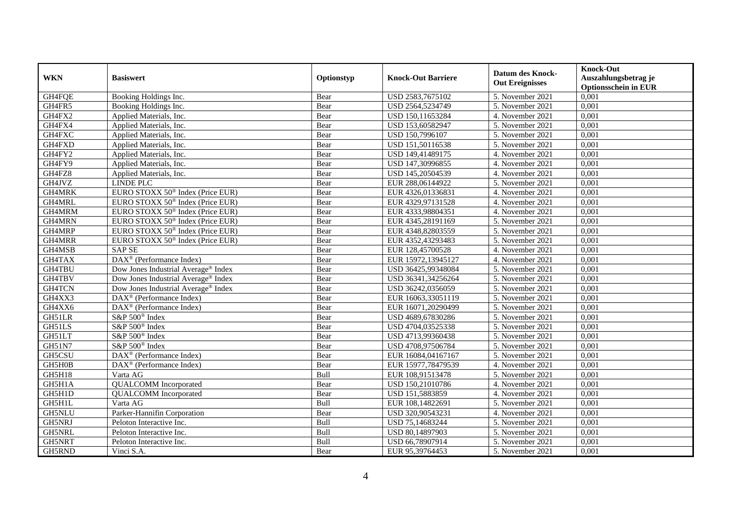| WKN | Basiswert | Optionstyp | Knock-Out Barriere | Datum des Knock-Out Ereignisses | Knock-Out Auszahlungsbetrag je Optionsschein in EUR |
|---|---|---|---|---|---|
| GH4FQE | Booking Holdings Inc. | Bear | USD 2583,7675102 | 5. November 2021 | 0,001 |
| GH4FR5 | Booking Holdings Inc. | Bear | USD 2564,5234749 | 5. November 2021 | 0,001 |
| GH4FX2 | Applied Materials, Inc. | Bear | USD 150,11653284 | 4. November 2021 | 0,001 |
| GH4FX4 | Applied Materials, Inc. | Bear | USD 153,60582947 | 5. November 2021 | 0,001 |
| GH4FXC | Applied Materials, Inc. | Bear | USD 150,7996107 | 5. November 2021 | 0,001 |
| GH4FXD | Applied Materials, Inc. | Bear | USD 151,50116538 | 5. November 2021 | 0,001 |
| GH4FY2 | Applied Materials, Inc. | Bear | USD 149,41489175 | 4. November 2021 | 0,001 |
| GH4FY9 | Applied Materials, Inc. | Bear | USD 147,30996855 | 4. November 2021 | 0,001 |
| GH4FZ8 | Applied Materials, Inc. | Bear | USD 145,20504539 | 4. November 2021 | 0,001 |
| GH4JVZ | LINDE PLC | Bear | EUR 288,06144922 | 5. November 2021 | 0,001 |
| GH4MRK | EURO STOXX 50® Index (Price EUR) | Bear | EUR 4326,01336831 | 4. November 2021 | 0,001 |
| GH4MRL | EURO STOXX 50® Index (Price EUR) | Bear | EUR 4329,97131528 | 4. November 2021 | 0,001 |
| GH4MRM | EURO STOXX 50® Index (Price EUR) | Bear | EUR 4333,98804351 | 4. November 2021 | 0,001 |
| GH4MRN | EURO STOXX 50® Index (Price EUR) | Bear | EUR 4345,28191169 | 5. November 2021 | 0,001 |
| GH4MRP | EURO STOXX 50® Index (Price EUR) | Bear | EUR 4348,82803559 | 5. November 2021 | 0,001 |
| GH4MRR | EURO STOXX 50® Index (Price EUR) | Bear | EUR 4352,43293483 | 5. November 2021 | 0,001 |
| GH4MSB | SAP SE | Bear | EUR 128,45700528 | 4. November 2021 | 0,001 |
| GH4TAX | DAX® (Performance Index) | Bear | EUR 15972,13945127 | 4. November 2021 | 0,001 |
| GH4TBU | Dow Jones Industrial Average® Index | Bear | USD 36425,99348084 | 5. November 2021 | 0,001 |
| GH4TBV | Dow Jones Industrial Average® Index | Bear | USD 36341,34256264 | 5. November 2021 | 0,001 |
| GH4TCN | Dow Jones Industrial Average® Index | Bear | USD 36242,0356059 | 5. November 2021 | 0,001 |
| GH4XX3 | DAX® (Performance Index) | Bear | EUR 16063,33051119 | 5. November 2021 | 0,001 |
| GH4XX6 | DAX® (Performance Index) | Bear | EUR 16071,20290499 | 5. November 2021 | 0,001 |
| GH51LR | S&P 500® Index | Bear | USD 4689,67830286 | 5. November 2021 | 0,001 |
| GH51LS | S&P 500® Index | Bear | USD 4704,03525338 | 5. November 2021 | 0,001 |
| GH51LT | S&P 500® Index | Bear | USD 4713,99360438 | 5. November 2021 | 0,001 |
| GH51N7 | S&P 500® Index | Bear | USD 4708,97506784 | 5. November 2021 | 0,001 |
| GH5CSU | DAX® (Performance Index) | Bear | EUR 16084,04167167 | 5. November 2021 | 0,001 |
| GH5H0B | DAX® (Performance Index) | Bear | EUR 15977,78479539 | 4. November 2021 | 0,001 |
| GH5H18 | Varta AG | Bull | EUR 108,91513478 | 5. November 2021 | 0,001 |
| GH5H1A | QUALCOMM Incorporated | Bear | USD 150,21010786 | 4. November 2021 | 0,001 |
| GH5H1D | QUALCOMM Incorporated | Bear | USD 151,5883859 | 4. November 2021 | 0,001 |
| GH5H1L | Varta AG | Bull | EUR 108,14822691 | 5. November 2021 | 0,001 |
| GH5NLU | Parker-Hannifin Corporation | Bear | USD 320,90543231 | 4. November 2021 | 0,001 |
| GH5NRJ | Peloton Interactive Inc. | Bull | USD 75,14683244 | 5. November 2021 | 0,001 |
| GH5NRL | Peloton Interactive Inc. | Bull | USD 80,14897903 | 5. November 2021 | 0,001 |
| GH5NRT | Peloton Interactive Inc. | Bull | USD 66,78907914 | 5. November 2021 | 0,001 |
| GH5RND | Vinci S.A. | Bear | EUR 95,39764453 | 5. November 2021 | 0,001 |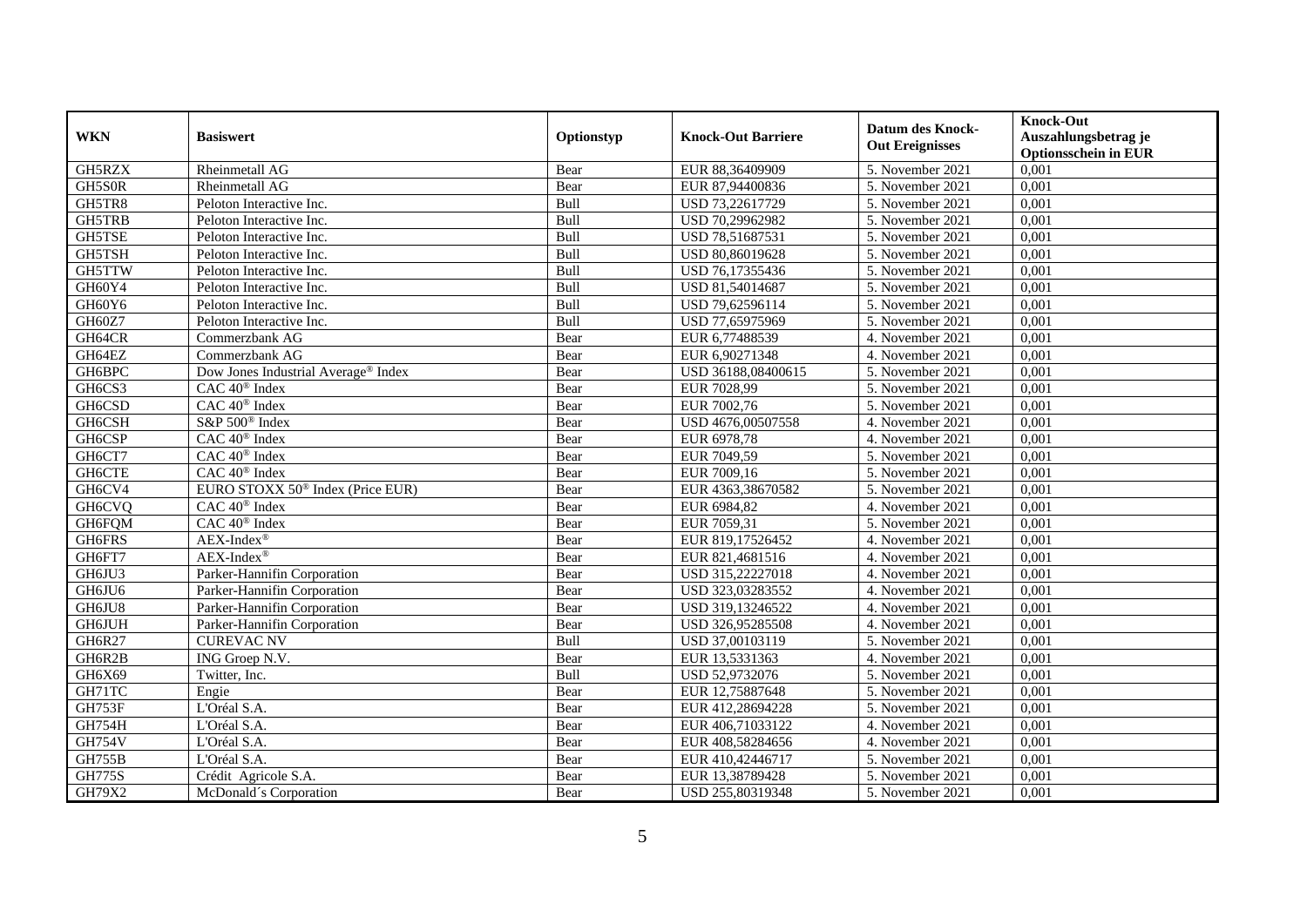| WKN | Basiswert | Optionstyp | Knock-Out Barriere | Datum des Knock-Out Ereignisses | Knock-Out Auszahlungsbetrag je Optionsschein in EUR |
|---|---|---|---|---|---|
| GH5RZX | Rheinmetall AG | Bear | EUR 88,36409909 | 5. November 2021 | 0,001 |
| GH5S0R | Rheinmetall AG | Bear | EUR 87,94400836 | 5. November 2021 | 0,001 |
| GH5TR8 | Peloton Interactive Inc. | Bull | USD 73,22617729 | 5. November 2021 | 0,001 |
| GH5TRB | Peloton Interactive Inc. | Bull | USD 70,29962982 | 5. November 2021 | 0,001 |
| GH5TSE | Peloton Interactive Inc. | Bull | USD 78,51687531 | 5. November 2021 | 0,001 |
| GH5TSH | Peloton Interactive Inc. | Bull | USD 80,86019628 | 5. November 2021 | 0,001 |
| GH5TTW | Peloton Interactive Inc. | Bull | USD 76,17355436 | 5. November 2021 | 0,001 |
| GH60Y4 | Peloton Interactive Inc. | Bull | USD 81,54014687 | 5. November 2021 | 0,001 |
| GH60Y6 | Peloton Interactive Inc. | Bull | USD 79,62596114 | 5. November 2021 | 0,001 |
| GH60Z7 | Peloton Interactive Inc. | Bull | USD 77,65975969 | 5. November 2021 | 0,001 |
| GH64CR | Commerzbank AG | Bear | EUR 6,77488539 | 4. November 2021 | 0,001 |
| GH64EZ | Commerzbank AG | Bear | EUR 6,90271348 | 4. November 2021 | 0,001 |
| GH6BPC | Dow Jones Industrial Average® Index | Bear | USD 36188,08400615 | 5. November 2021 | 0,001 |
| GH6CS3 | CAC 40® Index | Bear | EUR 7028,99 | 5. November 2021 | 0,001 |
| GH6CSD | CAC 40® Index | Bear | EUR 7002,76 | 5. November 2021 | 0,001 |
| GH6CSH | S&P 500® Index | Bear | USD 4676,00507558 | 4. November 2021 | 0,001 |
| GH6CSP | CAC 40® Index | Bear | EUR 6978,78 | 4. November 2021 | 0,001 |
| GH6CT7 | CAC 40® Index | Bear | EUR 7049,59 | 5. November 2021 | 0,001 |
| GH6CTE | CAC 40® Index | Bear | EUR 7009,16 | 5. November 2021 | 0,001 |
| GH6CV4 | EURO STOXX 50® Index (Price EUR) | Bear | EUR 4363,38670582 | 5. November 2021 | 0,001 |
| GH6CVQ | CAC 40® Index | Bear | EUR 6984,82 | 4. November 2021 | 0,001 |
| GH6FQM | CAC 40® Index | Bear | EUR 7059,31 | 5. November 2021 | 0,001 |
| GH6FRS | AEX-Index® | Bear | EUR 819,17526452 | 4. November 2021 | 0,001 |
| GH6FT7 | AEX-Index® | Bear | EUR 821,4681516 | 4. November 2021 | 0,001 |
| GH6JU3 | Parker-Hannifin Corporation | Bear | USD 315,22227018 | 4. November 2021 | 0,001 |
| GH6JU6 | Parker-Hannifin Corporation | Bear | USD 323,03283552 | 4. November 2021 | 0,001 |
| GH6JU8 | Parker-Hannifin Corporation | Bear | USD 319,13246522 | 4. November 2021 | 0,001 |
| GH6JUH | Parker-Hannifin Corporation | Bear | USD 326,95285508 | 4. November 2021 | 0,001 |
| GH6R27 | CUREVAC NV | Bull | USD 37,00103119 | 5. November 2021 | 0,001 |
| GH6R2B | ING Groep N.V. | Bear | EUR 13,5331363 | 4. November 2021 | 0,001 |
| GH6X69 | Twitter, Inc. | Bull | USD 52,9732076 | 5. November 2021 | 0,001 |
| GH71TC | Engie | Bear | EUR 12,75887648 | 5. November 2021 | 0,001 |
| GH753F | L'Oréal S.A. | Bear | EUR 412,28694228 | 5. November 2021 | 0,001 |
| GH754H | L'Oréal S.A. | Bear | EUR 406,71033122 | 4. November 2021 | 0,001 |
| GH754V | L'Oréal S.A. | Bear | EUR 408,58284656 | 4. November 2021 | 0,001 |
| GH755B | L'Oréal S.A. | Bear | EUR 410,42446717 | 5. November 2021 | 0,001 |
| GH775S | Crédit Agricole S.A. | Bear | EUR 13,38789428 | 5. November 2021 | 0,001 |
| GH79X2 | McDonald´s Corporation | Bear | USD 255,80319348 | 5. November 2021 | 0,001 |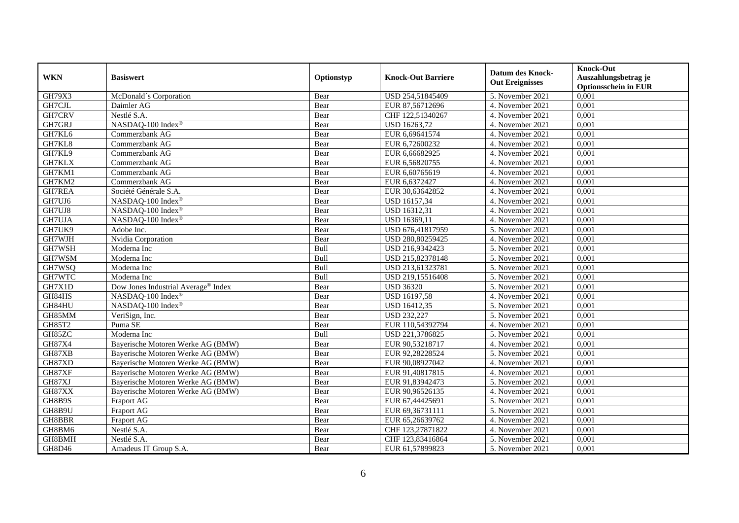| WKN | Basiswert | Optionstyp | Knock-Out Barriere | Datum des Knock-Out Ereignisses | Knock-Out Auszahlungsbetrag je Optionsschein in EUR |
|---|---|---|---|---|---|
| GH79X3 | McDonald´s Corporation | Bear | USD 254,51845409 | 5. November 2021 | 0,001 |
| GH7CJL | Daimler AG | Bear | EUR 87,56712696 | 4. November 2021 | 0,001 |
| GH7CRV | Nestlé S.A. | Bear | CHF 122,51340267 | 4. November 2021 | 0,001 |
| GH7GRJ | NASDAQ-100 Index® | Bear | USD 16263,72 | 4. November 2021 | 0,001 |
| GH7KL6 | Commerzbank AG | Bear | EUR 6,69641574 | 4. November 2021 | 0,001 |
| GH7KL8 | Commerzbank AG | Bear | EUR 6,72600232 | 4. November 2021 | 0,001 |
| GH7KL9 | Commerzbank AG | Bear | EUR 6,66682925 | 4. November 2021 | 0,001 |
| GH7KLX | Commerzbank AG | Bear | EUR 6,56820755 | 4. November 2021 | 0,001 |
| GH7KM1 | Commerzbank AG | Bear | EUR 6,60765619 | 4. November 2021 | 0,001 |
| GH7KM2 | Commerzbank AG | Bear | EUR 6,6372427 | 4. November 2021 | 0,001 |
| GH7REA | Société Générale S.A. | Bear | EUR 30,63642852 | 4. November 2021 | 0,001 |
| GH7UJ6 | NASDAQ-100 Index® | Bear | USD 16157,34 | 4. November 2021 | 0,001 |
| GH7UJ8 | NASDAQ-100 Index® | Bear | USD 16312,31 | 4. November 2021 | 0,001 |
| GH7UJA | NASDAQ-100 Index® | Bear | USD 16369,11 | 4. November 2021 | 0,001 |
| GH7UK9 | Adobe Inc. | Bear | USD 676,41817959 | 5. November 2021 | 0,001 |
| GH7WJH | Nvidia Corporation | Bear | USD 280,80259425 | 4. November 2021 | 0,001 |
| GH7WSH | Moderna Inc | Bull | USD 216,9342423 | 5. November 2021 | 0,001 |
| GH7WSM | Moderna Inc | Bull | USD 215,82378148 | 5. November 2021 | 0,001 |
| GH7WSQ | Moderna Inc | Bull | USD 213,61323781 | 5. November 2021 | 0,001 |
| GH7WTC | Moderna Inc | Bull | USD 219,15516408 | 5. November 2021 | 0,001 |
| GH7X1D | Dow Jones Industrial Average® Index | Bear | USD 36320 | 5. November 2021 | 0,001 |
| GH84HS | NASDAQ-100 Index® | Bear | USD 16197,58 | 4. November 2021 | 0,001 |
| GH84HU | NASDAQ-100 Index® | Bear | USD 16412,35 | 5. November 2021 | 0,001 |
| GH85MM | VeriSign, Inc. | Bear | USD 232,227 | 5. November 2021 | 0,001 |
| GH85T2 | Puma SE | Bear | EUR 110,54392794 | 4. November 2021 | 0,001 |
| GH85ZC | Moderna Inc | Bull | USD 221,3786825 | 5. November 2021 | 0,001 |
| GH87X4 | Bayerische Motoren Werke AG (BMW) | Bear | EUR 90,53218717 | 4. November 2021 | 0,001 |
| GH87XB | Bayerische Motoren Werke AG (BMW) | Bear | EUR 92,28228524 | 5. November 2021 | 0,001 |
| GH87XD | Bayerische Motoren Werke AG (BMW) | Bear | EUR 90,08927042 | 4. November 2021 | 0,001 |
| GH87XF | Bayerische Motoren Werke AG (BMW) | Bear | EUR 91,40817815 | 4. November 2021 | 0,001 |
| GH87XJ | Bayerische Motoren Werke AG (BMW) | Bear | EUR 91,83942473 | 5. November 2021 | 0,001 |
| GH87XX | Bayerische Motoren Werke AG (BMW) | Bear | EUR 90,96526135 | 4. November 2021 | 0,001 |
| GH8B9S | Fraport AG | Bear | EUR 67,44425691 | 5. November 2021 | 0,001 |
| GH8B9U | Fraport AG | Bear | EUR 69,36731111 | 5. November 2021 | 0,001 |
| GH8BBR | Fraport AG | Bear | EUR 65,26639762 | 4. November 2021 | 0,001 |
| GH8BM6 | Nestlé S.A. | Bear | CHF 123,27871822 | 4. November 2021 | 0,001 |
| GH8BMH | Nestlé S.A. | Bear | CHF 123,83416864 | 5. November 2021 | 0,001 |
| GH8D46 | Amadeus IT Group S.A. | Bear | EUR 61,57899823 | 5. November 2021 | 0,001 |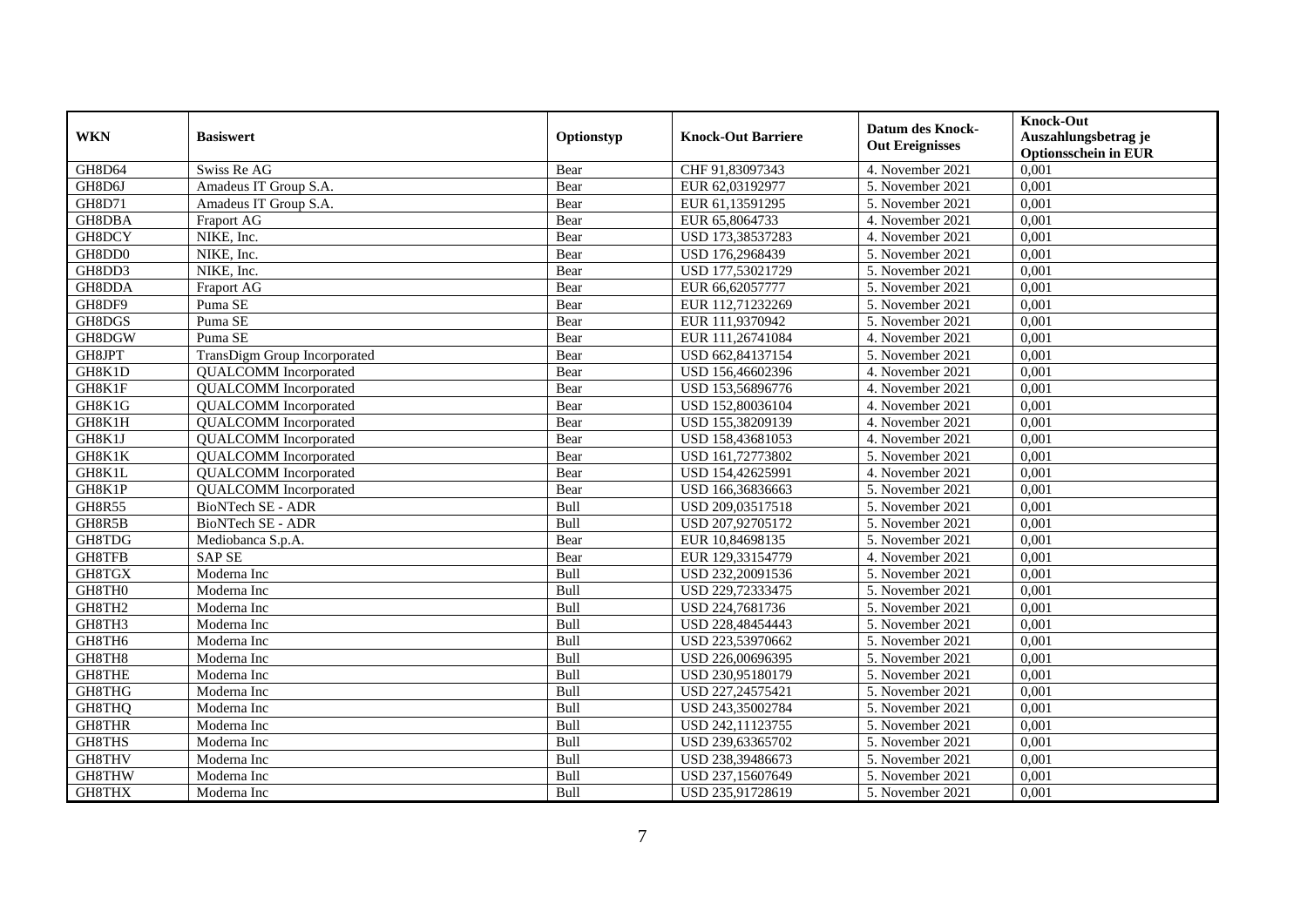| WKN | Basiswert | Optionstyp | Knock-Out Barriere | Datum des Knock-Out Ereignisses | Knock-Out Auszahlungsbetrag je Optionsschein in EUR |
|---|---|---|---|---|---|
| GH8D64 | Swiss Re AG | Bear | CHF 91,83097343 | 4. November 2021 | 0,001 |
| GH8D6J | Amadeus IT Group S.A. | Bear | EUR 62,03192977 | 5. November 2021 | 0,001 |
| GH8D71 | Amadeus IT Group S.A. | Bear | EUR 61,13591295 | 5. November 2021 | 0,001 |
| GH8DBA | Fraport AG | Bear | EUR 65,8064733 | 4. November 2021 | 0,001 |
| GH8DCY | NIKE, Inc. | Bear | USD 173,38537283 | 4. November 2021 | 0,001 |
| GH8DD0 | NIKE, Inc. | Bear | USD 176,2968439 | 5. November 2021 | 0,001 |
| GH8DD3 | NIKE, Inc. | Bear | USD 177,53021729 | 5. November 2021 | 0,001 |
| GH8DDA | Fraport AG | Bear | EUR 66,62057777 | 5. November 2021 | 0,001 |
| GH8DF9 | Puma SE | Bear | EUR 112,71232269 | 5. November 2021 | 0,001 |
| GH8DGS | Puma SE | Bear | EUR 111,9370942 | 5. November 2021 | 0,001 |
| GH8DGW | Puma SE | Bear | EUR 111,26741084 | 4. November 2021 | 0,001 |
| GH8JPT | TransDigm Group Incorporated | Bear | USD 662,84137154 | 5. November 2021 | 0,001 |
| GH8K1D | QUALCOMM Incorporated | Bear | USD 156,46602396 | 4. November 2021 | 0,001 |
| GH8K1F | QUALCOMM Incorporated | Bear | USD 153,56896776 | 4. November 2021 | 0,001 |
| GH8K1G | QUALCOMM Incorporated | Bear | USD 152,80036104 | 4. November 2021 | 0,001 |
| GH8K1H | QUALCOMM Incorporated | Bear | USD 155,38209139 | 4. November 2021 | 0,001 |
| GH8K1J | QUALCOMM Incorporated | Bear | USD 158,43681053 | 4. November 2021 | 0,001 |
| GH8K1K | QUALCOMM Incorporated | Bear | USD 161,72773802 | 5. November 2021 | 0,001 |
| GH8K1L | QUALCOMM Incorporated | Bear | USD 154,42625991 | 4. November 2021 | 0,001 |
| GH8K1P | QUALCOMM Incorporated | Bear | USD 166,36836663 | 5. November 2021 | 0,001 |
| GH8R55 | BioNTech SE - ADR | Bull | USD 209,03517518 | 5. November 2021 | 0,001 |
| GH8R5B | BioNTech SE - ADR | Bull | USD 207,92705172 | 5. November 2021 | 0,001 |
| GH8TDG | Mediobanca S.p.A. | Bear | EUR 10,84698135 | 5. November 2021 | 0,001 |
| GH8TFB | SAP SE | Bear | EUR 129,33154779 | 4. November 2021 | 0,001 |
| GH8TGX | Moderna Inc | Bull | USD 232,20091536 | 5. November 2021 | 0,001 |
| GH8TH0 | Moderna Inc | Bull | USD 229,72333475 | 5. November 2021 | 0,001 |
| GH8TH2 | Moderna Inc | Bull | USD 224,7681736 | 5. November 2021 | 0,001 |
| GH8TH3 | Moderna Inc | Bull | USD 228,48454443 | 5. November 2021 | 0,001 |
| GH8TH6 | Moderna Inc | Bull | USD 223,53970662 | 5. November 2021 | 0,001 |
| GH8TH8 | Moderna Inc | Bull | USD 226,00696395 | 5. November 2021 | 0,001 |
| GH8THE | Moderna Inc | Bull | USD 230,95180179 | 5. November 2021 | 0,001 |
| GH8THG | Moderna Inc | Bull | USD 227,24575421 | 5. November 2021 | 0,001 |
| GH8THQ | Moderna Inc | Bull | USD 243,35002784 | 5. November 2021 | 0,001 |
| GH8THR | Moderna Inc | Bull | USD 242,11123755 | 5. November 2021 | 0,001 |
| GH8THS | Moderna Inc | Bull | USD 239,63365702 | 5. November 2021 | 0,001 |
| GH8THV | Moderna Inc | Bull | USD 238,39486673 | 5. November 2021 | 0,001 |
| GH8THW | Moderna Inc | Bull | USD 237,15607649 | 5. November 2021 | 0,001 |
| GH8THX | Moderna Inc | Bull | USD 235,91728619 | 5. November 2021 | 0,001 |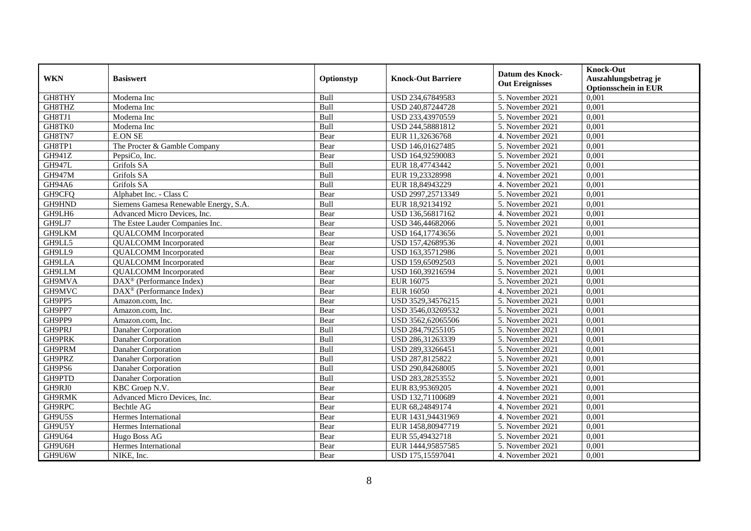| WKN | Basiswert | Optionstyp | Knock-Out Barriere | Datum des Knock-Out Ereignisses | Knock-Out Auszahlungsbetrag je Optionsschein in EUR |
|---|---|---|---|---|---|
| GH8THY | Moderna Inc | Bull | USD 234,67849583 | 5. November 2021 | 0,001 |
| GH8THZ | Moderna Inc | Bull | USD 240,87244728 | 5. November 2021 | 0,001 |
| GH8TJ1 | Moderna Inc | Bull | USD 233,43970559 | 5. November 2021 | 0,001 |
| GH8TK0 | Moderna Inc | Bull | USD 244,58881812 | 5. November 2021 | 0,001 |
| GH8TN7 | E.ON SE | Bear | EUR 11,32636768 | 4. November 2021 | 0,001 |
| GH8TP1 | The Procter & Gamble Company | Bear | USD 146,01627485 | 5. November 2021 | 0,001 |
| GH941Z | PepsiCo, Inc. | Bear | USD 164,92590083 | 5. November 2021 | 0,001 |
| GH947L | Grifols SA | Bull | EUR 18,47743442 | 5. November 2021 | 0,001 |
| GH947M | Grifols SA | Bull | EUR 19,23328998 | 4. November 2021 | 0,001 |
| GH94A6 | Grifols SA | Bull | EUR 18,84943229 | 4. November 2021 | 0,001 |
| GH9CFQ | Alphabet Inc. - Class C | Bear | USD 2997,25713349 | 5. November 2021 | 0,001 |
| GH9HND | Siemens Gamesa Renewable Energy, S.A. | Bull | EUR 18,92134192 | 5. November 2021 | 0,001 |
| GH9LH6 | Advanced Micro Devices, Inc. | Bear | USD 136,56817162 | 4. November 2021 | 0,001 |
| GH9LJ7 | The Estee Lauder Companies Inc. | Bear | USD 346,44682066 | 5. November 2021 | 0,001 |
| GH9LKM | QUALCOMM Incorporated | Bear | USD 164,17743656 | 5. November 2021 | 0,001 |
| GH9LL5 | QUALCOMM Incorporated | Bear | USD 157,42689536 | 4. November 2021 | 0,001 |
| GH9LL9 | QUALCOMM Incorporated | Bear | USD 163,35712986 | 5. November 2021 | 0,001 |
| GH9LLA | QUALCOMM Incorporated | Bear | USD 159,65092503 | 5. November 2021 | 0,001 |
| GH9LLM | QUALCOMM Incorporated | Bear | USD 160,39216594 | 5. November 2021 | 0,001 |
| GH9MVA | DAX® (Performance Index) | Bear | EUR 16075 | 5. November 2021 | 0,001 |
| GH9MVC | DAX® (Performance Index) | Bear | EUR 16050 | 4. November 2021 | 0,001 |
| GH9PP5 | Amazon.com, Inc. | Bear | USD 3529,34576215 | 5. November 2021 | 0,001 |
| GH9PP7 | Amazon.com, Inc. | Bear | USD 3546,03269532 | 5. November 2021 | 0,001 |
| GH9PP9 | Amazon.com, Inc. | Bear | USD 3562,62065506 | 5. November 2021 | 0,001 |
| GH9PRJ | Danaher Corporation | Bull | USD 284,79255105 | 5. November 2021 | 0,001 |
| GH9PRK | Danaher Corporation | Bull | USD 286,31263339 | 5. November 2021 | 0,001 |
| GH9PRM | Danaher Corporation | Bull | USD 289,33266451 | 5. November 2021 | 0,001 |
| GH9PRZ | Danaher Corporation | Bull | USD 287,8125822 | 5. November 2021 | 0,001 |
| GH9PS6 | Danaher Corporation | Bull | USD 290,84268005 | 5. November 2021 | 0,001 |
| GH9PTD | Danaher Corporation | Bull | USD 283,28253552 | 5. November 2021 | 0,001 |
| GH9RJ0 | KBC Groep N.V. | Bear | EUR 83,95369205 | 4. November 2021 | 0,001 |
| GH9RMK | Advanced Micro Devices, Inc. | Bear | USD 132,71100689 | 4. November 2021 | 0,001 |
| GH9RPC | Bechtle AG | Bear | EUR 68,24849174 | 4. November 2021 | 0,001 |
| GH9U5S | Hermes International | Bear | EUR 1431,94431969 | 4. November 2021 | 0,001 |
| GH9U5Y | Hermes International | Bear | EUR 1458,80947719 | 5. November 2021 | 0,001 |
| GH9U64 | Hugo Boss AG | Bear | EUR 55,49432718 | 5. November 2021 | 0,001 |
| GH9U6H | Hermes International | Bear | EUR 1444,95857585 | 5. November 2021 | 0,001 |
| GH9U6W | NIKE, Inc. | Bear | USD 175,15597041 | 4. November 2021 | 0,001 |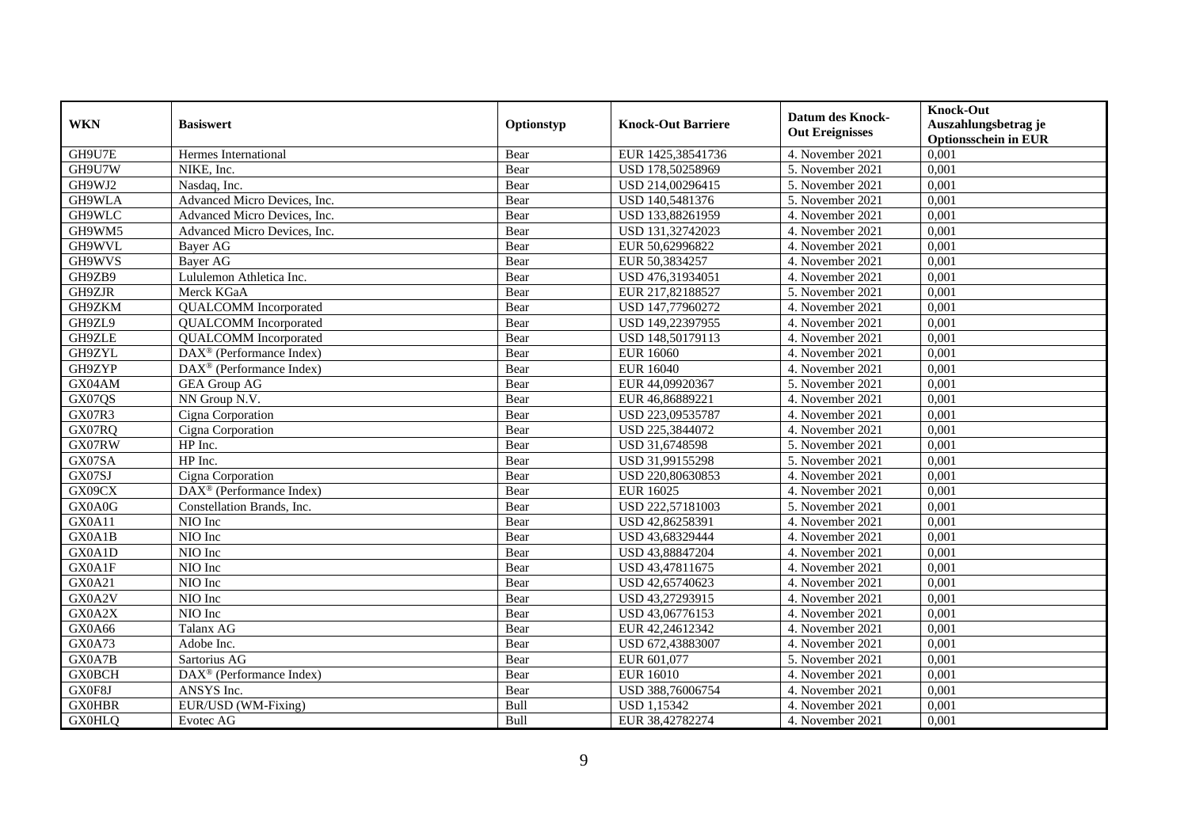| WKN | Basiswert | Optionstyp | Knock-Out Barriere | Datum des Knock-Out Ereignisses | Knock-Out Auszahlungsbetrag je Optionsschein in EUR |
|---|---|---|---|---|---|
| GH9U7E | Hermes International | Bear | EUR 1425,38541736 | 4. November 2021 | 0,001 |
| GH9U7W | NIKE, Inc. | Bear | USD 178,50258969 | 5. November 2021 | 0,001 |
| GH9WJ2 | Nasdaq, Inc. | Bear | USD 214,00296415 | 5. November 2021 | 0,001 |
| GH9WLA | Advanced Micro Devices, Inc. | Bear | USD 140,5481376 | 5. November 2021 | 0,001 |
| GH9WLC | Advanced Micro Devices, Inc. | Bear | USD 133,88261959 | 4. November 2021 | 0,001 |
| GH9WM5 | Advanced Micro Devices, Inc. | Bear | USD 131,32742023 | 4. November 2021 | 0,001 |
| GH9WVL | Bayer AG | Bear | EUR 50,62996822 | 4. November 2021 | 0,001 |
| GH9WVS | Bayer AG | Bear | EUR 50,3834257 | 4. November 2021 | 0,001 |
| GH9ZB9 | Lululemon Athletica Inc. | Bear | USD 476,31934051 | 4. November 2021 | 0,001 |
| GH9ZJR | Merck KGaA | Bear | EUR 217,82188527 | 5. November 2021 | 0,001 |
| GH9ZKM | QUALCOMM Incorporated | Bear | USD 147,77960272 | 4. November 2021 | 0,001 |
| GH9ZL9 | QUALCOMM Incorporated | Bear | USD 149,22397955 | 4. November 2021 | 0,001 |
| GH9ZLE | QUALCOMM Incorporated | Bear | USD 148,50179113 | 4. November 2021 | 0,001 |
| GH9ZYL | DAX® (Performance Index) | Bear | EUR 16060 | 4. November 2021 | 0,001 |
| GH9ZYP | DAX® (Performance Index) | Bear | EUR 16040 | 4. November 2021 | 0,001 |
| GX04AM | GEA Group AG | Bear | EUR 44,09920367 | 5. November 2021 | 0,001 |
| GX07QS | NN Group N.V. | Bear | EUR 46,86889221 | 4. November 2021 | 0,001 |
| GX07R3 | Cigna Corporation | Bear | USD 223,09535787 | 4. November 2021 | 0,001 |
| GX07RQ | Cigna Corporation | Bear | USD 225,3844072 | 4. November 2021 | 0,001 |
| GX07RW | HP Inc. | Bear | USD 31,6748598 | 5. November 2021 | 0,001 |
| GX07SA | HP Inc. | Bear | USD 31,99155298 | 5. November 2021 | 0,001 |
| GX07SJ | Cigna Corporation | Bear | USD 220,80630853 | 4. November 2021 | 0,001 |
| GX09CX | DAX® (Performance Index) | Bear | EUR 16025 | 4. November 2021 | 0,001 |
| GX0A0G | Constellation Brands, Inc. | Bear | USD 222,57181003 | 5. November 2021 | 0,001 |
| GX0A11 | NIO Inc | Bear | USD 42,86258391 | 4. November 2021 | 0,001 |
| GX0A1B | NIO Inc | Bear | USD 43,68329444 | 4. November 2021 | 0,001 |
| GX0A1D | NIO Inc | Bear | USD 43,88847204 | 4. November 2021 | 0,001 |
| GX0A1F | NIO Inc | Bear | USD 43,47811675 | 4. November 2021 | 0,001 |
| GX0A21 | NIO Inc | Bear | USD 42,65740623 | 4. November 2021 | 0,001 |
| GX0A2V | NIO Inc | Bear | USD 43,27293915 | 4. November 2021 | 0,001 |
| GX0A2X | NIO Inc | Bear | USD 43,06776153 | 4. November 2021 | 0,001 |
| GX0A66 | Talanx AG | Bear | EUR 42,24612342 | 4. November 2021 | 0,001 |
| GX0A73 | Adobe Inc. | Bear | USD 672,43883007 | 4. November 2021 | 0,001 |
| GX0A7B | Sartorius AG | Bear | EUR 601,077 | 5. November 2021 | 0,001 |
| GX0BCH | DAX® (Performance Index) | Bear | EUR 16010 | 4. November 2021 | 0,001 |
| GX0F8J | ANSYS Inc. | Bear | USD 388,76006754 | 4. November 2021 | 0,001 |
| GX0HBR | EUR/USD (WM-Fixing) | Bull | USD 1,15342 | 4. November 2021 | 0,001 |
| GX0HLQ | Evotec AG | Bull | EUR 38,42782274 | 4. November 2021 | 0,001 |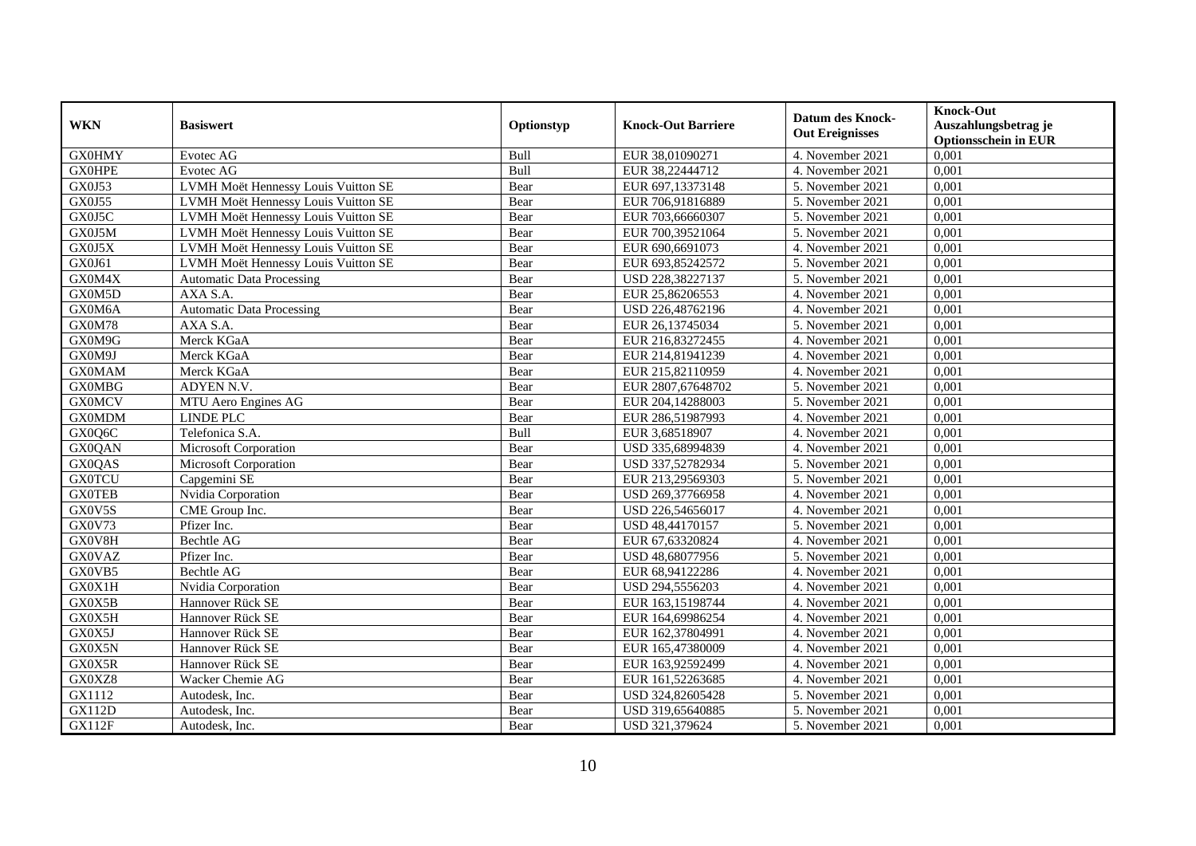| WKN | Basiswert | Optionstyp | Knock-Out Barriere | Datum des Knock-Out Ereignisses | Knock-Out Auszahlungsbetrag je Optionsschein in EUR |
|---|---|---|---|---|---|
| GX0HMY | Evotec AG | Bull | EUR 38,01090271 | 4. November 2021 | 0,001 |
| GX0HPE | Evotec AG | Bull | EUR 38,22444712 | 4. November 2021 | 0,001 |
| GX0J53 | LVMH Moët Hennessy Louis Vuitton SE | Bear | EUR 697,13373148 | 5. November 2021 | 0,001 |
| GX0J55 | LVMH Moët Hennessy Louis Vuitton SE | Bear | EUR 706,91816889 | 5. November 2021 | 0,001 |
| GX0J5C | LVMH Moët Hennessy Louis Vuitton SE | Bear | EUR 703,66660307 | 5. November 2021 | 0,001 |
| GX0J5M | LVMH Moët Hennessy Louis Vuitton SE | Bear | EUR 700,39521064 | 5. November 2021 | 0,001 |
| GX0J5X | LVMH Moët Hennessy Louis Vuitton SE | Bear | EUR 690,6691073 | 4. November 2021 | 0,001 |
| GX0J61 | LVMH Moët Hennessy Louis Vuitton SE | Bear | EUR 693,85242572 | 5. November 2021 | 0,001 |
| GX0M4X | Automatic Data Processing | Bear | USD 228,38227137 | 5. November 2021 | 0,001 |
| GX0M5D | AXA S.A. | Bear | EUR 25,86206553 | 4. November 2021 | 0,001 |
| GX0M6A | Automatic Data Processing | Bear | USD 226,48762196 | 4. November 2021 | 0,001 |
| GX0M78 | AXA S.A. | Bear | EUR 26,13745034 | 5. November 2021 | 0,001 |
| GX0M9G | Merck KGaA | Bear | EUR 216,83272455 | 4. November 2021 | 0,001 |
| GX0M9J | Merck KGaA | Bear | EUR 214,81941239 | 4. November 2021 | 0,001 |
| GX0MAM | Merck KGaA | Bear | EUR 215,82110959 | 4. November 2021 | 0,001 |
| GX0MBG | ADYEN N.V. | Bear | EUR 2807,67648702 | 5. November 2021 | 0,001 |
| GX0MCV | MTU Aero Engines AG | Bear | EUR 204,14288003 | 5. November 2021 | 0,001 |
| GX0MDM | LINDE PLC | Bear | EUR 286,51987993 | 4. November 2021 | 0,001 |
| GX0Q6C | Telefonica S.A. | Bull | EUR 3,68518907 | 4. November 2021 | 0,001 |
| GX0QAN | Microsoft Corporation | Bear | USD 335,68994839 | 4. November 2021 | 0,001 |
| GX0QAS | Microsoft Corporation | Bear | USD 337,52782934 | 5. November 2021 | 0,001 |
| GX0TCU | Capgemini SE | Bear | EUR 213,29569303 | 5. November 2021 | 0,001 |
| GX0TEB | Nvidia Corporation | Bear | USD 269,37766958 | 4. November 2021 | 0,001 |
| GX0V5S | CME Group Inc. | Bear | USD 226,54656017 | 4. November 2021 | 0,001 |
| GX0V73 | Pfizer Inc. | Bear | USD 48,44170157 | 5. November 2021 | 0,001 |
| GX0V8H | Bechtle AG | Bear | EUR 67,63320824 | 4. November 2021 | 0,001 |
| GX0VAZ | Pfizer Inc. | Bear | USD 48,68077956 | 5. November 2021 | 0,001 |
| GX0VB5 | Bechtle AG | Bear | EUR 68,94122286 | 4. November 2021 | 0,001 |
| GX0X1H | Nvidia Corporation | Bear | USD 294,5556203 | 4. November 2021 | 0,001 |
| GX0X5B | Hannover Rück SE | Bear | EUR 163,15198744 | 4. November 2021 | 0,001 |
| GX0X5H | Hannover Rück SE | Bear | EUR 164,69986254 | 4. November 2021 | 0,001 |
| GX0X5J | Hannover Rück SE | Bear | EUR 162,37804991 | 4. November 2021 | 0,001 |
| GX0X5N | Hannover Rück SE | Bear | EUR 165,47380009 | 4. November 2021 | 0,001 |
| GX0X5R | Hannover Rück SE | Bear | EUR 163,92592499 | 4. November 2021 | 0,001 |
| GX0XZ8 | Wacker Chemie AG | Bear | EUR 161,52263685 | 4. November 2021 | 0,001 |
| GX1112 | Autodesk, Inc. | Bear | USD 324,82605428 | 5. November 2021 | 0,001 |
| GX112D | Autodesk, Inc. | Bear | USD 319,65640885 | 5. November 2021 | 0,001 |
| GX112F | Autodesk, Inc. | Bear | USD 321,379624 | 5. November 2021 | 0,001 |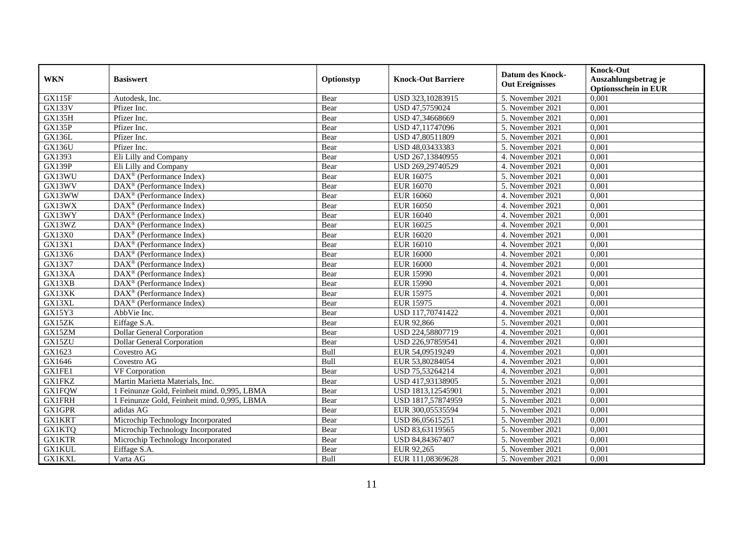| WKN | Basiswert | Optionstyp | Knock-Out Barriere | Datum des Knock-Out Ereignisses | Knock-Out Auszahlungsbetrag je Optionsschein in EUR |
|---|---|---|---|---|---|
| GX115F | Autodesk, Inc. | Bear | USD 323,10283915 | 5. November 2021 | 0,001 |
| GX133V | Pfizer Inc. | Bear | USD 47,5759024 | 5. November 2021 | 0,001 |
| GX135H | Pfizer Inc. | Bear | USD 47,34668669 | 5. November 2021 | 0,001 |
| GX135P | Pfizer Inc. | Bear | USD 47,11747096 | 5. November 2021 | 0,001 |
| GX136L | Pfizer Inc. | Bear | USD 47,80511809 | 5. November 2021 | 0,001 |
| GX136U | Pfizer Inc. | Bear | USD 48,03433383 | 5. November 2021 | 0,001 |
| GX1393 | Eli Lilly and Company | Bear | USD 267,13840955 | 4. November 2021 | 0,001 |
| GX139P | Eli Lilly and Company | Bear | USD 269,29740529 | 4. November 2021 | 0,001 |
| GX13WU | DAX® (Performance Index) | Bear | EUR 16075 | 5. November 2021 | 0,001 |
| GX13WV | DAX® (Performance Index) | Bear | EUR 16070 | 5. November 2021 | 0,001 |
| GX13WW | DAX® (Performance Index) | Bear | EUR 16060 | 4. November 2021 | 0,001 |
| GX13WX | DAX® (Performance Index) | Bear | EUR 16050 | 4. November 2021 | 0,001 |
| GX13WY | DAX® (Performance Index) | Bear | EUR 16040 | 4. November 2021 | 0,001 |
| GX13WZ | DAX® (Performance Index) | Bear | EUR 16025 | 4. November 2021 | 0,001 |
| GX13X0 | DAX® (Performance Index) | Bear | EUR 16020 | 4. November 2021 | 0,001 |
| GX13X1 | DAX® (Performance Index) | Bear | EUR 16010 | 4. November 2021 | 0,001 |
| GX13X6 | DAX® (Performance Index) | Bear | EUR 16000 | 4. November 2021 | 0,001 |
| GX13X7 | DAX® (Performance Index) | Bear | EUR 16000 | 4. November 2021 | 0,001 |
| GX13XA | DAX® (Performance Index) | Bear | EUR 15990 | 4. November 2021 | 0,001 |
| GX13XB | DAX® (Performance Index) | Bear | EUR 15990 | 4. November 2021 | 0,001 |
| GX13XK | DAX® (Performance Index) | Bear | EUR 15975 | 4. November 2021 | 0,001 |
| GX13XL | DAX® (Performance Index) | Bear | EUR 15975 | 4. November 2021 | 0,001 |
| GX15Y3 | AbbVie Inc. | Bear | USD 117,70741422 | 4. November 2021 | 0,001 |
| GX15ZK | Eiffage S.A. | Bear | EUR 92,866 | 5. November 2021 | 0,001 |
| GX15ZM | Dollar General Corporation | Bear | USD 224,58807719 | 4. November 2021 | 0,001 |
| GX15ZU | Dollar General Corporation | Bear | USD 226,97859541 | 4. November 2021 | 0,001 |
| GX1623 | Covestro AG | Bull | EUR 54,09519249 | 4. November 2021 | 0,001 |
| GX1646 | Covestro AG | Bull | EUR 53,80284054 | 4. November 2021 | 0,001 |
| GX1FE1 | VF Corporation | Bear | USD 75,53264214 | 4. November 2021 | 0,001 |
| GX1FKZ | Martin Marietta Materials, Inc. | Bear | USD 417,93138905 | 5. November 2021 | 0,001 |
| GX1FQW | 1 Feinunze Gold, Feinheit mind. 0,995, LBMA | Bear | USD 1813,12545901 | 5. November 2021 | 0,001 |
| GX1FRH | 1 Feinunze Gold, Feinheit mind. 0,995, LBMA | Bear | USD 1817,57874959 | 5. November 2021 | 0,001 |
| GX1GPR | adidas AG | Bear | EUR 300,05535594 | 5. November 2021 | 0,001 |
| GX1KRT | Microchip Technology Incorporated | Bear | USD 86,05615251 | 5. November 2021 | 0,001 |
| GX1KTQ | Microchip Technology Incorporated | Bear | USD 83,63119565 | 5. November 2021 | 0,001 |
| GX1KTR | Microchip Technology Incorporated | Bear | USD 84,84367407 | 5. November 2021 | 0,001 |
| GX1KUL | Eiffage S.A. | Bear | EUR 92,265 | 5. November 2021 | 0,001 |
| GX1KXL | Varta AG | Bull | EUR 111,08369628 | 5. November 2021 | 0,001 |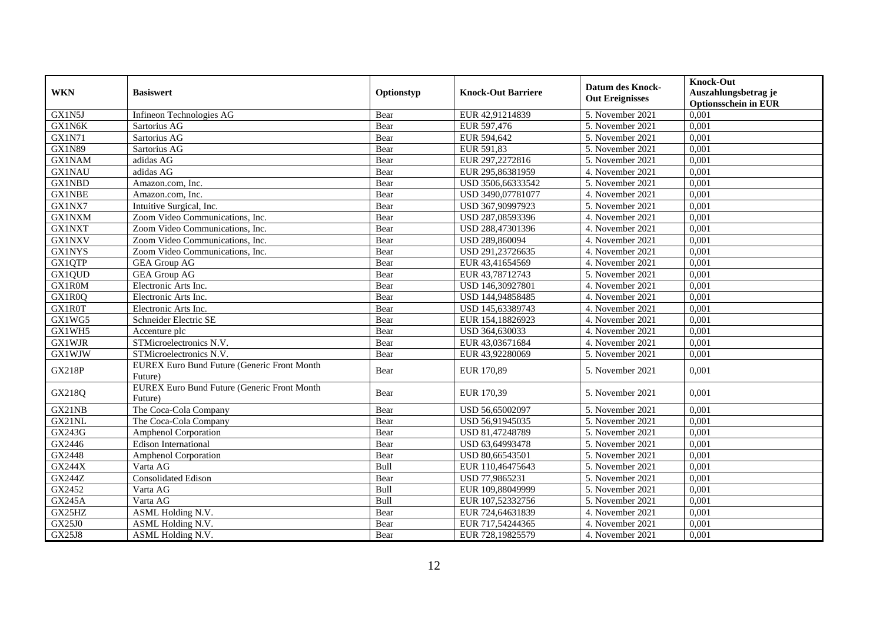| WKN | Basiswert | Optionstyp | Knock-Out Barriere | Datum des Knock-Out Ereignisses | Knock-Out Auszahlungsbetrag je Optionsschein in EUR |
|---|---|---|---|---|---|
| GX1N5J | Infineon Technologies AG | Bear | EUR 42,91214839 | 5. November 2021 | 0,001 |
| GX1N6K | Sartorius AG | Bear | EUR 597,476 | 5. November 2021 | 0,001 |
| GX1N71 | Sartorius AG | Bear | EUR 594,642 | 5. November 2021 | 0,001 |
| GX1N89 | Sartorius AG | Bear | EUR 591,83 | 5. November 2021 | 0,001 |
| GX1NAM | adidas AG | Bear | EUR 297,2272816 | 5. November 2021 | 0,001 |
| GX1NAU | adidas AG | Bear | EUR 295,86381959 | 4. November 2021 | 0,001 |
| GX1NBD | Amazon.com, Inc. | Bear | USD 3506,66333542 | 5. November 2021 | 0,001 |
| GX1NBE | Amazon.com, Inc. | Bear | USD 3490,07781077 | 4. November 2021 | 0,001 |
| GX1NX7 | Intuitive Surgical, Inc. | Bear | USD 367,90997923 | 5. November 2021 | 0,001 |
| GX1NXM | Zoom Video Communications, Inc. | Bear | USD 287,08593396 | 4. November 2021 | 0,001 |
| GX1NXT | Zoom Video Communications, Inc. | Bear | USD 288,47301396 | 4. November 2021 | 0,001 |
| GX1NXV | Zoom Video Communications, Inc. | Bear | USD 289,860094 | 4. November 2021 | 0,001 |
| GX1NYS | Zoom Video Communications, Inc. | Bear | USD 291,23726635 | 4. November 2021 | 0,001 |
| GX1QTP | GEA Group AG | Bear | EUR 43,41654569 | 4. November 2021 | 0,001 |
| GX1QUD | GEA Group AG | Bear | EUR 43,78712743 | 5. November 2021 | 0,001 |
| GX1R0M | Electronic Arts Inc. | Bear | USD 146,30927801 | 4. November 2021 | 0,001 |
| GX1R0Q | Electronic Arts Inc. | Bear | USD 144,94858485 | 4. November 2021 | 0,001 |
| GX1R0T | Electronic Arts Inc. | Bear | USD 145,63389743 | 4. November 2021 | 0,001 |
| GX1WG5 | Schneider Electric SE | Bear | EUR 154,18826923 | 4. November 2021 | 0,001 |
| GX1WH5 | Accenture plc | Bear | USD 364,630033 | 4. November 2021 | 0,001 |
| GX1WJR | STMicroelectronics N.V. | Bear | EUR 43,03671684 | 4. November 2021 | 0,001 |
| GX1WJW | STMicroelectronics N.V. | Bear | EUR 43,92280069 | 5. November 2021 | 0,001 |
| GX218P | EUREX Euro Bund Future (Generic Front Month Future) | Bear | EUR 170,89 | 5. November 2021 | 0,001 |
| GX218Q | EUREX Euro Bund Future (Generic Front Month Future) | Bear | EUR 170,39 | 5. November 2021 | 0,001 |
| GX21NB | The Coca-Cola Company | Bear | USD 56,65002097 | 5. November 2021 | 0,001 |
| GX21NL | The Coca-Cola Company | Bear | USD 56,91945035 | 5. November 2021 | 0,001 |
| GX243G | Amphenol Corporation | Bear | USD 81,47248789 | 5. November 2021 | 0,001 |
| GX2446 | Edison International | Bear | USD 63,64993478 | 5. November 2021 | 0,001 |
| GX2448 | Amphenol Corporation | Bear | USD 80,66543501 | 5. November 2021 | 0,001 |
| GX244X | Varta AG | Bull | EUR 110,46475643 | 5. November 2021 | 0,001 |
| GX244Z | Consolidated Edison | Bear | USD 77,9865231 | 5. November 2021 | 0,001 |
| GX2452 | Varta AG | Bull | EUR 109,88049999 | 5. November 2021 | 0,001 |
| GX245A | Varta AG | Bull | EUR 107,52332756 | 5. November 2021 | 0,001 |
| GX25HZ | ASML Holding N.V. | Bear | EUR 724,64631839 | 4. November 2021 | 0,001 |
| GX25J0 | ASML Holding N.V. | Bear | EUR 717,54244365 | 4. November 2021 | 0,001 |
| GX25J8 | ASML Holding N.V. | Bear | EUR 728,19825579 | 4. November 2021 | 0,001 |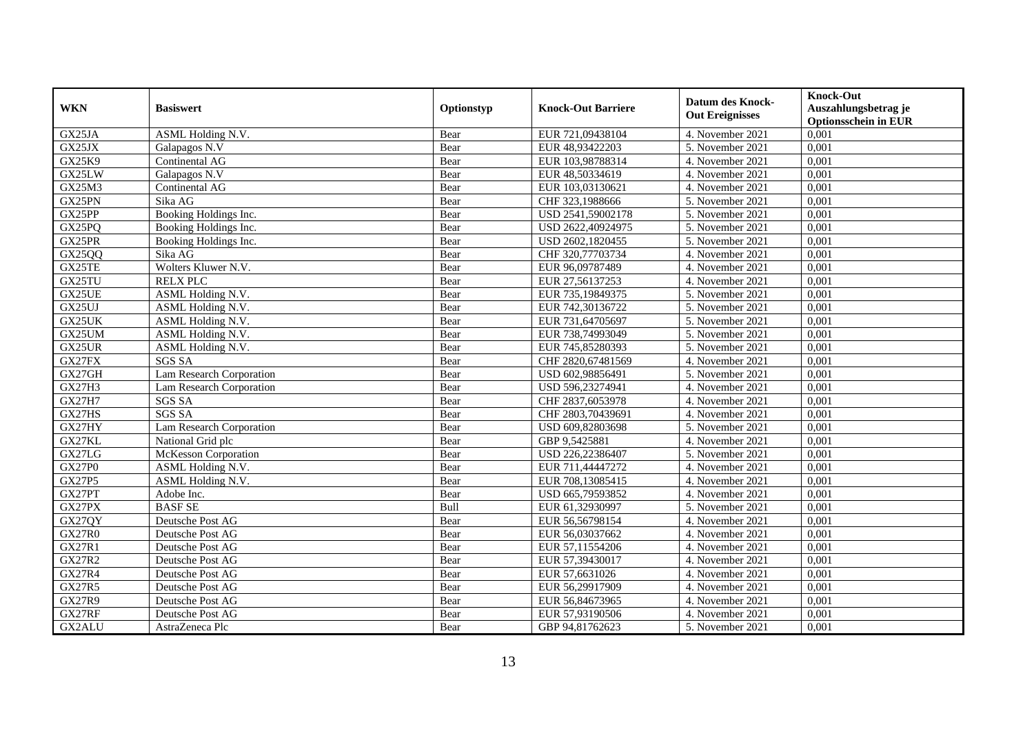| WKN | Basiswert | Optionstyp | Knock-Out Barriere | Datum des Knock-Out Ereignisses | Knock-Out Auszahlungsbetrag je Optionsschein in EUR |
|---|---|---|---|---|---|
| GX25JA | ASML Holding N.V. | Bear | EUR 721,09438104 | 4. November 2021 | 0,001 |
| GX25JX | Galapagos N.V | Bear | EUR 48,93422203 | 5. November 2021 | 0,001 |
| GX25K9 | Continental AG | Bear | EUR 103,98788314 | 4. November 2021 | 0,001 |
| GX25LW | Galapagos N.V | Bear | EUR 48,50334619 | 4. November 2021 | 0,001 |
| GX25M3 | Continental AG | Bear | EUR 103,03130621 | 4. November 2021 | 0,001 |
| GX25PN | Sika AG | Bear | CHF 323,1988666 | 5. November 2021 | 0,001 |
| GX25PP | Booking Holdings Inc. | Bear | USD 2541,59002178 | 5. November 2021 | 0,001 |
| GX25PQ | Booking Holdings Inc. | Bear | USD 2622,40924975 | 5. November 2021 | 0,001 |
| GX25PR | Booking Holdings Inc. | Bear | USD 2602,1820455 | 5. November 2021 | 0,001 |
| GX25QQ | Sika AG | Bear | CHF 320,77703734 | 4. November 2021 | 0,001 |
| GX25TE | Wolters Kluwer N.V. | Bear | EUR 96,09787489 | 4. November 2021 | 0,001 |
| GX25TU | RELX PLC | Bear | EUR 27,56137253 | 4. November 2021 | 0,001 |
| GX25UE | ASML Holding N.V. | Bear | EUR 735,19849375 | 5. November 2021 | 0,001 |
| GX25UJ | ASML Holding N.V. | Bear | EUR 742,30136722 | 5. November 2021 | 0,001 |
| GX25UK | ASML Holding N.V. | Bear | EUR 731,64705697 | 5. November 2021 | 0,001 |
| GX25UM | ASML Holding N.V. | Bear | EUR 738,74993049 | 5. November 2021 | 0,001 |
| GX25UR | ASML Holding N.V. | Bear | EUR 745,85280393 | 5. November 2021 | 0,001 |
| GX27FX | SGS SA | Bear | CHF 2820,67481569 | 4. November 2021 | 0,001 |
| GX27GH | Lam Research Corporation | Bear | USD 602,98856491 | 5. November 2021 | 0,001 |
| GX27H3 | Lam Research Corporation | Bear | USD 596,23274941 | 4. November 2021 | 0,001 |
| GX27H7 | SGS SA | Bear | CHF 2837,6053978 | 4. November 2021 | 0,001 |
| GX27HS | SGS SA | Bear | CHF 2803,70439691 | 4. November 2021 | 0,001 |
| GX27HY | Lam Research Corporation | Bear | USD 609,82803698 | 5. November 2021 | 0,001 |
| GX27KL | National Grid plc | Bear | GBP 9,5425881 | 4. November 2021 | 0,001 |
| GX27LG | McKesson Corporation | Bear | USD 226,22386407 | 5. November 2021 | 0,001 |
| GX27P0 | ASML Holding N.V. | Bear | EUR 711,44447272 | 4. November 2021 | 0,001 |
| GX27P5 | ASML Holding N.V. | Bear | EUR 708,13085415 | 4. November 2021 | 0,001 |
| GX27PT | Adobe Inc. | Bear | USD 665,79593852 | 4. November 2021 | 0,001 |
| GX27PX | BASF SE | Bull | EUR 61,32930997 | 5. November 2021 | 0,001 |
| GX27QY | Deutsche Post AG | Bear | EUR 56,56798154 | 4. November 2021 | 0,001 |
| GX27R0 | Deutsche Post AG | Bear | EUR 56,03037662 | 4. November 2021 | 0,001 |
| GX27R1 | Deutsche Post AG | Bear | EUR 57,11554206 | 4. November 2021 | 0,001 |
| GX27R2 | Deutsche Post AG | Bear | EUR 57,39430017 | 4. November 2021 | 0,001 |
| GX27R4 | Deutsche Post AG | Bear | EUR 57,6631026 | 4. November 2021 | 0,001 |
| GX27R5 | Deutsche Post AG | Bear | EUR 56,29917909 | 4. November 2021 | 0,001 |
| GX27R9 | Deutsche Post AG | Bear | EUR 56,84673965 | 4. November 2021 | 0,001 |
| GX27RF | Deutsche Post AG | Bear | EUR 57,93190506 | 4. November 2021 | 0,001 |
| GX2ALU | AstraZeneca Plc | Bear | GBP 94,81762623 | 5. November 2021 | 0,001 |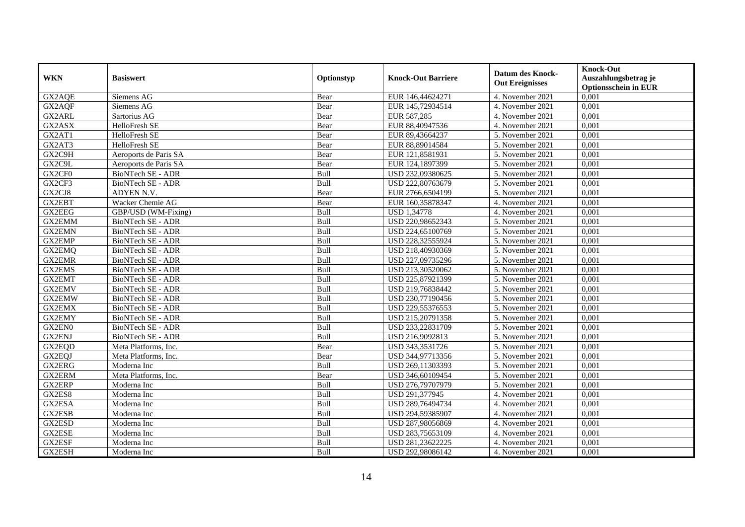| WKN | Basiswert | Optionstyp | Knock-Out Barriere | Datum des Knock-Out Ereignisses | Knock-Out Auszahlungsbetrag je Optionsschein in EUR |
|---|---|---|---|---|---|
| GX2AQE | Siemens AG | Bear | EUR 146,44624271 | 4. November 2021 | 0,001 |
| GX2AQF | Siemens AG | Bear | EUR 145,72934514 | 4. November 2021 | 0,001 |
| GX2ARL | Sartorius AG | Bear | EUR 587,285 | 4. November 2021 | 0,001 |
| GX2ASX | HelloFresh SE | Bear | EUR 88,40947536 | 4. November 2021 | 0,001 |
| GX2AT1 | HelloFresh SE | Bear | EUR 89,43664237 | 5. November 2021 | 0,001 |
| GX2AT3 | HelloFresh SE | Bear | EUR 88,89014584 | 5. November 2021 | 0,001 |
| GX2C9H | Aeroports de Paris SA | Bear | EUR 121,8581931 | 5. November 2021 | 0,001 |
| GX2C9L | Aeroports de Paris SA | Bear | EUR 124,1897399 | 5. November 2021 | 0,001 |
| GX2CF0 | BioNTech SE - ADR | Bull | USD 232,09380625 | 5. November 2021 | 0,001 |
| GX2CF3 | BioNTech SE - ADR | Bull | USD 222,80763679 | 5. November 2021 | 0,001 |
| GX2CJ8 | ADYEN N.V. | Bear | EUR 2766,6504199 | 5. November 2021 | 0,001 |
| GX2EBT | Wacker Chemie AG | Bear | EUR 160,35878347 | 4. November 2021 | 0,001 |
| GX2EEG | GBP/USD (WM-Fixing) | Bull | USD 1,34778 | 4. November 2021 | 0,001 |
| GX2EMM | BioNTech SE - ADR | Bull | USD 220,98652343 | 5. November 2021 | 0,001 |
| GX2EMN | BioNTech SE - ADR | Bull | USD 224,65100769 | 5. November 2021 | 0,001 |
| GX2EMP | BioNTech SE - ADR | Bull | USD 228,32555924 | 5. November 2021 | 0,001 |
| GX2EMQ | BioNTech SE - ADR | Bull | USD 218,40930369 | 5. November 2021 | 0,001 |
| GX2EMR | BioNTech SE - ADR | Bull | USD 227,09735296 | 5. November 2021 | 0,001 |
| GX2EMS | BioNTech SE - ADR | Bull | USD 213,30520062 | 5. November 2021 | 0,001 |
| GX2EMT | BioNTech SE - ADR | Bull | USD 225,87921399 | 5. November 2021 | 0,001 |
| GX2EMV | BioNTech SE - ADR | Bull | USD 219,76838442 | 5. November 2021 | 0,001 |
| GX2EMW | BioNTech SE - ADR | Bull | USD 230,77190456 | 5. November 2021 | 0,001 |
| GX2EMX | BioNTech SE - ADR | Bull | USD 229,55376553 | 5. November 2021 | 0,001 |
| GX2EMY | BioNTech SE - ADR | Bull | USD 215,20791358 | 5. November 2021 | 0,001 |
| GX2EN0 | BioNTech SE - ADR | Bull | USD 233,22831709 | 5. November 2021 | 0,001 |
| GX2ENJ | BioNTech SE - ADR | Bull | USD 216,9092813 | 5. November 2021 | 0,001 |
| GX2EQD | Meta Platforms, Inc. | Bear | USD 343,3531726 | 5. November 2021 | 0,001 |
| GX2EQJ | Meta Platforms, Inc. | Bear | USD 344,97713356 | 5. November 2021 | 0,001 |
| GX2ERG | Moderna Inc | Bull | USD 269,11303393 | 5. November 2021 | 0,001 |
| GX2ERM | Meta Platforms, Inc. | Bear | USD 346,60109454 | 5. November 2021 | 0,001 |
| GX2ERP | Moderna Inc | Bull | USD 276,79707979 | 5. November 2021 | 0,001 |
| GX2ES8 | Moderna Inc | Bull | USD 291,377945 | 4. November 2021 | 0,001 |
| GX2ESA | Moderna Inc | Bull | USD 289,76494734 | 4. November 2021 | 0,001 |
| GX2ESB | Moderna Inc | Bull | USD 294,59385907 | 4. November 2021 | 0,001 |
| GX2ESD | Moderna Inc | Bull | USD 287,98056869 | 4. November 2021 | 0,001 |
| GX2ESE | Moderna Inc | Bull | USD 283,75653109 | 4. November 2021 | 0,001 |
| GX2ESF | Moderna Inc | Bull | USD 281,23622225 | 4. November 2021 | 0,001 |
| GX2ESH | Moderna Inc | Bull | USD 292,98086142 | 4. November 2021 | 0,001 |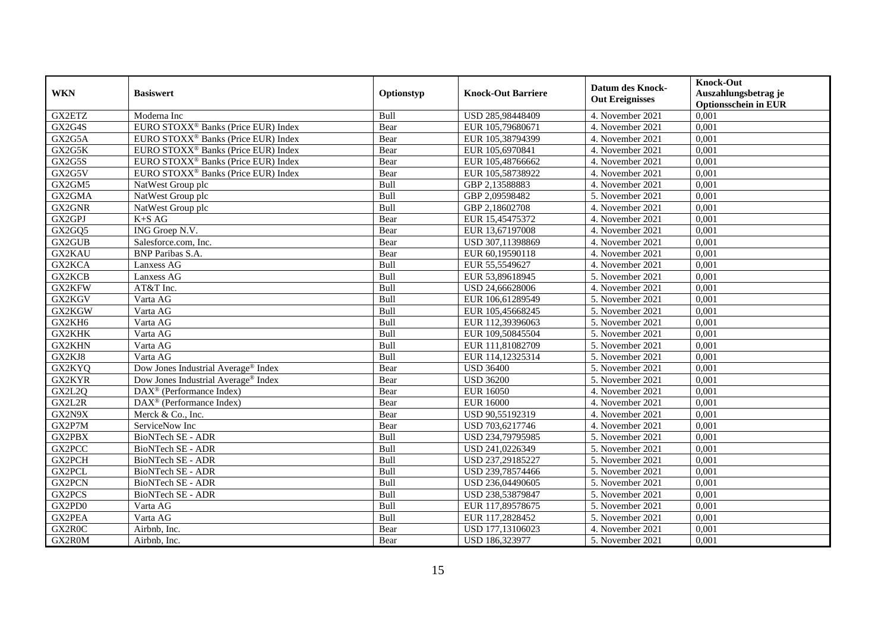| WKN | Basiswert | Optionstyp | Knock-Out Barriere | Datum des Knock-Out Ereignisses | Knock-Out Auszahlungsbetrag je Optionsschein in EUR |
|---|---|---|---|---|---|
| GX2ETZ | Moderna Inc | Bull | USD 285,98448409 | 4. November 2021 | 0,001 |
| GX2G4S | EURO STOXX® Banks (Price EUR) Index | Bear | EUR 105,79680671 | 4. November 2021 | 0,001 |
| GX2G5A | EURO STOXX® Banks (Price EUR) Index | Bear | EUR 105,38794399 | 4. November 2021 | 0,001 |
| GX2G5K | EURO STOXX® Banks (Price EUR) Index | Bear | EUR 105,6970841 | 4. November 2021 | 0,001 |
| GX2G5S | EURO STOXX® Banks (Price EUR) Index | Bear | EUR 105,48766662 | 4. November 2021 | 0,001 |
| GX2G5V | EURO STOXX® Banks (Price EUR) Index | Bear | EUR 105,58738922 | 4. November 2021 | 0,001 |
| GX2GM5 | NatWest Group plc | Bull | GBP 2,13588883 | 4. November 2021 | 0,001 |
| GX2GMA | NatWest Group plc | Bull | GBP 2,09598482 | 5. November 2021 | 0,001 |
| GX2GNR | NatWest Group plc | Bull | GBP 2,18602708 | 4. November 2021 | 0,001 |
| GX2GPJ | K+S AG | Bear | EUR 15,45475372 | 4. November 2021 | 0,001 |
| GX2GQ5 | ING Groep N.V. | Bear | EUR 13,67197008 | 4. November 2021 | 0,001 |
| GX2GUB | Salesforce.com, Inc. | Bear | USD 307,11398869 | 4. November 2021 | 0,001 |
| GX2KAU | BNP Paribas S.A. | Bear | EUR 60,19590118 | 4. November 2021 | 0,001 |
| GX2KCA | Lanxess AG | Bull | EUR 55,5549627 | 4. November 2021 | 0,001 |
| GX2KCB | Lanxess AG | Bull | EUR 53,89618945 | 5. November 2021 | 0,001 |
| GX2KFW | AT&T Inc. | Bull | USD 24,66628006 | 4. November 2021 | 0,001 |
| GX2KGV | Varta AG | Bull | EUR 106,61289549 | 5. November 2021 | 0,001 |
| GX2KGW | Varta AG | Bull | EUR 105,45668245 | 5. November 2021 | 0,001 |
| GX2KH6 | Varta AG | Bull | EUR 112,39396063 | 5. November 2021 | 0,001 |
| GX2KHK | Varta AG | Bull | EUR 109,50845504 | 5. November 2021 | 0,001 |
| GX2KHN | Varta AG | Bull | EUR 111,81082709 | 5. November 2021 | 0,001 |
| GX2KJ8 | Varta AG | Bull | EUR 114,12325314 | 5. November 2021 | 0,001 |
| GX2KYQ | Dow Jones Industrial Average® Index | Bear | USD 36400 | 5. November 2021 | 0,001 |
| GX2KYR | Dow Jones Industrial Average® Index | Bear | USD 36200 | 5. November 2021 | 0,001 |
| GX2L2Q | DAX® (Performance Index) | Bear | EUR 16050 | 4. November 2021 | 0,001 |
| GX2L2R | DAX® (Performance Index) | Bear | EUR 16000 | 4. November 2021 | 0,001 |
| GX2N9X | Merck & Co., Inc. | Bear | USD 90,55192319 | 4. November 2021 | 0,001 |
| GX2P7M | ServiceNow Inc | Bear | USD 703,6217746 | 4. November 2021 | 0,001 |
| GX2PBX | BioNTech SE - ADR | Bull | USD 234,79795985 | 5. November 2021 | 0,001 |
| GX2PCC | BioNTech SE - ADR | Bull | USD 241,0226349 | 5. November 2021 | 0,001 |
| GX2PCH | BioNTech SE - ADR | Bull | USD 237,29185227 | 5. November 2021 | 0,001 |
| GX2PCL | BioNTech SE - ADR | Bull | USD 239,78574466 | 5. November 2021 | 0,001 |
| GX2PCN | BioNTech SE - ADR | Bull | USD 236,04490605 | 5. November 2021 | 0,001 |
| GX2PCS | BioNTech SE - ADR | Bull | USD 238,53879847 | 5. November 2021 | 0,001 |
| GX2PD0 | Varta AG | Bull | EUR 117,89578675 | 5. November 2021 | 0,001 |
| GX2PEA | Varta AG | Bull | EUR 117,2828452 | 5. November 2021 | 0,001 |
| GX2R0C | Airbnb, Inc. | Bear | USD 177,13106023 | 4. November 2021 | 0,001 |
| GX2R0M | Airbnb, Inc. | Bear | USD 186,323977 | 5. November 2021 | 0,001 |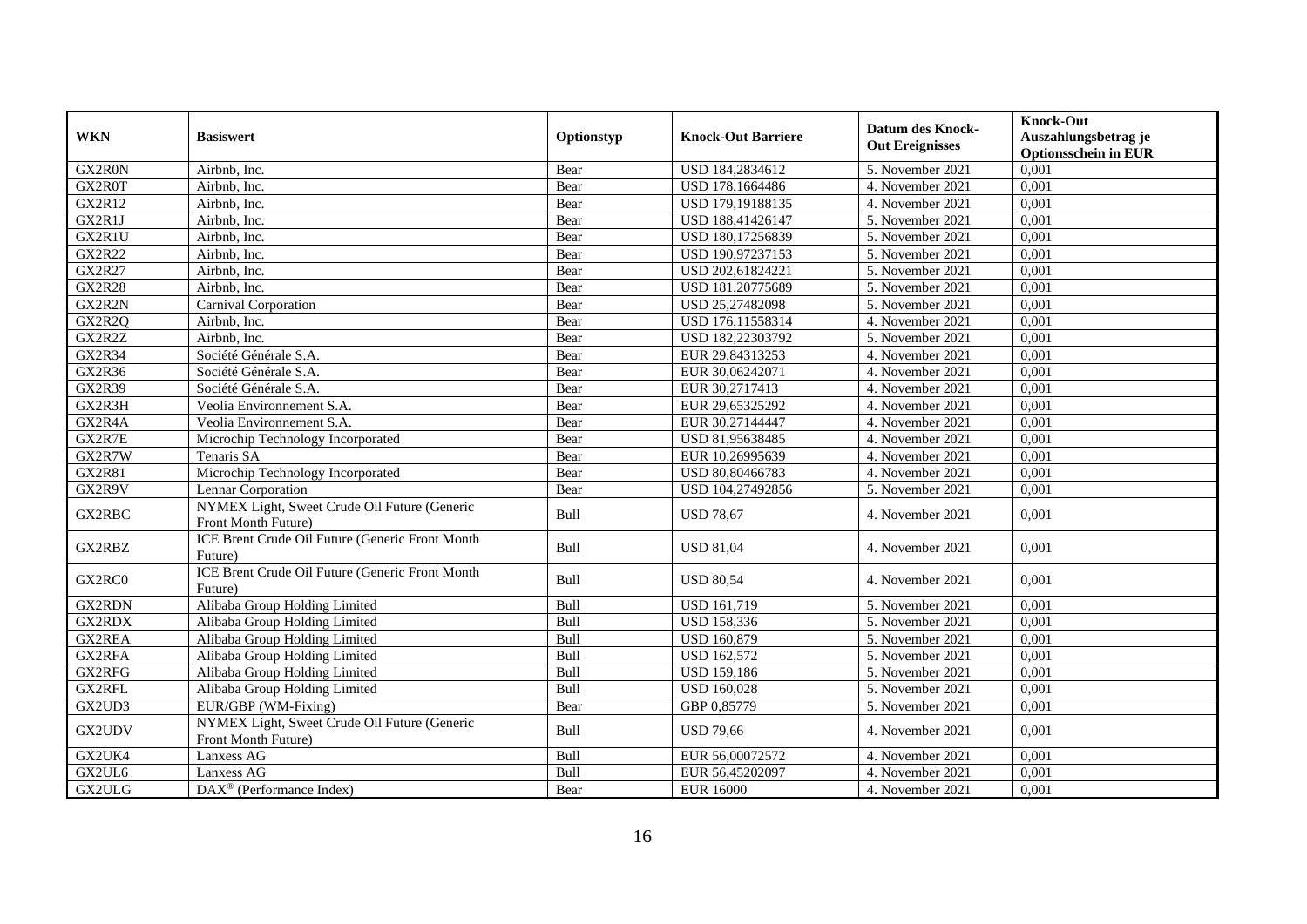| WKN | Basiswert | Optionstyp | Knock-Out Barriere | Datum des Knock-Out Ereignisses | Knock-Out Auszahlungsbetrag je Optionsschein in EUR |
|---|---|---|---|---|---|
| GX2R0N | Airbnb, Inc. | Bear | USD 184,2834612 | 5. November 2021 | 0,001 |
| GX2R0T | Airbnb, Inc. | Bear | USD 178,1664486 | 4. November 2021 | 0,001 |
| GX2R12 | Airbnb, Inc. | Bear | USD 179,19188135 | 4. November 2021 | 0,001 |
| GX2R1J | Airbnb, Inc. | Bear | USD 188,41426147 | 5. November 2021 | 0,001 |
| GX2R1U | Airbnb, Inc. | Bear | USD 180,17256839 | 5. November 2021 | 0,001 |
| GX2R22 | Airbnb, Inc. | Bear | USD 190,97237153 | 5. November 2021 | 0,001 |
| GX2R27 | Airbnb, Inc. | Bear | USD 202,61824221 | 5. November 2021 | 0,001 |
| GX2R28 | Airbnb, Inc. | Bear | USD 181,20775689 | 5. November 2021 | 0,001 |
| GX2R2N | Carnival Corporation | Bear | USD 25,27482098 | 5. November 2021 | 0,001 |
| GX2R2Q | Airbnb, Inc. | Bear | USD 176,11558314 | 4. November 2021 | 0,001 |
| GX2R2Z | Airbnb, Inc. | Bear | USD 182,22303792 | 5. November 2021 | 0,001 |
| GX2R34 | Société Générale S.A. | Bear | EUR 29,84313253 | 4. November 2021 | 0,001 |
| GX2R36 | Société Générale S.A. | Bear | EUR 30,06242071 | 4. November 2021 | 0,001 |
| GX2R39 | Société Générale S.A. | Bear | EUR 30,2717413 | 4. November 2021 | 0,001 |
| GX2R3H | Veolia Environnement S.A. | Bear | EUR 29,65325292 | 4. November 2021 | 0,001 |
| GX2R4A | Veolia Environnement S.A. | Bear | EUR 30,27144447 | 4. November 2021 | 0,001 |
| GX2R7E | Microchip Technology Incorporated | Bear | USD 81,95638485 | 4. November 2021 | 0,001 |
| GX2R7W | Tenaris SA | Bear | EUR 10,26995639 | 4. November 2021 | 0,001 |
| GX2R81 | Microchip Technology Incorporated | Bear | USD 80,80466783 | 4. November 2021 | 0,001 |
| GX2R9V | Lennar Corporation | Bear | USD 104,27492856 | 5. November 2021 | 0,001 |
| GX2RBC | NYMEX Light, Sweet Crude Oil Future (Generic Front Month Future) | Bull | USD 78,67 | 4. November 2021 | 0,001 |
| GX2RBZ | ICE Brent Crude Oil Future (Generic Front Month Future) | Bull | USD 81,04 | 4. November 2021 | 0,001 |
| GX2RC0 | ICE Brent Crude Oil Future (Generic Front Month Future) | Bull | USD 80,54 | 4. November 2021 | 0,001 |
| GX2RDN | Alibaba Group Holding Limited | Bull | USD 161,719 | 5. November 2021 | 0,001 |
| GX2RDX | Alibaba Group Holding Limited | Bull | USD 158,336 | 5. November 2021 | 0,001 |
| GX2REA | Alibaba Group Holding Limited | Bull | USD 160,879 | 5. November 2021 | 0,001 |
| GX2RFA | Alibaba Group Holding Limited | Bull | USD 162,572 | 5. November 2021 | 0,001 |
| GX2RFG | Alibaba Group Holding Limited | Bull | USD 159,186 | 5. November 2021 | 0,001 |
| GX2RFL | Alibaba Group Holding Limited | Bull | USD 160,028 | 5. November 2021 | 0,001 |
| GX2UD3 | EUR/GBP (WM-Fixing) | Bear | GBP 0,85779 | 5. November 2021 | 0,001 |
| GX2UDV | NYMEX Light, Sweet Crude Oil Future (Generic Front Month Future) | Bull | USD 79,66 | 4. November 2021 | 0,001 |
| GX2UK4 | Lanxess AG | Bull | EUR 56,00072572 | 4. November 2021 | 0,001 |
| GX2UL6 | Lanxess AG | Bull | EUR 56,45202097 | 4. November 2021 | 0,001 |
| GX2ULG | DAX® (Performance Index) | Bear | EUR 16000 | 4. November 2021 | 0,001 |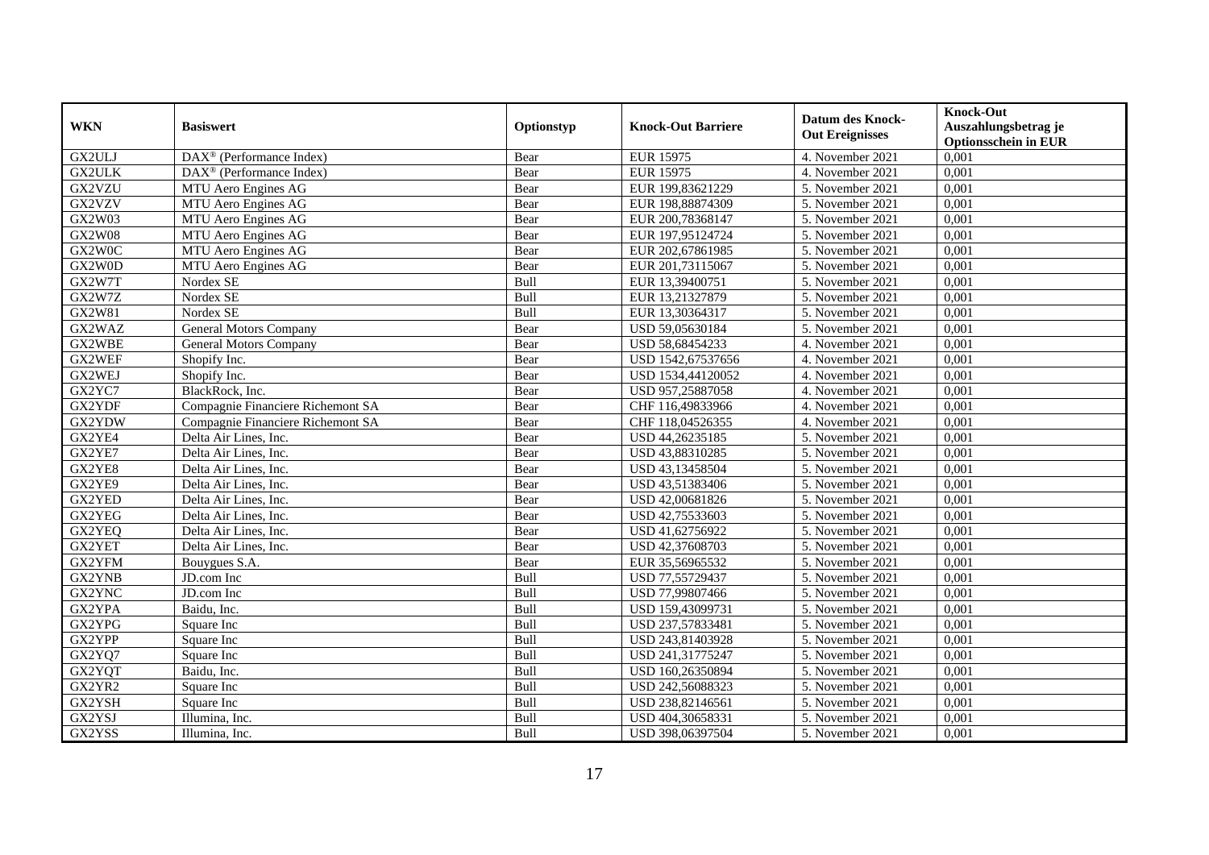| WKN | Basiswert | Optionstyp | Knock-Out Barriere | Datum des Knock-Out Ereignisses | Knock-Out Auszahlungsbetrag je Optionsschein in EUR |
|---|---|---|---|---|---|
| GX2ULJ | DAX® (Performance Index) | Bear | EUR 15975 | 4. November 2021 | 0,001 |
| GX2ULK | DAX® (Performance Index) | Bear | EUR 15975 | 4. November 2021 | 0,001 |
| GX2VZU | MTU Aero Engines AG | Bear | EUR 199,83621229 | 5. November 2021 | 0,001 |
| GX2VZV | MTU Aero Engines AG | Bear | EUR 198,88874309 | 5. November 2021 | 0,001 |
| GX2W03 | MTU Aero Engines AG | Bear | EUR 200,78368147 | 5. November 2021 | 0,001 |
| GX2W08 | MTU Aero Engines AG | Bear | EUR 197,95124724 | 5. November 2021 | 0,001 |
| GX2W0C | MTU Aero Engines AG | Bear | EUR 202,67861985 | 5. November 2021 | 0,001 |
| GX2W0D | MTU Aero Engines AG | Bear | EUR 201,73115067 | 5. November 2021 | 0,001 |
| GX2W7T | Nordex SE | Bull | EUR 13,39400751 | 5. November 2021 | 0,001 |
| GX2W7Z | Nordex SE | Bull | EUR 13,21327879 | 5. November 2021 | 0,001 |
| GX2W81 | Nordex SE | Bull | EUR 13,30364317 | 5. November 2021 | 0,001 |
| GX2WAZ | General Motors Company | Bear | USD 59,05630184 | 5. November 2021 | 0,001 |
| GX2WBE | General Motors Company | Bear | USD 58,68454233 | 4. November 2021 | 0,001 |
| GX2WEF | Shopify Inc. | Bear | USD 1542,67537656 | 4. November 2021 | 0,001 |
| GX2WEJ | Shopify Inc. | Bear | USD 1534,44120052 | 4. November 2021 | 0,001 |
| GX2YC7 | BlackRock, Inc. | Bear | USD 957,25887058 | 4. November 2021 | 0,001 |
| GX2YDF | Compagnie Financiere Richemont SA | Bear | CHF 116,49833966 | 4. November 2021 | 0,001 |
| GX2YDW | Compagnie Financiere Richemont SA | Bear | CHF 118,04526355 | 4. November 2021 | 0,001 |
| GX2YE4 | Delta Air Lines, Inc. | Bear | USD 44,26235185 | 5. November 2021 | 0,001 |
| GX2YE7 | Delta Air Lines, Inc. | Bear | USD 43,88310285 | 5. November 2021 | 0,001 |
| GX2YE8 | Delta Air Lines, Inc. | Bear | USD 43,13458504 | 5. November 2021 | 0,001 |
| GX2YE9 | Delta Air Lines, Inc. | Bear | USD 43,51383406 | 5. November 2021 | 0,001 |
| GX2YED | Delta Air Lines, Inc. | Bear | USD 42,00681826 | 5. November 2021 | 0,001 |
| GX2YEG | Delta Air Lines, Inc. | Bear | USD 42,75533603 | 5. November 2021 | 0,001 |
| GX2YEQ | Delta Air Lines, Inc. | Bear | USD 41,62756922 | 5. November 2021 | 0,001 |
| GX2YET | Delta Air Lines, Inc. | Bear | USD 42,37608703 | 5. November 2021 | 0,001 |
| GX2YFM | Bouygues S.A. | Bear | EUR 35,56965532 | 5. November 2021 | 0,001 |
| GX2YNB | JD.com Inc | Bull | USD 77,55729437 | 5. November 2021 | 0,001 |
| GX2YNC | JD.com Inc | Bull | USD 77,99807466 | 5. November 2021 | 0,001 |
| GX2YPA | Baidu, Inc. | Bull | USD 159,43099731 | 5. November 2021 | 0,001 |
| GX2YPG | Square Inc | Bull | USD 237,57833481 | 5. November 2021 | 0,001 |
| GX2YPP | Square Inc | Bull | USD 243,81403928 | 5. November 2021 | 0,001 |
| GX2YQ7 | Square Inc | Bull | USD 241,31775247 | 5. November 2021 | 0,001 |
| GX2YQT | Baidu, Inc. | Bull | USD 160,26350894 | 5. November 2021 | 0,001 |
| GX2YR2 | Square Inc | Bull | USD 242,56088323 | 5. November 2021 | 0,001 |
| GX2YSH | Square Inc | Bull | USD 238,82146561 | 5. November 2021 | 0,001 |
| GX2YSJ | Illumina, Inc. | Bull | USD 404,30658331 | 5. November 2021 | 0,001 |
| GX2YSS | Illumina, Inc. | Bull | USD 398,06397504 | 5. November 2021 | 0,001 |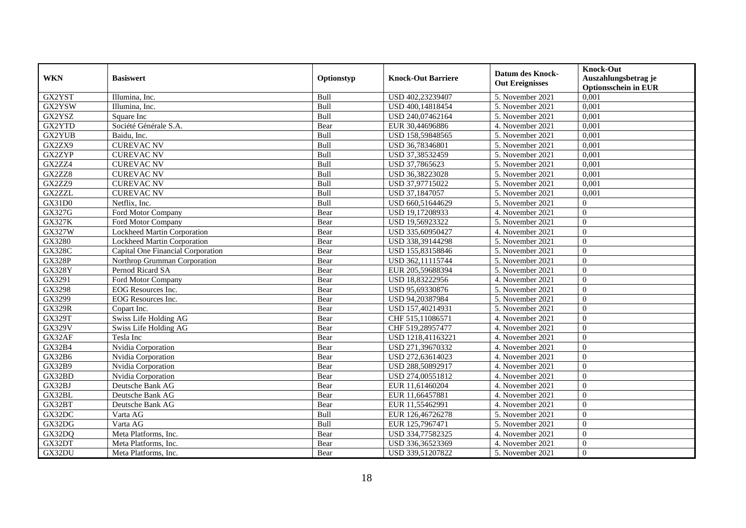| WKN | Basiswert | Optionstyp | Knock-Out Barriere | Datum des Knock-Out Ereignisses | Knock-Out Auszahlungsbetrag je Optionsschein in EUR |
|---|---|---|---|---|---|
| GX2YST | Illumina, Inc. | Bull | USD 402,23239407 | 5. November 2021 | 0,001 |
| GX2YSW | Illumina, Inc. | Bull | USD 400,14818454 | 5. November 2021 | 0,001 |
| GX2YSZ | Square Inc | Bull | USD 240,07462164 | 5. November 2021 | 0,001 |
| GX2YTD | Société Générale S.A. | Bear | EUR 30,44696886 | 4. November 2021 | 0,001 |
| GX2YUB | Baidu, Inc. | Bull | USD 158,59848565 | 5. November 2021 | 0,001 |
| GX2ZX9 | CUREVAC NV | Bull | USD 36,78346801 | 5. November 2021 | 0,001 |
| GX2ZYP | CUREVAC NV | Bull | USD 37,38532459 | 5. November 2021 | 0,001 |
| GX2ZZ4 | CUREVAC NV | Bull | USD 37,7865623 | 5. November 2021 | 0,001 |
| GX2ZZ8 | CUREVAC NV | Bull | USD 36,38223028 | 5. November 2021 | 0,001 |
| GX2ZZ9 | CUREVAC NV | Bull | USD 37,97715022 | 5. November 2021 | 0,001 |
| GX2ZZL | CUREVAC NV | Bull | USD 37,1847057 | 5. November 2021 | 0,001 |
| GX31D0 | Netflix, Inc. | Bull | USD 660,51644629 | 5. November 2021 | 0 |
| GX327G | Ford Motor Company | Bear | USD 19,17208933 | 4. November 2021 | 0 |
| GX327K | Ford Motor Company | Bear | USD 19,56923322 | 5. November 2021 | 0 |
| GX327W | Lockheed Martin Corporation | Bear | USD 335,60950427 | 4. November 2021 | 0 |
| GX3280 | Lockheed Martin Corporation | Bear | USD 338,39144298 | 5. November 2021 | 0 |
| GX328C | Capital One Financial Corporation | Bear | USD 155,83158846 | 5. November 2021 | 0 |
| GX328P | Northrop Grumman Corporation | Bear | USD 362,11115744 | 5. November 2021 | 0 |
| GX328Y | Pernod Ricard SA | Bear | EUR 205,59688394 | 5. November 2021 | 0 |
| GX3291 | Ford Motor Company | Bear | USD 18,83222956 | 4. November 2021 | 0 |
| GX3298 | EOG Resources Inc. | Bear | USD 95,69330876 | 5. November 2021 | 0 |
| GX3299 | EOG Resources Inc. | Bear | USD 94,20387984 | 5. November 2021 | 0 |
| GX329R | Copart Inc. | Bear | USD 157,40214931 | 5. November 2021 | 0 |
| GX329T | Swiss Life Holding AG | Bear | CHF 515,11086571 | 4. November 2021 | 0 |
| GX329V | Swiss Life Holding AG | Bear | CHF 519,28957477 | 4. November 2021 | 0 |
| GX32AF | Tesla Inc | Bear | USD 1218,41163221 | 4. November 2021 | 0 |
| GX32B4 | Nvidia Corporation | Bear | USD 271,39670332 | 4. November 2021 | 0 |
| GX32B6 | Nvidia Corporation | Bear | USD 272,63614023 | 4. November 2021 | 0 |
| GX32B9 | Nvidia Corporation | Bear | USD 288,50892917 | 4. November 2021 | 0 |
| GX32BD | Nvidia Corporation | Bear | USD 274,00551812 | 4. November 2021 | 0 |
| GX32BJ | Deutsche Bank AG | Bear | EUR 11,61460204 | 4. November 2021 | 0 |
| GX32BL | Deutsche Bank AG | Bear | EUR 11,66457881 | 4. November 2021 | 0 |
| GX32BT | Deutsche Bank AG | Bear | EUR 11,55462991 | 4. November 2021 | 0 |
| GX32DC | Varta AG | Bull | EUR 126,46726278 | 5. November 2021 | 0 |
| GX32DG | Varta AG | Bull | EUR 125,7967471 | 5. November 2021 | 0 |
| GX32DQ | Meta Platforms, Inc. | Bear | USD 334,77582325 | 4. November 2021 | 0 |
| GX32DT | Meta Platforms, Inc. | Bear | USD 336,36523369 | 4. November 2021 | 0 |
| GX32DU | Meta Platforms, Inc. | Bear | USD 339,51207822 | 5. November 2021 | 0 |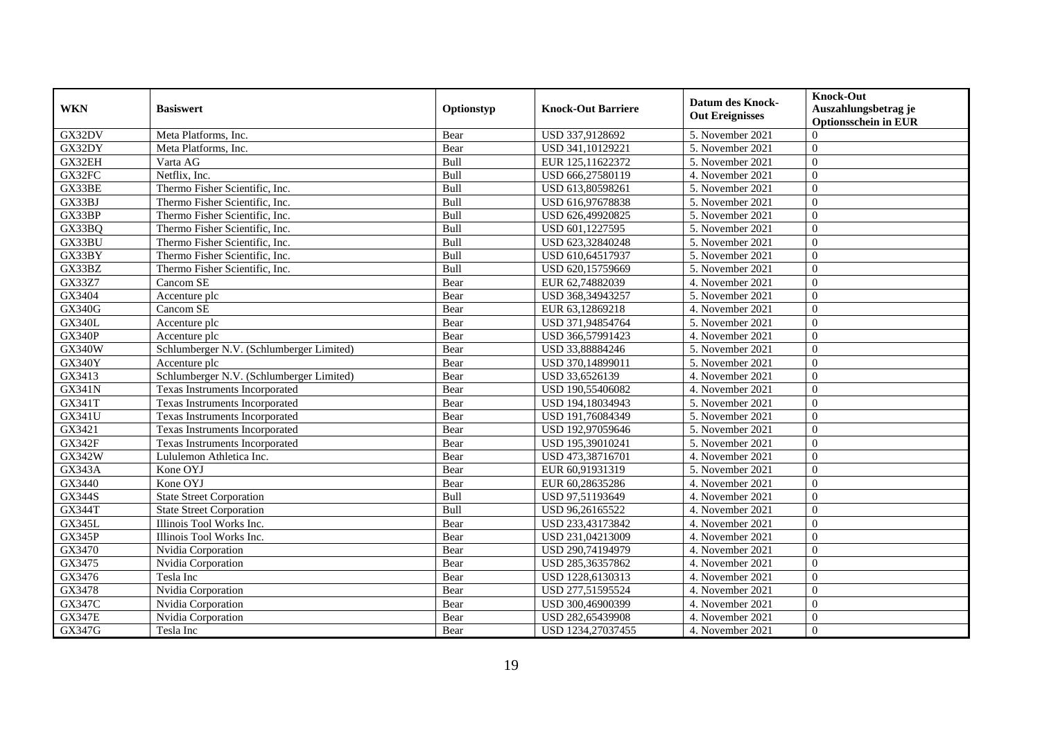| WKN | Basiswert | Optionstyp | Knock-Out Barriere | Datum des Knock-Out Ereignisses | Knock-Out Auszahlungsbetrag je Optionsschein in EUR |
|---|---|---|---|---|---|
| GX32DV | Meta Platforms, Inc. | Bear | USD 337,9128692 | 5. November 2021 | 0 |
| GX32DY | Meta Platforms, Inc. | Bear | USD 341,10129221 | 5. November 2021 | 0 |
| GX32EH | Varta AG | Bull | EUR 125,11622372 | 5. November 2021 | 0 |
| GX32FC | Netflix, Inc. | Bull | USD 666,27580119 | 4. November 2021 | 0 |
| GX33BE | Thermo Fisher Scientific, Inc. | Bull | USD 613,80598261 | 5. November 2021 | 0 |
| GX33BJ | Thermo Fisher Scientific, Inc. | Bull | USD 616,97678838 | 5. November 2021 | 0 |
| GX33BP | Thermo Fisher Scientific, Inc. | Bull | USD 626,49920825 | 5. November 2021 | 0 |
| GX33BQ | Thermo Fisher Scientific, Inc. | Bull | USD 601,1227595 | 5. November 2021 | 0 |
| GX33BU | Thermo Fisher Scientific, Inc. | Bull | USD 623,32840248 | 5. November 2021 | 0 |
| GX33BY | Thermo Fisher Scientific, Inc. | Bull | USD 610,64517937 | 5. November 2021 | 0 |
| GX33BZ | Thermo Fisher Scientific, Inc. | Bull | USD 620,15759669 | 5. November 2021 | 0 |
| GX33Z7 | Cancom SE | Bear | EUR 62,74882039 | 4. November 2021 | 0 |
| GX3404 | Accenture plc | Bear | USD 368,34943257 | 5. November 2021 | 0 |
| GX340G | Cancom SE | Bear | EUR 63,12869218 | 4. November 2021 | 0 |
| GX340L | Accenture plc | Bear | USD 371,94854764 | 5. November 2021 | 0 |
| GX340P | Accenture plc | Bear | USD 366,57991423 | 4. November 2021 | 0 |
| GX340W | Schlumberger N.V. (Schlumberger Limited) | Bear | USD 33,88884246 | 5. November 2021 | 0 |
| GX340Y | Accenture plc | Bear | USD 370,14899011 | 5. November 2021 | 0 |
| GX3413 | Schlumberger N.V. (Schlumberger Limited) | Bear | USD 33,6526139 | 4. November 2021 | 0 |
| GX341N | Texas Instruments Incorporated | Bear | USD 190,55406082 | 4. November 2021 | 0 |
| GX341T | Texas Instruments Incorporated | Bear | USD 194,18034943 | 5. November 2021 | 0 |
| GX341U | Texas Instruments Incorporated | Bear | USD 191,76084349 | 5. November 2021 | 0 |
| GX3421 | Texas Instruments Incorporated | Bear | USD 192,97059646 | 5. November 2021 | 0 |
| GX342F | Texas Instruments Incorporated | Bear | USD 195,39010241 | 5. November 2021 | 0 |
| GX342W | Lululemon Athletica Inc. | Bear | USD 473,38716701 | 4. November 2021 | 0 |
| GX343A | Kone OYJ | Bear | EUR 60,91931319 | 5. November 2021 | 0 |
| GX3440 | Kone OYJ | Bear | EUR 60,28635286 | 4. November 2021 | 0 |
| GX344S | State Street Corporation | Bull | USD 97,51193649 | 4. November 2021 | 0 |
| GX344T | State Street Corporation | Bull | USD 96,26165522 | 4. November 2021 | 0 |
| GX345L | Illinois Tool Works Inc. | Bear | USD 233,43173842 | 4. November 2021 | 0 |
| GX345P | Illinois Tool Works Inc. | Bear | USD 231,04213009 | 4. November 2021 | 0 |
| GX3470 | Nvidia Corporation | Bear | USD 290,74194979 | 4. November 2021 | 0 |
| GX3475 | Nvidia Corporation | Bear | USD 285,36357862 | 4. November 2021 | 0 |
| GX3476 | Tesla Inc | Bear | USD 1228,6130313 | 4. November 2021 | 0 |
| GX3478 | Nvidia Corporation | Bear | USD 277,51595524 | 4. November 2021 | 0 |
| GX347C | Nvidia Corporation | Bear | USD 300,46900399 | 4. November 2021 | 0 |
| GX347E | Nvidia Corporation | Bear | USD 282,65439908 | 4. November 2021 | 0 |
| GX347G | Tesla Inc | Bear | USD 1234,27037455 | 4. November 2021 | 0 |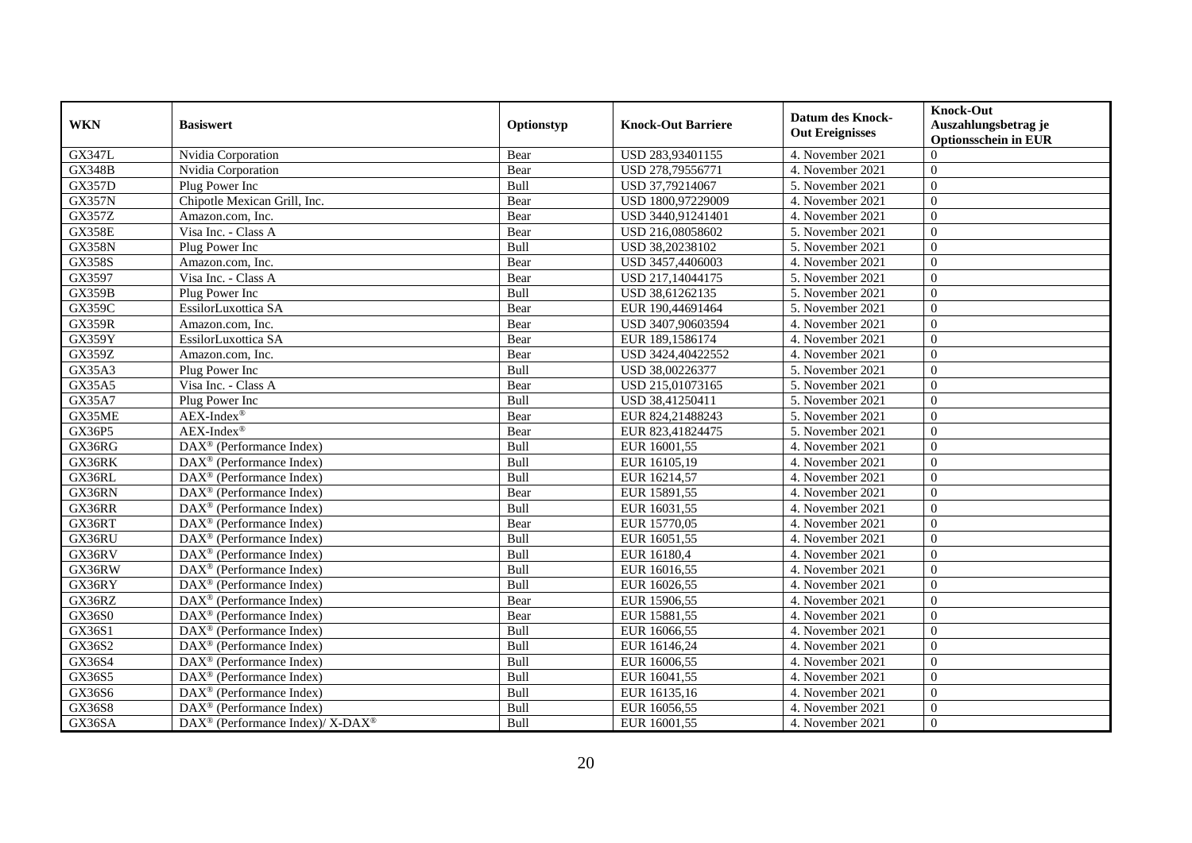| WKN | Basiswert | Optionstyp | Knock-Out Barriere | Datum des Knock-Out Ereignisses | Knock-Out Auszahlungsbetrag je Optionsschein in EUR |
|---|---|---|---|---|---|
| GX347L | Nvidia Corporation | Bear | USD 283,93401155 | 4. November 2021 | 0 |
| GX348B | Nvidia Corporation | Bear | USD 278,79556771 | 4. November 2021 | 0 |
| GX357D | Plug Power Inc | Bull | USD 37,79214067 | 5. November 2021 | 0 |
| GX357N | Chipotle Mexican Grill, Inc. | Bear | USD 1800,97229009 | 4. November 2021 | 0 |
| GX357Z | Amazon.com, Inc. | Bear | USD 3440,91241401 | 4. November 2021 | 0 |
| GX358E | Visa Inc. - Class A | Bear | USD 216,08058602 | 5. November 2021 | 0 |
| GX358N | Plug Power Inc | Bull | USD 38,20238102 | 5. November 2021 | 0 |
| GX358S | Amazon.com, Inc. | Bear | USD 3457,4406003 | 4. November 2021 | 0 |
| GX3597 | Visa Inc. - Class A | Bear | USD 217,14044175 | 5. November 2021 | 0 |
| GX359B | Plug Power Inc | Bull | USD 38,61262135 | 5. November 2021 | 0 |
| GX359C | EssilorLuxottica SA | Bear | EUR 190,44691464 | 5. November 2021 | 0 |
| GX359R | Amazon.com, Inc. | Bear | USD 3407,90603594 | 4. November 2021 | 0 |
| GX359Y | EssilorLuxottica SA | Bear | EUR 189,1586174 | 4. November 2021 | 0 |
| GX359Z | Amazon.com, Inc. | Bear | USD 3424,40422552 | 4. November 2021 | 0 |
| GX35A3 | Plug Power Inc | Bull | USD 38,00226377 | 5. November 2021 | 0 |
| GX35A5 | Visa Inc. - Class A | Bear | USD 215,01073165 | 5. November 2021 | 0 |
| GX35A7 | Plug Power Inc | Bull | USD 38,41250411 | 5. November 2021 | 0 |
| GX35ME | AEX-Index® | Bear | EUR 824,21488243 | 5. November 2021 | 0 |
| GX36P5 | AEX-Index® | Bear | EUR 823,41824475 | 5. November 2021 | 0 |
| GX36RG | DAX® (Performance Index) | Bull | EUR 16001,55 | 4. November 2021 | 0 |
| GX36RK | DAX® (Performance Index) | Bull | EUR 16105,19 | 4. November 2021 | 0 |
| GX36RL | DAX® (Performance Index) | Bull | EUR 16214,57 | 4. November 2021 | 0 |
| GX36RN | DAX® (Performance Index) | Bear | EUR 15891,55 | 4. November 2021 | 0 |
| GX36RR | DAX® (Performance Index) | Bull | EUR 16031,55 | 4. November 2021 | 0 |
| GX36RT | DAX® (Performance Index) | Bear | EUR 15770,05 | 4. November 2021 | 0 |
| GX36RU | DAX® (Performance Index) | Bull | EUR 16051,55 | 4. November 2021 | 0 |
| GX36RV | DAX® (Performance Index) | Bull | EUR 16180,4 | 4. November 2021 | 0 |
| GX36RW | DAX® (Performance Index) | Bull | EUR 16016,55 | 4. November 2021 | 0 |
| GX36RY | DAX® (Performance Index) | Bull | EUR 16026,55 | 4. November 2021 | 0 |
| GX36RZ | DAX® (Performance Index) | Bear | EUR 15906,55 | 4. November 2021 | 0 |
| GX36S0 | DAX® (Performance Index) | Bear | EUR 15881,55 | 4. November 2021 | 0 |
| GX36S1 | DAX® (Performance Index) | Bull | EUR 16066,55 | 4. November 2021 | 0 |
| GX36S2 | DAX® (Performance Index) | Bull | EUR 16146,24 | 4. November 2021 | 0 |
| GX36S4 | DAX® (Performance Index) | Bull | EUR 16006,55 | 4. November 2021 | 0 |
| GX36S5 | DAX® (Performance Index) | Bull | EUR 16041,55 | 4. November 2021 | 0 |
| GX36S6 | DAX® (Performance Index) | Bull | EUR 16135,16 | 4. November 2021 | 0 |
| GX36S8 | DAX® (Performance Index) | Bull | EUR 16056,55 | 4. November 2021 | 0 |
| GX36SA | DAX® (Performance Index)/ X-DAX® | Bull | EUR 16001,55 | 4. November 2021 | 0 |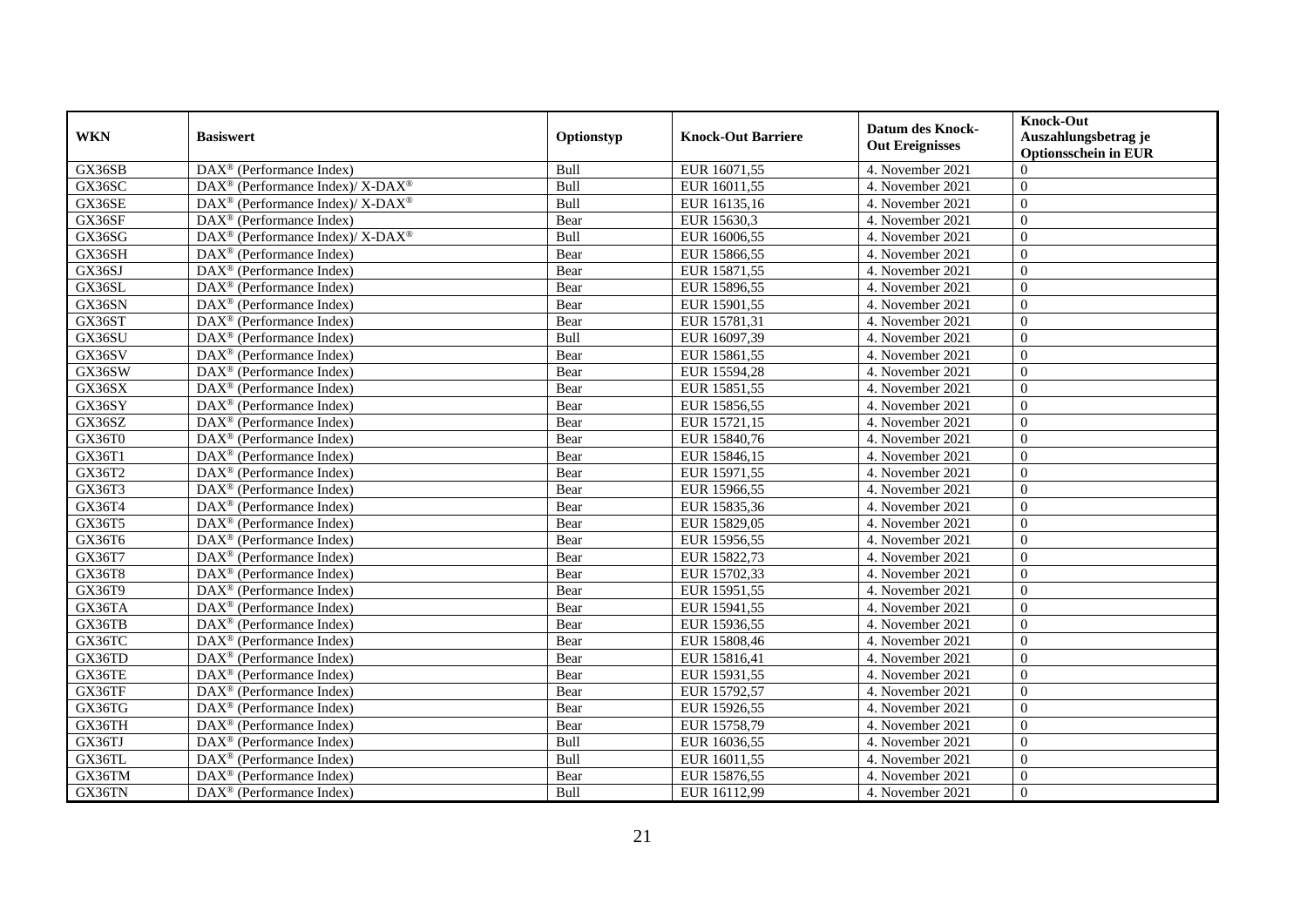| WKN | Basiswert | Optionstyp | Knock-Out Barriere | Datum des Knock-Out Ereignisses | Knock-Out Auszahlungsbetrag je Optionsschein in EUR |
|---|---|---|---|---|---|
| GX36SB | DAX® (Performance Index) | Bull | EUR 16071,55 | 4. November 2021 | 0 |
| GX36SC | DAX® (Performance Index)/ X-DAX® | Bull | EUR 16011,55 | 4. November 2021 | 0 |
| GX36SE | DAX® (Performance Index)/ X-DAX® | Bull | EUR 16135,16 | 4. November 2021 | 0 |
| GX36SF | DAX® (Performance Index) | Bear | EUR 15630,3 | 4. November 2021 | 0 |
| GX36SG | DAX® (Performance Index)/ X-DAX® | Bull | EUR 16006,55 | 4. November 2021 | 0 |
| GX36SH | DAX® (Performance Index) | Bear | EUR 15866,55 | 4. November 2021 | 0 |
| GX36SJ | DAX® (Performance Index) | Bear | EUR 15871,55 | 4. November 2021 | 0 |
| GX36SL | DAX® (Performance Index) | Bear | EUR 15896,55 | 4. November 2021 | 0 |
| GX36SN | DAX® (Performance Index) | Bear | EUR 15901,55 | 4. November 2021 | 0 |
| GX36ST | DAX® (Performance Index) | Bear | EUR 15781,31 | 4. November 2021 | 0 |
| GX36SU | DAX® (Performance Index) | Bull | EUR 16097,39 | 4. November 2021 | 0 |
| GX36SV | DAX® (Performance Index) | Bear | EUR 15861,55 | 4. November 2021 | 0 |
| GX36SW | DAX® (Performance Index) | Bear | EUR 15594,28 | 4. November 2021 | 0 |
| GX36SX | DAX® (Performance Index) | Bear | EUR 15851,55 | 4. November 2021 | 0 |
| GX36SY | DAX® (Performance Index) | Bear | EUR 15856,55 | 4. November 2021 | 0 |
| GX36SZ | DAX® (Performance Index) | Bear | EUR 15721,15 | 4. November 2021 | 0 |
| GX36T0 | DAX® (Performance Index) | Bear | EUR 15840,76 | 4. November 2021 | 0 |
| GX36T1 | DAX® (Performance Index) | Bear | EUR 15846,15 | 4. November 2021 | 0 |
| GX36T2 | DAX® (Performance Index) | Bear | EUR 15971,55 | 4. November 2021 | 0 |
| GX36T3 | DAX® (Performance Index) | Bear | EUR 15966,55 | 4. November 2021 | 0 |
| GX36T4 | DAX® (Performance Index) | Bear | EUR 15835,36 | 4. November 2021 | 0 |
| GX36T5 | DAX® (Performance Index) | Bear | EUR 15829,05 | 4. November 2021 | 0 |
| GX36T6 | DAX® (Performance Index) | Bear | EUR 15956,55 | 4. November 2021 | 0 |
| GX36T7 | DAX® (Performance Index) | Bear | EUR 15822,73 | 4. November 2021 | 0 |
| GX36T8 | DAX® (Performance Index) | Bear | EUR 15702,33 | 4. November 2021 | 0 |
| GX36T9 | DAX® (Performance Index) | Bear | EUR 15951,55 | 4. November 2021 | 0 |
| GX36TA | DAX® (Performance Index) | Bear | EUR 15941,55 | 4. November 2021 | 0 |
| GX36TB | DAX® (Performance Index) | Bear | EUR 15936,55 | 4. November 2021 | 0 |
| GX36TC | DAX® (Performance Index) | Bear | EUR 15808,46 | 4. November 2021 | 0 |
| GX36TD | DAX® (Performance Index) | Bear | EUR 15816,41 | 4. November 2021 | 0 |
| GX36TE | DAX® (Performance Index) | Bear | EUR 15931,55 | 4. November 2021 | 0 |
| GX36TF | DAX® (Performance Index) | Bear | EUR 15792,57 | 4. November 2021 | 0 |
| GX36TG | DAX® (Performance Index) | Bear | EUR 15926,55 | 4. November 2021 | 0 |
| GX36TH | DAX® (Performance Index) | Bear | EUR 15758,79 | 4. November 2021 | 0 |
| GX36TJ | DAX® (Performance Index) | Bull | EUR 16036,55 | 4. November 2021 | 0 |
| GX36TL | DAX® (Performance Index) | Bull | EUR 16011,55 | 4. November 2021 | 0 |
| GX36TM | DAX® (Performance Index) | Bear | EUR 15876,55 | 4. November 2021 | 0 |
| GX36TN | DAX® (Performance Index) | Bull | EUR 16112,99 | 4. November 2021 | 0 |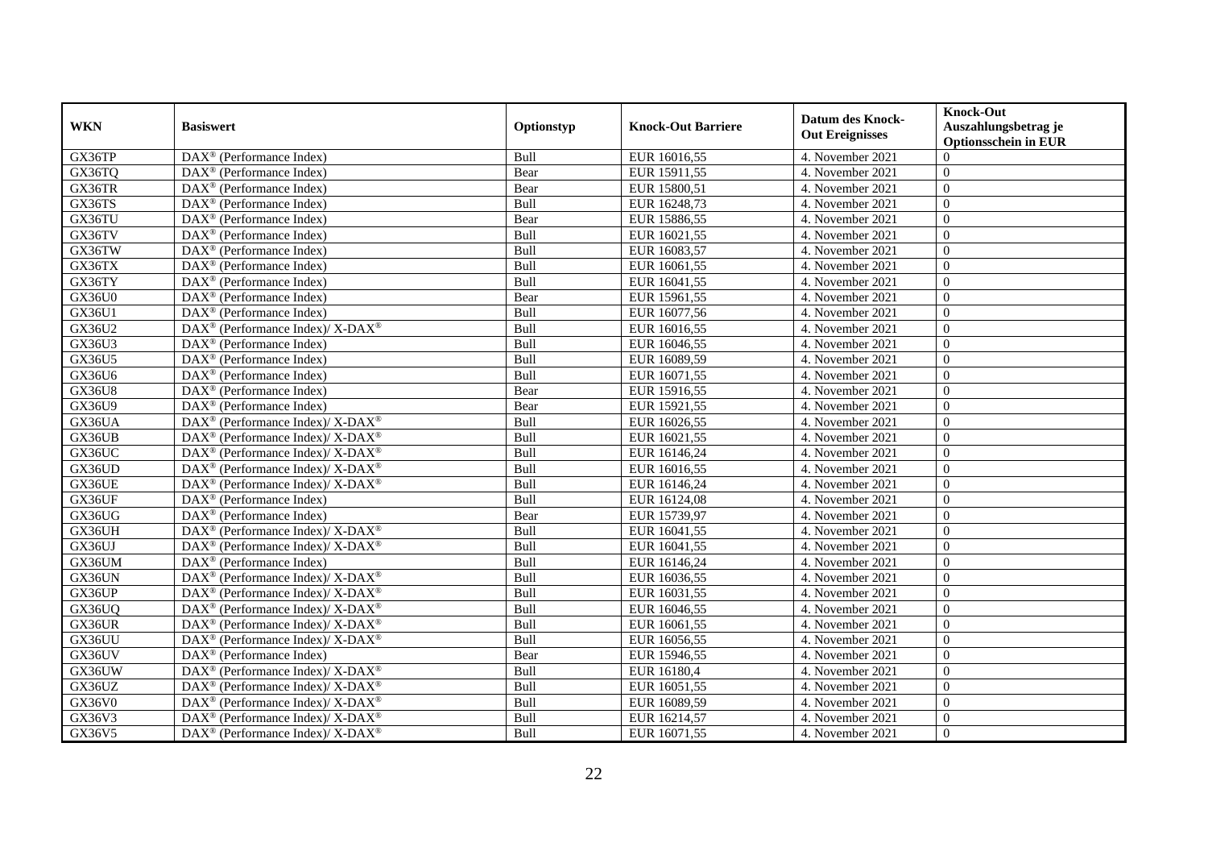| WKN | Basiswert | Optionstyp | Knock-Out Barriere | Datum des Knock-Out Ereignisses | Knock-Out Auszahlungsbetrag je Optionsschein in EUR |
|---|---|---|---|---|---|
| GX36TP | DAX® (Performance Index) | Bull | EUR 16016,55 | 4. November 2021 | 0 |
| GX36TQ | DAX® (Performance Index) | Bear | EUR 15911,55 | 4. November 2021 | 0 |
| GX36TR | DAX® (Performance Index) | Bear | EUR 15800,51 | 4. November 2021 | 0 |
| GX36TS | DAX® (Performance Index) | Bull | EUR 16248,73 | 4. November 2021 | 0 |
| GX36TU | DAX® (Performance Index) | Bear | EUR 15886,55 | 4. November 2021 | 0 |
| GX36TV | DAX® (Performance Index) | Bull | EUR 16021,55 | 4. November 2021 | 0 |
| GX36TW | DAX® (Performance Index) | Bull | EUR 16083,57 | 4. November 2021 | 0 |
| GX36TX | DAX® (Performance Index) | Bull | EUR 16061,55 | 4. November 2021 | 0 |
| GX36TY | DAX® (Performance Index) | Bull | EUR 16041,55 | 4. November 2021 | 0 |
| GX36U0 | DAX® (Performance Index) | Bear | EUR 15961,55 | 4. November 2021 | 0 |
| GX36U1 | DAX® (Performance Index) | Bull | EUR 16077,56 | 4. November 2021 | 0 |
| GX36U2 | DAX® (Performance Index)/ X-DAX® | Bull | EUR 16016,55 | 4. November 2021 | 0 |
| GX36U3 | DAX® (Performance Index) | Bull | EUR 16046,55 | 4. November 2021 | 0 |
| GX36U5 | DAX® (Performance Index) | Bull | EUR 16089,59 | 4. November 2021 | 0 |
| GX36U6 | DAX® (Performance Index) | Bull | EUR 16071,55 | 4. November 2021 | 0 |
| GX36U8 | DAX® (Performance Index) | Bear | EUR 15916,55 | 4. November 2021 | 0 |
| GX36U9 | DAX® (Performance Index) | Bear | EUR 15921,55 | 4. November 2021 | 0 |
| GX36UA | DAX® (Performance Index)/ X-DAX® | Bull | EUR 16026,55 | 4. November 2021 | 0 |
| GX36UB | DAX® (Performance Index)/ X-DAX® | Bull | EUR 16021,55 | 4. November 2021 | 0 |
| GX36UC | DAX® (Performance Index)/ X-DAX® | Bull | EUR 16146,24 | 4. November 2021 | 0 |
| GX36UD | DAX® (Performance Index)/ X-DAX® | Bull | EUR 16016,55 | 4. November 2021 | 0 |
| GX36UE | DAX® (Performance Index)/ X-DAX® | Bull | EUR 16146,24 | 4. November 2021 | 0 |
| GX36UF | DAX® (Performance Index) | Bull | EUR 16124,08 | 4. November 2021 | 0 |
| GX36UG | DAX® (Performance Index) | Bear | EUR 15739,97 | 4. November 2021 | 0 |
| GX36UH | DAX® (Performance Index)/ X-DAX® | Bull | EUR 16041,55 | 4. November 2021 | 0 |
| GX36UJ | DAX® (Performance Index)/ X-DAX® | Bull | EUR 16041,55 | 4. November 2021 | 0 |
| GX36UM | DAX® (Performance Index) | Bull | EUR 16146,24 | 4. November 2021 | 0 |
| GX36UN | DAX® (Performance Index)/ X-DAX® | Bull | EUR 16036,55 | 4. November 2021 | 0 |
| GX36UP | DAX® (Performance Index)/ X-DAX® | Bull | EUR 16031,55 | 4. November 2021 | 0 |
| GX36UQ | DAX® (Performance Index)/ X-DAX® | Bull | EUR 16046,55 | 4. November 2021 | 0 |
| GX36UR | DAX® (Performance Index)/ X-DAX® | Bull | EUR 16061,55 | 4. November 2021 | 0 |
| GX36UU | DAX® (Performance Index)/ X-DAX® | Bull | EUR 16056,55 | 4. November 2021 | 0 |
| GX36UV | DAX® (Performance Index) | Bear | EUR 15946,55 | 4. November 2021 | 0 |
| GX36UW | DAX® (Performance Index)/ X-DAX® | Bull | EUR 16180,4 | 4. November 2021 | 0 |
| GX36UZ | DAX® (Performance Index)/ X-DAX® | Bull | EUR 16051,55 | 4. November 2021 | 0 |
| GX36V0 | DAX® (Performance Index)/ X-DAX® | Bull | EUR 16089,59 | 4. November 2021 | 0 |
| GX36V3 | DAX® (Performance Index)/ X-DAX® | Bull | EUR 16214,57 | 4. November 2021 | 0 |
| GX36V5 | DAX® (Performance Index)/ X-DAX® | Bull | EUR 16071,55 | 4. November 2021 | 0 |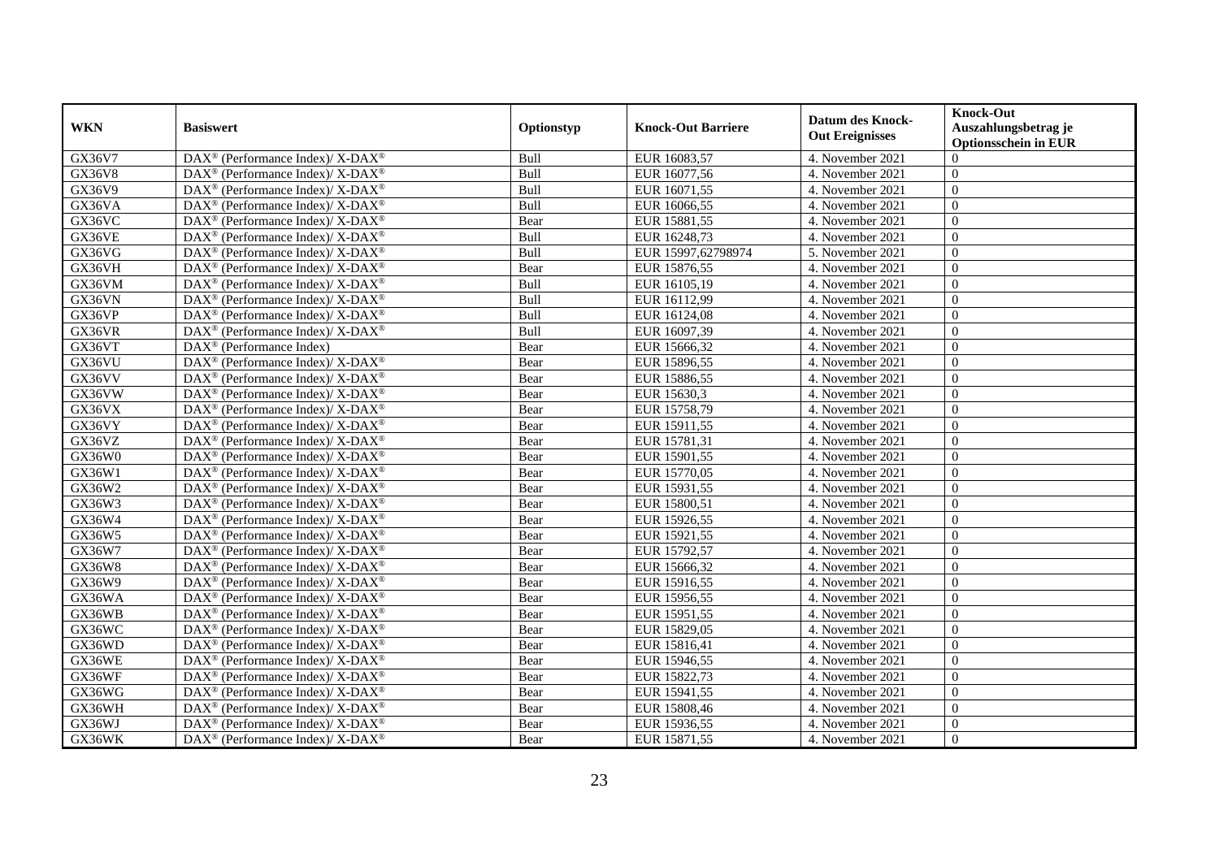| WKN | Basiswert | Optionstyp | Knock-Out Barriere | Datum des Knock-Out Ereignisses | Knock-Out Auszahlungsbetrag je Optionsschein in EUR |
|---|---|---|---|---|---|
| GX36V7 | DAX® (Performance Index)/ X-DAX® | Bull | EUR 16083,57 | 4. November 2021 | 0 |
| GX36V8 | DAX® (Performance Index)/ X-DAX® | Bull | EUR 16077,56 | 4. November 2021 | 0 |
| GX36V9 | DAX® (Performance Index)/ X-DAX® | Bull | EUR 16071,55 | 4. November 2021 | 0 |
| GX36VA | DAX® (Performance Index)/ X-DAX® | Bull | EUR 16066,55 | 4. November 2021 | 0 |
| GX36VC | DAX® (Performance Index)/ X-DAX® | Bear | EUR 15881,55 | 4. November 2021 | 0 |
| GX36VE | DAX® (Performance Index)/ X-DAX® | Bull | EUR 16248,73 | 4. November 2021 | 0 |
| GX36VG | DAX® (Performance Index)/ X-DAX® | Bull | EUR 15997,62798974 | 5. November 2021 | 0 |
| GX36VH | DAX® (Performance Index)/ X-DAX® | Bear | EUR 15876,55 | 4. November 2021 | 0 |
| GX36VM | DAX® (Performance Index)/ X-DAX® | Bull | EUR 16105,19 | 4. November 2021 | 0 |
| GX36VN | DAX® (Performance Index)/ X-DAX® | Bull | EUR 16112,99 | 4. November 2021 | 0 |
| GX36VP | DAX® (Performance Index)/ X-DAX® | Bull | EUR 16124,08 | 4. November 2021 | 0 |
| GX36VR | DAX® (Performance Index)/ X-DAX® | Bull | EUR 16097,39 | 4. November 2021 | 0 |
| GX36VT | DAX® (Performance Index) | Bear | EUR 15666,32 | 4. November 2021 | 0 |
| GX36VU | DAX® (Performance Index)/ X-DAX® | Bear | EUR 15896,55 | 4. November 2021 | 0 |
| GX36VV | DAX® (Performance Index)/ X-DAX® | Bear | EUR 15886,55 | 4. November 2021 | 0 |
| GX36VW | DAX® (Performance Index)/ X-DAX® | Bear | EUR 15630,3 | 4. November 2021 | 0 |
| GX36VX | DAX® (Performance Index)/ X-DAX® | Bear | EUR 15758,79 | 4. November 2021 | 0 |
| GX36VY | DAX® (Performance Index)/ X-DAX® | Bear | EUR 15911,55 | 4. November 2021 | 0 |
| GX36VZ | DAX® (Performance Index)/ X-DAX® | Bear | EUR 15781,31 | 4. November 2021 | 0 |
| GX36W0 | DAX® (Performance Index)/ X-DAX® | Bear | EUR 15901,55 | 4. November 2021 | 0 |
| GX36W1 | DAX® (Performance Index)/ X-DAX® | Bear | EUR 15770,05 | 4. November 2021 | 0 |
| GX36W2 | DAX® (Performance Index)/ X-DAX® | Bear | EUR 15931,55 | 4. November 2021 | 0 |
| GX36W3 | DAX® (Performance Index)/ X-DAX® | Bear | EUR 15800,51 | 4. November 2021 | 0 |
| GX36W4 | DAX® (Performance Index)/ X-DAX® | Bear | EUR 15926,55 | 4. November 2021 | 0 |
| GX36W5 | DAX® (Performance Index)/ X-DAX® | Bear | EUR 15921,55 | 4. November 2021 | 0 |
| GX36W7 | DAX® (Performance Index)/ X-DAX® | Bear | EUR 15792,57 | 4. November 2021 | 0 |
| GX36W8 | DAX® (Performance Index)/ X-DAX® | Bear | EUR 15666,32 | 4. November 2021 | 0 |
| GX36W9 | DAX® (Performance Index)/ X-DAX® | Bear | EUR 15916,55 | 4. November 2021 | 0 |
| GX36WA | DAX® (Performance Index)/ X-DAX® | Bear | EUR 15956,55 | 4. November 2021 | 0 |
| GX36WB | DAX® (Performance Index)/ X-DAX® | Bear | EUR 15951,55 | 4. November 2021 | 0 |
| GX36WC | DAX® (Performance Index)/ X-DAX® | Bear | EUR 15829,05 | 4. November 2021 | 0 |
| GX36WD | DAX® (Performance Index)/ X-DAX® | Bear | EUR 15816,41 | 4. November 2021 | 0 |
| GX36WE | DAX® (Performance Index)/ X-DAX® | Bear | EUR 15946,55 | 4. November 2021 | 0 |
| GX36WF | DAX® (Performance Index)/ X-DAX® | Bear | EUR 15822,73 | 4. November 2021 | 0 |
| GX36WG | DAX® (Performance Index)/ X-DAX® | Bear | EUR 15941,55 | 4. November 2021 | 0 |
| GX36WH | DAX® (Performance Index)/ X-DAX® | Bear | EUR 15808,46 | 4. November 2021 | 0 |
| GX36WJ | DAX® (Performance Index)/ X-DAX® | Bear | EUR 15936,55 | 4. November 2021 | 0 |
| GX36WK | DAX® (Performance Index)/ X-DAX® | Bear | EUR 15871,55 | 4. November 2021 | 0 |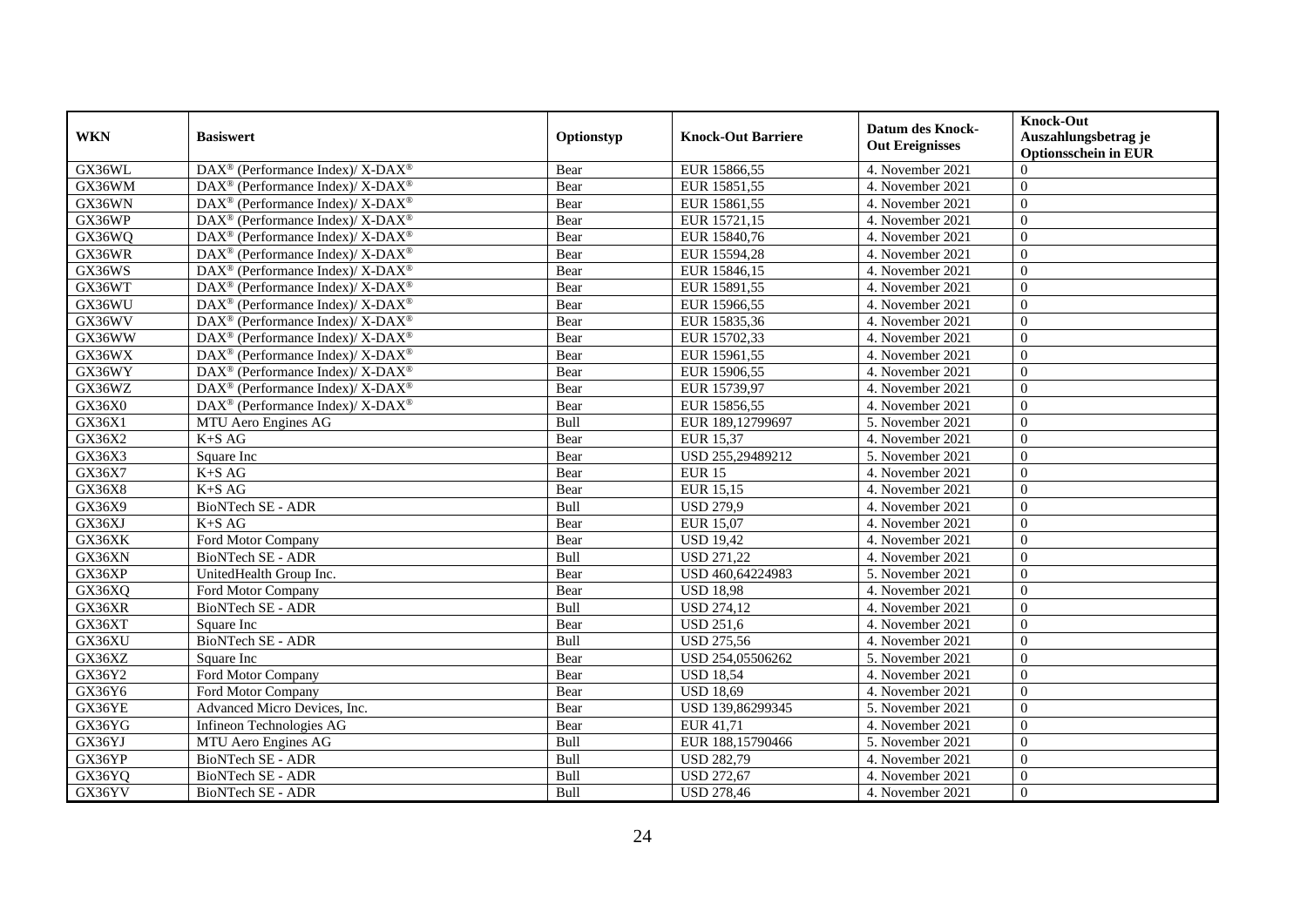| WKN | Basiswert | Optionstyp | Knock-Out Barriere | Datum des Knock-Out Ereignisses | Knock-Out Auszahlungsbetrag je Optionsschein in EUR |
|---|---|---|---|---|---|
| GX36WL | DAX® (Performance Index)/ X-DAX® | Bear | EUR 15866,55 | 4. November 2021 | 0 |
| GX36WM | DAX® (Performance Index)/ X-DAX® | Bear | EUR 15851,55 | 4. November 2021 | 0 |
| GX36WN | DAX® (Performance Index)/ X-DAX® | Bear | EUR 15861,55 | 4. November 2021 | 0 |
| GX36WP | DAX® (Performance Index)/ X-DAX® | Bear | EUR 15721,15 | 4. November 2021 | 0 |
| GX36WQ | DAX® (Performance Index)/ X-DAX® | Bear | EUR 15840,76 | 4. November 2021 | 0 |
| GX36WR | DAX® (Performance Index)/ X-DAX® | Bear | EUR 15594,28 | 4. November 2021 | 0 |
| GX36WS | DAX® (Performance Index)/ X-DAX® | Bear | EUR 15846,15 | 4. November 2021 | 0 |
| GX36WT | DAX® (Performance Index)/ X-DAX® | Bear | EUR 15891,55 | 4. November 2021 | 0 |
| GX36WU | DAX® (Performance Index)/ X-DAX® | Bear | EUR 15966,55 | 4. November 2021 | 0 |
| GX36WV | DAX® (Performance Index)/ X-DAX® | Bear | EUR 15835,36 | 4. November 2021 | 0 |
| GX36WW | DAX® (Performance Index)/ X-DAX® | Bear | EUR 15702,33 | 4. November 2021 | 0 |
| GX36WX | DAX® (Performance Index)/ X-DAX® | Bear | EUR 15961,55 | 4. November 2021 | 0 |
| GX36WY | DAX® (Performance Index)/ X-DAX® | Bear | EUR 15906,55 | 4. November 2021 | 0 |
| GX36WZ | DAX® (Performance Index)/ X-DAX® | Bear | EUR 15739,97 | 4. November 2021 | 0 |
| GX36X0 | DAX® (Performance Index)/ X-DAX® | Bear | EUR 15856,55 | 4. November 2021 | 0 |
| GX36X1 | MTU Aero Engines AG | Bull | EUR 189,12799697 | 5. November 2021 | 0 |
| GX36X2 | K+S AG | Bear | EUR 15,37 | 4. November 2021 | 0 |
| GX36X3 | Square Inc | Bear | USD 255,29489212 | 5. November 2021 | 0 |
| GX36X7 | K+S AG | Bear | EUR 15 | 4. November 2021 | 0 |
| GX36X8 | K+S AG | Bear | EUR 15,15 | 4. November 2021 | 0 |
| GX36X9 | BioNTech SE - ADR | Bull | USD 279,9 | 4. November 2021 | 0 |
| GX36XJ | K+S AG | Bear | EUR 15,07 | 4. November 2021 | 0 |
| GX36XK | Ford Motor Company | Bear | USD 19,42 | 4. November 2021 | 0 |
| GX36XN | BioNTech SE - ADR | Bull | USD 271,22 | 4. November 2021 | 0 |
| GX36XP | UnitedHealth Group Inc. | Bear | USD 460,64224983 | 5. November 2021 | 0 |
| GX36XQ | Ford Motor Company | Bear | USD 18,98 | 4. November 2021 | 0 |
| GX36XR | BioNTech SE - ADR | Bull | USD 274,12 | 4. November 2021 | 0 |
| GX36XT | Square Inc | Bear | USD 251,6 | 4. November 2021 | 0 |
| GX36XU | BioNTech SE - ADR | Bull | USD 275,56 | 4. November 2021 | 0 |
| GX36XZ | Square Inc | Bear | USD 254,05506262 | 5. November 2021 | 0 |
| GX36Y2 | Ford Motor Company | Bear | USD 18,54 | 4. November 2021 | 0 |
| GX36Y6 | Ford Motor Company | Bear | USD 18,69 | 4. November 2021 | 0 |
| GX36YE | Advanced Micro Devices, Inc. | Bear | USD 139,86299345 | 5. November 2021 | 0 |
| GX36YG | Infineon Technologies AG | Bear | EUR 41,71 | 4. November 2021 | 0 |
| GX36YJ | MTU Aero Engines AG | Bull | EUR 188,15790466 | 5. November 2021 | 0 |
| GX36YP | BioNTech SE - ADR | Bull | USD 282,79 | 4. November 2021 | 0 |
| GX36YQ | BioNTech SE - ADR | Bull | USD 272,67 | 4. November 2021 | 0 |
| GX36YV | BioNTech SE - ADR | Bull | USD 278,46 | 4. November 2021 | 0 |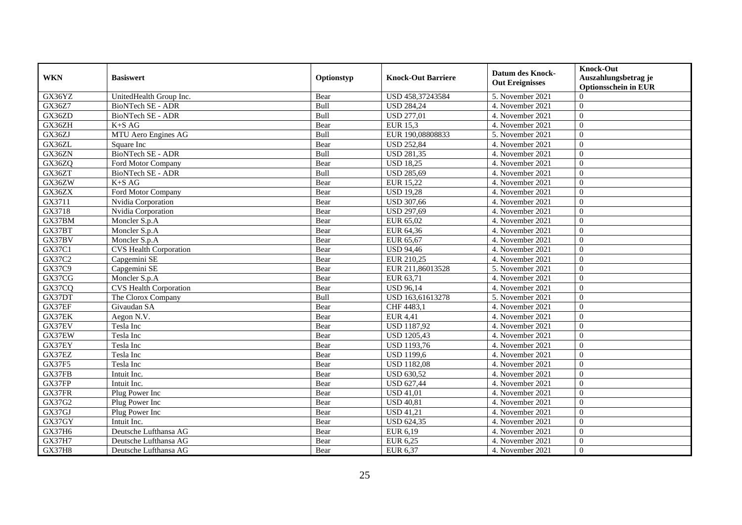| WKN | Basiswert | Optionstyp | Knock-Out Barriere | Datum des Knock-Out Ereignisses | Knock-Out Auszahlungsbetrag je Optionsschein in EUR |
|---|---|---|---|---|---|
| GX36YZ | UnitedHealth Group Inc. | Bear | USD 458,37243584 | 5. November 2021 | 0 |
| GX36Z7 | BioNTech SE - ADR | Bull | USD 284,24 | 4. November 2021 | 0 |
| GX36ZD | BioNTech SE - ADR | Bull | USD 277,01 | 4. November 2021 | 0 |
| GX36ZH | K+S AG | Bear | EUR 15,3 | 4. November 2021 | 0 |
| GX36ZJ | MTU Aero Engines AG | Bull | EUR 190,08808833 | 5. November 2021 | 0 |
| GX36ZL | Square Inc | Bear | USD 252,84 | 4. November 2021 | 0 |
| GX36ZN | BioNTech SE - ADR | Bull | USD 281,35 | 4. November 2021 | 0 |
| GX36ZQ | Ford Motor Company | Bear | USD 18,25 | 4. November 2021 | 0 |
| GX36ZT | BioNTech SE - ADR | Bull | USD 285,69 | 4. November 2021 | 0 |
| GX36ZW | K+S AG | Bear | EUR 15,22 | 4. November 2021 | 0 |
| GX36ZX | Ford Motor Company | Bear | USD 19,28 | 4. November 2021 | 0 |
| GX3711 | Nvidia Corporation | Bear | USD 307,66 | 4. November 2021 | 0 |
| GX3718 | Nvidia Corporation | Bear | USD 297,69 | 4. November 2021 | 0 |
| GX37BM | Moncler S.p.A | Bear | EUR 65,02 | 4. November 2021 | 0 |
| GX37BT | Moncler S.p.A | Bear | EUR 64,36 | 4. November 2021 | 0 |
| GX37BV | Moncler S.p.A | Bear | EUR 65,67 | 4. November 2021 | 0 |
| GX37C1 | CVS Health Corporation | Bear | USD 94,46 | 4. November 2021 | 0 |
| GX37C2 | Capgemini SE | Bear | EUR 210,25 | 4. November 2021 | 0 |
| GX37C9 | Capgemini SE | Bear | EUR 211,86013528 | 5. November 2021 | 0 |
| GX37CG | Moncler S.p.A | Bear | EUR 63,71 | 4. November 2021 | 0 |
| GX37CQ | CVS Health Corporation | Bear | USD 96,14 | 4. November 2021 | 0 |
| GX37DT | The Clorox Company | Bull | USD 163,61613278 | 5. November 2021 | 0 |
| GX37EF | Givaudan SA | Bear | CHF 4483,1 | 4. November 2021 | 0 |
| GX37EK | Aegon N.V. | Bear | EUR 4,41 | 4. November 2021 | 0 |
| GX37EV | Tesla Inc | Bear | USD 1187,92 | 4. November 2021 | 0 |
| GX37EW | Tesla Inc | Bear | USD 1205,43 | 4. November 2021 | 0 |
| GX37EY | Tesla Inc | Bear | USD 1193,76 | 4. November 2021 | 0 |
| GX37EZ | Tesla Inc | Bear | USD 1199,6 | 4. November 2021 | 0 |
| GX37F5 | Tesla Inc | Bear | USD 1182,08 | 4. November 2021 | 0 |
| GX37FB | Intuit Inc. | Bear | USD 630,52 | 4. November 2021 | 0 |
| GX37FP | Intuit Inc. | Bear | USD 627,44 | 4. November 2021 | 0 |
| GX37FR | Plug Power Inc | Bear | USD 41,01 | 4. November 2021 | 0 |
| GX37G2 | Plug Power Inc | Bear | USD 40,81 | 4. November 2021 | 0 |
| GX37GJ | Plug Power Inc | Bear | USD 41,21 | 4. November 2021 | 0 |
| GX37GY | Intuit Inc. | Bear | USD 624,35 | 4. November 2021 | 0 |
| GX37H6 | Deutsche Lufthansa AG | Bear | EUR 6,19 | 4. November 2021 | 0 |
| GX37H7 | Deutsche Lufthansa AG | Bear | EUR 6,25 | 4. November 2021 | 0 |
| GX37H8 | Deutsche Lufthansa AG | Bear | EUR 6,37 | 4. November 2021 | 0 |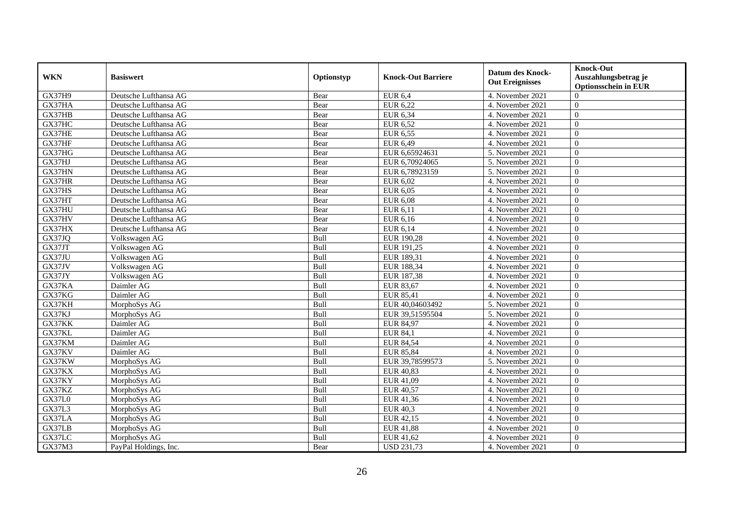| WKN | Basiswert | Optionstyp | Knock-Out Barriere | Datum des Knock-Out Ereignisses | Knock-Out Auszahlungsbetrag je Optionsschein in EUR |
|---|---|---|---|---|---|
| GX37H9 | Deutsche Lufthansa AG | Bear | EUR 6,4 | 4. November 2021 | 0 |
| GX37HA | Deutsche Lufthansa AG | Bear | EUR 6,22 | 4. November 2021 | 0 |
| GX37HB | Deutsche Lufthansa AG | Bear | EUR 6,34 | 4. November 2021 | 0 |
| GX37HC | Deutsche Lufthansa AG | Bear | EUR 6,52 | 4. November 2021 | 0 |
| GX37HE | Deutsche Lufthansa AG | Bear | EUR 6,55 | 4. November 2021 | 0 |
| GX37HF | Deutsche Lufthansa AG | Bear | EUR 6,49 | 4. November 2021 | 0 |
| GX37HG | Deutsche Lufthansa AG | Bear | EUR 6,65924631 | 5. November 2021 | 0 |
| GX37HJ | Deutsche Lufthansa AG | Bear | EUR 6,70924065 | 5. November 2021 | 0 |
| GX37HN | Deutsche Lufthansa AG | Bear | EUR 6,78923159 | 5. November 2021 | 0 |
| GX37HR | Deutsche Lufthansa AG | Bear | EUR 6,02 | 4. November 2021 | 0 |
| GX37HS | Deutsche Lufthansa AG | Bear | EUR 6,05 | 4. November 2021 | 0 |
| GX37HT | Deutsche Lufthansa AG | Bear | EUR 6,08 | 4. November 2021 | 0 |
| GX37HU | Deutsche Lufthansa AG | Bear | EUR 6,11 | 4. November 2021 | 0 |
| GX37HV | Deutsche Lufthansa AG | Bear | EUR 6,16 | 4. November 2021 | 0 |
| GX37HX | Deutsche Lufthansa AG | Bear | EUR 6,14 | 4. November 2021 | 0 |
| GX37JQ | Volkswagen AG | Bull | EUR 190,28 | 4. November 2021 | 0 |
| GX37JT | Volkswagen AG | Bull | EUR 191,25 | 4. November 2021 | 0 |
| GX37JU | Volkswagen AG | Bull | EUR 189,31 | 4. November 2021 | 0 |
| GX37JV | Volkswagen AG | Bull | EUR 188,34 | 4. November 2021 | 0 |
| GX37JY | Volkswagen AG | Bull | EUR 187,38 | 4. November 2021 | 0 |
| GX37KA | Daimler AG | Bull | EUR 83,67 | 4. November 2021 | 0 |
| GX37KG | Daimler AG | Bull | EUR 85,41 | 4. November 2021 | 0 |
| GX37KH | MorphoSys AG | Bull | EUR 40,04603492 | 5. November 2021 | 0 |
| GX37KJ | MorphoSys AG | Bull | EUR 39,51595504 | 5. November 2021 | 0 |
| GX37KK | Daimler AG | Bull | EUR 84,97 | 4. November 2021 | 0 |
| GX37KL | Daimler AG | Bull | EUR 84,1 | 4. November 2021 | 0 |
| GX37KM | Daimler AG | Bull | EUR 84,54 | 4. November 2021 | 0 |
| GX37KV | Daimler AG | Bull | EUR 85,84 | 4. November 2021 | 0 |
| GX37KW | MorphoSys AG | Bull | EUR 39,78599573 | 5. November 2021 | 0 |
| GX37KX | MorphoSys AG | Bull | EUR 40,83 | 4. November 2021 | 0 |
| GX37KY | MorphoSys AG | Bull | EUR 41,09 | 4. November 2021 | 0 |
| GX37KZ | MorphoSys AG | Bull | EUR 40,57 | 4. November 2021 | 0 |
| GX37L0 | MorphoSys AG | Bull | EUR 41,36 | 4. November 2021 | 0 |
| GX37L3 | MorphoSys AG | Bull | EUR 40,3 | 4. November 2021 | 0 |
| GX37LA | MorphoSys AG | Bull | EUR 42,15 | 4. November 2021 | 0 |
| GX37LB | MorphoSys AG | Bull | EUR 41,88 | 4. November 2021 | 0 |
| GX37LC | MorphoSys AG | Bull | EUR 41,62 | 4. November 2021 | 0 |
| GX37M3 | PayPal Holdings, Inc. | Bear | USD 231,73 | 4. November 2021 | 0 |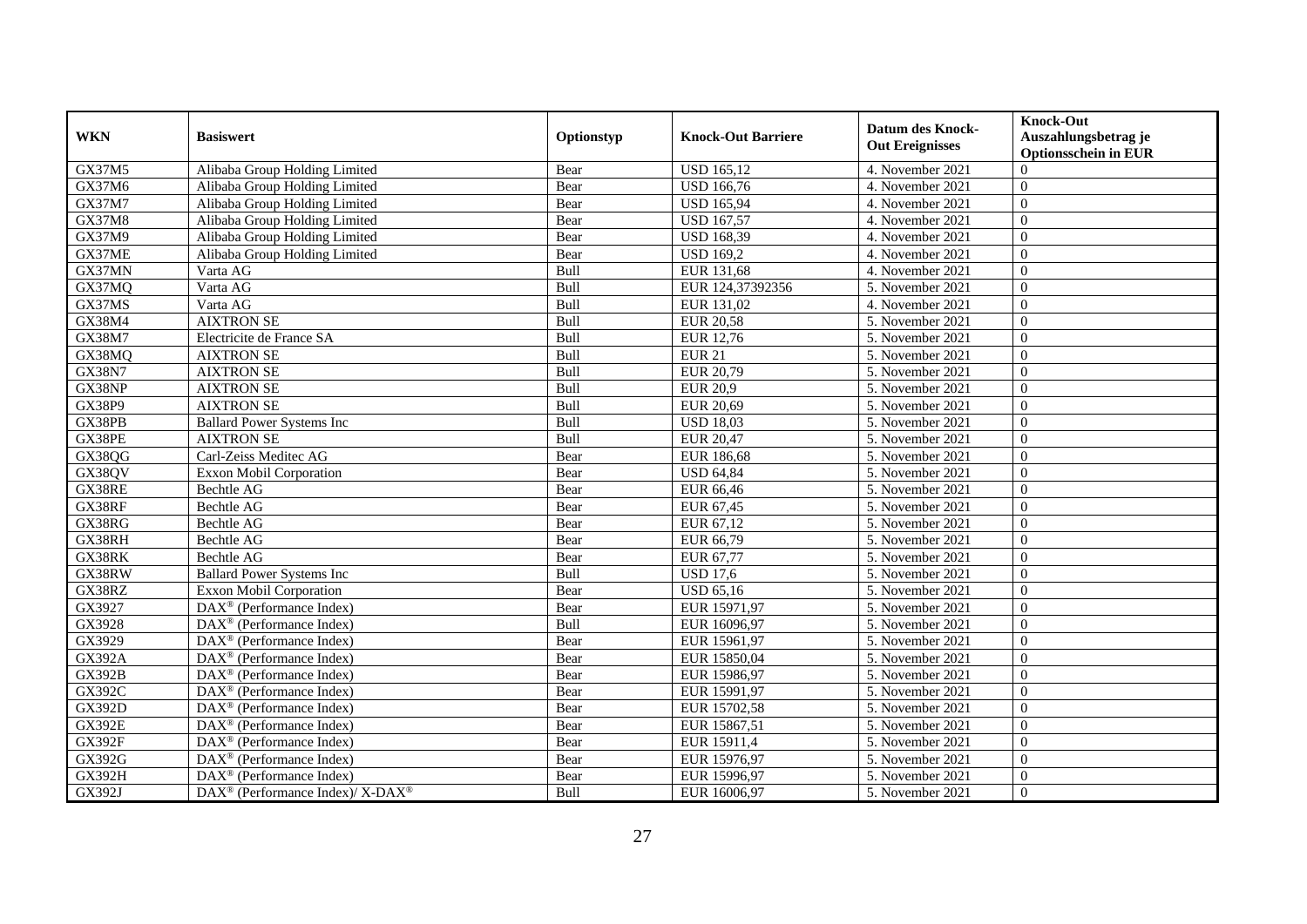| WKN | Basiswert | Optionstyp | Knock-Out Barriere | Datum des Knock-Out Ereignisses | Knock-Out Auszahlungsbetrag je Optionsschein in EUR |
|---|---|---|---|---|---|
| GX37M5 | Alibaba Group Holding Limited | Bear | USD 165,12 | 4. November 2021 | 0 |
| GX37M6 | Alibaba Group Holding Limited | Bear | USD 166,76 | 4. November 2021 | 0 |
| GX37M7 | Alibaba Group Holding Limited | Bear | USD 165,94 | 4. November 2021 | 0 |
| GX37M8 | Alibaba Group Holding Limited | Bear | USD 167,57 | 4. November 2021 | 0 |
| GX37M9 | Alibaba Group Holding Limited | Bear | USD 168,39 | 4. November 2021 | 0 |
| GX37ME | Alibaba Group Holding Limited | Bear | USD 169,2 | 4. November 2021 | 0 |
| GX37MN | Varta AG | Bull | EUR 131,68 | 4. November 2021 | 0 |
| GX37MQ | Varta AG | Bull | EUR 124,37392356 | 5. November 2021 | 0 |
| GX37MS | Varta AG | Bull | EUR 131,02 | 4. November 2021 | 0 |
| GX38M4 | AIXTRON SE | Bull | EUR 20,58 | 5. November 2021 | 0 |
| GX38M7 | Electricite de France SA | Bull | EUR 12,76 | 5. November 2021 | 0 |
| GX38MQ | AIXTRON SE | Bull | EUR 21 | 5. November 2021 | 0 |
| GX38N7 | AIXTRON SE | Bull | EUR 20,79 | 5. November 2021 | 0 |
| GX38NP | AIXTRON SE | Bull | EUR 20,9 | 5. November 2021 | 0 |
| GX38P9 | AIXTRON SE | Bull | EUR 20,69 | 5. November 2021 | 0 |
| GX38PB | Ballard Power Systems Inc | Bull | USD 18,03 | 5. November 2021 | 0 |
| GX38PE | AIXTRON SE | Bull | EUR 20,47 | 5. November 2021 | 0 |
| GX38QG | Carl-Zeiss Meditec AG | Bear | EUR 186,68 | 5. November 2021 | 0 |
| GX38QV | Exxon Mobil Corporation | Bear | USD 64,84 | 5. November 2021 | 0 |
| GX38RE | Bechtle AG | Bear | EUR 66,46 | 5. November 2021 | 0 |
| GX38RF | Bechtle AG | Bear | EUR 67,45 | 5. November 2021 | 0 |
| GX38RG | Bechtle AG | Bear | EUR 67,12 | 5. November 2021 | 0 |
| GX38RH | Bechtle AG | Bear | EUR 66,79 | 5. November 2021 | 0 |
| GX38RK | Bechtle AG | Bear | EUR 67,77 | 5. November 2021 | 0 |
| GX38RW | Ballard Power Systems Inc | Bull | USD 17,6 | 5. November 2021 | 0 |
| GX38RZ | Exxon Mobil Corporation | Bear | USD 65,16 | 5. November 2021 | 0 |
| GX3927 | DAX® (Performance Index) | Bear | EUR 15971,97 | 5. November 2021 | 0 |
| GX3928 | DAX® (Performance Index) | Bull | EUR 16096,97 | 5. November 2021 | 0 |
| GX3929 | DAX® (Performance Index) | Bear | EUR 15961,97 | 5. November 2021 | 0 |
| GX392A | DAX® (Performance Index) | Bear | EUR 15850,04 | 5. November 2021 | 0 |
| GX392B | DAX® (Performance Index) | Bear | EUR 15986,97 | 5. November 2021 | 0 |
| GX392C | DAX® (Performance Index) | Bear | EUR 15991,97 | 5. November 2021 | 0 |
| GX392D | DAX® (Performance Index) | Bear | EUR 15702,58 | 5. November 2021 | 0 |
| GX392E | DAX® (Performance Index) | Bear | EUR 15867,51 | 5. November 2021 | 0 |
| GX392F | DAX® (Performance Index) | Bear | EUR 15911,4 | 5. November 2021 | 0 |
| GX392G | DAX® (Performance Index) | Bear | EUR 15976,97 | 5. November 2021 | 0 |
| GX392H | DAX® (Performance Index) | Bear | EUR 15996,97 | 5. November 2021 | 0 |
| GX392J | DAX® (Performance Index)/ X-DAX® | Bull | EUR 16006,97 | 5. November 2021 | 0 |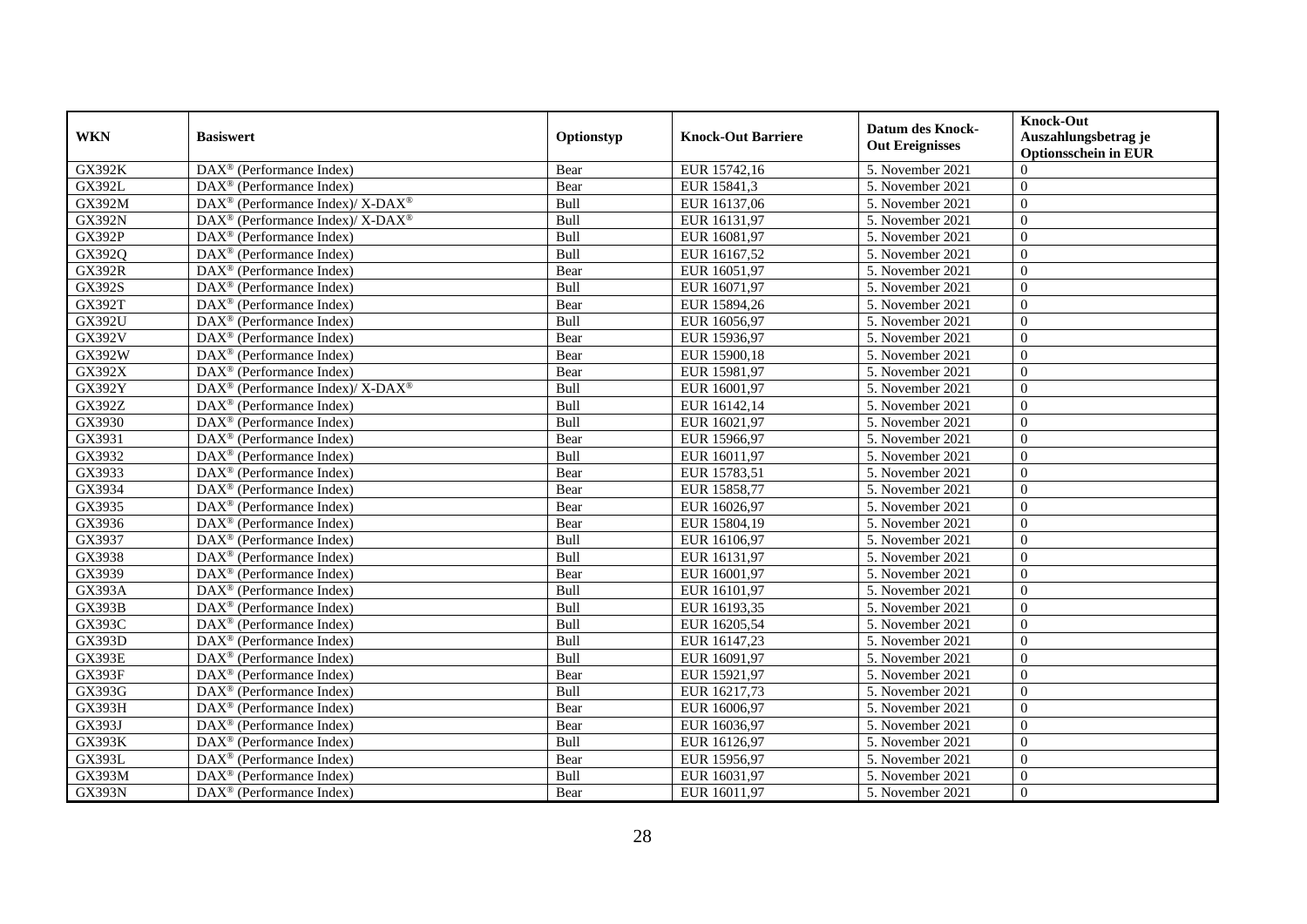| WKN | Basiswert | Optionstyp | Knock-Out Barriere | Datum des Knock-Out Ereignisses | Knock-Out Auszahlungsbetrag je Optionsschein in EUR |
|---|---|---|---|---|---|
| GX392K | DAX® (Performance Index) | Bear | EUR 15742,16 | 5. November 2021 | 0 |
| GX392L | DAX® (Performance Index) | Bear | EUR 15841,3 | 5. November 2021 | 0 |
| GX392M | DAX® (Performance Index)/ X-DAX® | Bull | EUR 16137,06 | 5. November 2021 | 0 |
| GX392N | DAX® (Performance Index)/ X-DAX® | Bull | EUR 16131,97 | 5. November 2021 | 0 |
| GX392P | DAX® (Performance Index) | Bull | EUR 16081,97 | 5. November 2021 | 0 |
| GX392Q | DAX® (Performance Index) | Bull | EUR 16167,52 | 5. November 2021 | 0 |
| GX392R | DAX® (Performance Index) | Bear | EUR 16051,97 | 5. November 2021 | 0 |
| GX392S | DAX® (Performance Index) | Bull | EUR 16071,97 | 5. November 2021 | 0 |
| GX392T | DAX® (Performance Index) | Bear | EUR 15894,26 | 5. November 2021 | 0 |
| GX392U | DAX® (Performance Index) | Bull | EUR 16056,97 | 5. November 2021 | 0 |
| GX392V | DAX® (Performance Index) | Bear | EUR 15936,97 | 5. November 2021 | 0 |
| GX392W | DAX® (Performance Index) | Bear | EUR 15900,18 | 5. November 2021 | 0 |
| GX392X | DAX® (Performance Index) | Bear | EUR 15981,97 | 5. November 2021 | 0 |
| GX392Y | DAX® (Performance Index)/ X-DAX® | Bull | EUR 16001,97 | 5. November 2021 | 0 |
| GX392Z | DAX® (Performance Index) | Bull | EUR 16142,14 | 5. November 2021 | 0 |
| GX3930 | DAX® (Performance Index) | Bull | EUR 16021,97 | 5. November 2021 | 0 |
| GX3931 | DAX® (Performance Index) | Bear | EUR 15966,97 | 5. November 2021 | 0 |
| GX3932 | DAX® (Performance Index) | Bull | EUR 16011,97 | 5. November 2021 | 0 |
| GX3933 | DAX® (Performance Index) | Bear | EUR 15783,51 | 5. November 2021 | 0 |
| GX3934 | DAX® (Performance Index) | Bear | EUR 15858,77 | 5. November 2021 | 0 |
| GX3935 | DAX® (Performance Index) | Bear | EUR 16026,97 | 5. November 2021 | 0 |
| GX3936 | DAX® (Performance Index) | Bear | EUR 15804,19 | 5. November 2021 | 0 |
| GX3937 | DAX® (Performance Index) | Bull | EUR 16106,97 | 5. November 2021 | 0 |
| GX3938 | DAX® (Performance Index) | Bull | EUR 16131,97 | 5. November 2021 | 0 |
| GX3939 | DAX® (Performance Index) | Bear | EUR 16001,97 | 5. November 2021 | 0 |
| GX393A | DAX® (Performance Index) | Bull | EUR 16101,97 | 5. November 2021 | 0 |
| GX393B | DAX® (Performance Index) | Bull | EUR 16193,35 | 5. November 2021 | 0 |
| GX393C | DAX® (Performance Index) | Bull | EUR 16205,54 | 5. November 2021 | 0 |
| GX393D | DAX® (Performance Index) | Bull | EUR 16147,23 | 5. November 2021 | 0 |
| GX393E | DAX® (Performance Index) | Bull | EUR 16091,97 | 5. November 2021 | 0 |
| GX393F | DAX® (Performance Index) | Bear | EUR 15921,97 | 5. November 2021 | 0 |
| GX393G | DAX® (Performance Index) | Bull | EUR 16217,73 | 5. November 2021 | 0 |
| GX393H | DAX® (Performance Index) | Bear | EUR 16006,97 | 5. November 2021 | 0 |
| GX393J | DAX® (Performance Index) | Bear | EUR 16036,97 | 5. November 2021 | 0 |
| GX393K | DAX® (Performance Index) | Bull | EUR 16126,97 | 5. November 2021 | 0 |
| GX393L | DAX® (Performance Index) | Bear | EUR 15956,97 | 5. November 2021 | 0 |
| GX393M | DAX® (Performance Index) | Bull | EUR 16031,97 | 5. November 2021 | 0 |
| GX393N | DAX® (Performance Index) | Bear | EUR 16011,97 | 5. November 2021 | 0 |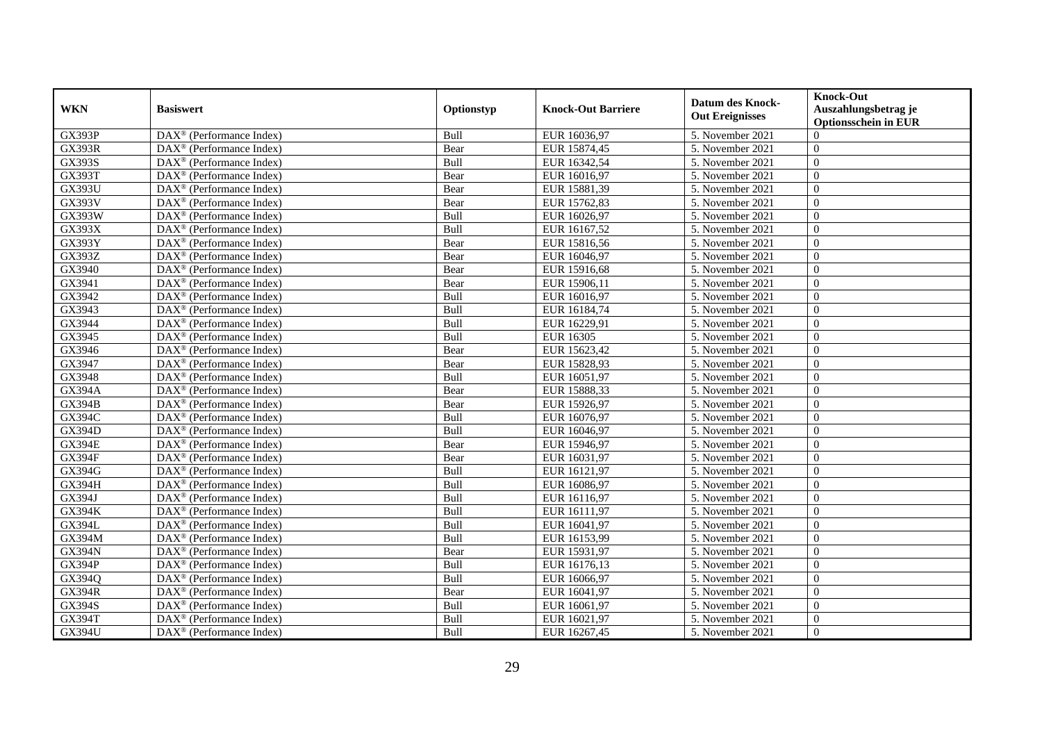| WKN | Basiswert | Optionstyp | Knock-Out Barriere | Datum des Knock-Out Ereignisses | Knock-Out Auszahlungsbetrag je Optionsschein in EUR |
|---|---|---|---|---|---|
| GX393P | DAX® (Performance Index) | Bull | EUR 16036,97 | 5. November 2021 | 0 |
| GX393R | DAX® (Performance Index) | Bear | EUR 15874,45 | 5. November 2021 | 0 |
| GX393S | DAX® (Performance Index) | Bull | EUR 16342,54 | 5. November 2021 | 0 |
| GX393T | DAX® (Performance Index) | Bear | EUR 16016,97 | 5. November 2021 | 0 |
| GX393U | DAX® (Performance Index) | Bear | EUR 15881,39 | 5. November 2021 | 0 |
| GX393V | DAX® (Performance Index) | Bear | EUR 15762,83 | 5. November 2021 | 0 |
| GX393W | DAX® (Performance Index) | Bull | EUR 16026,97 | 5. November 2021 | 0 |
| GX393X | DAX® (Performance Index) | Bull | EUR 16167,52 | 5. November 2021 | 0 |
| GX393Y | DAX® (Performance Index) | Bear | EUR 15816,56 | 5. November 2021 | 0 |
| GX393Z | DAX® (Performance Index) | Bear | EUR 16046,97 | 5. November 2021 | 0 |
| GX3940 | DAX® (Performance Index) | Bear | EUR 15916,68 | 5. November 2021 | 0 |
| GX3941 | DAX® (Performance Index) | Bear | EUR 15906,11 | 5. November 2021 | 0 |
| GX3942 | DAX® (Performance Index) | Bull | EUR 16016,97 | 5. November 2021 | 0 |
| GX3943 | DAX® (Performance Index) | Bull | EUR 16184,74 | 5. November 2021 | 0 |
| GX3944 | DAX® (Performance Index) | Bull | EUR 16229,91 | 5. November 2021 | 0 |
| GX3945 | DAX® (Performance Index) | Bull | EUR 16305 | 5. November 2021 | 0 |
| GX3946 | DAX® (Performance Index) | Bear | EUR 15623,42 | 5. November 2021 | 0 |
| GX3947 | DAX® (Performance Index) | Bear | EUR 15828,93 | 5. November 2021 | 0 |
| GX3948 | DAX® (Performance Index) | Bull | EUR 16051,97 | 5. November 2021 | 0 |
| GX394A | DAX® (Performance Index) | Bear | EUR 15888,33 | 5. November 2021 | 0 |
| GX394B | DAX® (Performance Index) | Bear | EUR 15926,97 | 5. November 2021 | 0 |
| GX394C | DAX® (Performance Index) | Bull | EUR 16076,97 | 5. November 2021 | 0 |
| GX394D | DAX® (Performance Index) | Bull | EUR 16046,97 | 5. November 2021 | 0 |
| GX394E | DAX® (Performance Index) | Bear | EUR 15946,97 | 5. November 2021 | 0 |
| GX394F | DAX® (Performance Index) | Bear | EUR 16031,97 | 5. November 2021 | 0 |
| GX394G | DAX® (Performance Index) | Bull | EUR 16121,97 | 5. November 2021 | 0 |
| GX394H | DAX® (Performance Index) | Bull | EUR 16086,97 | 5. November 2021 | 0 |
| GX394J | DAX® (Performance Index) | Bull | EUR 16116,97 | 5. November 2021 | 0 |
| GX394K | DAX® (Performance Index) | Bull | EUR 16111,97 | 5. November 2021 | 0 |
| GX394L | DAX® (Performance Index) | Bull | EUR 16041,97 | 5. November 2021 | 0 |
| GX394M | DAX® (Performance Index) | Bull | EUR 16153,99 | 5. November 2021 | 0 |
| GX394N | DAX® (Performance Index) | Bear | EUR 15931,97 | 5. November 2021 | 0 |
| GX394P | DAX® (Performance Index) | Bull | EUR 16176,13 | 5. November 2021 | 0 |
| GX394Q | DAX® (Performance Index) | Bull | EUR 16066,97 | 5. November 2021 | 0 |
| GX394R | DAX® (Performance Index) | Bear | EUR 16041,97 | 5. November 2021 | 0 |
| GX394S | DAX® (Performance Index) | Bull | EUR 16061,97 | 5. November 2021 | 0 |
| GX394T | DAX® (Performance Index) | Bull | EUR 16021,97 | 5. November 2021 | 0 |
| GX394U | DAX® (Performance Index) | Bull | EUR 16267,45 | 5. November 2021 | 0 |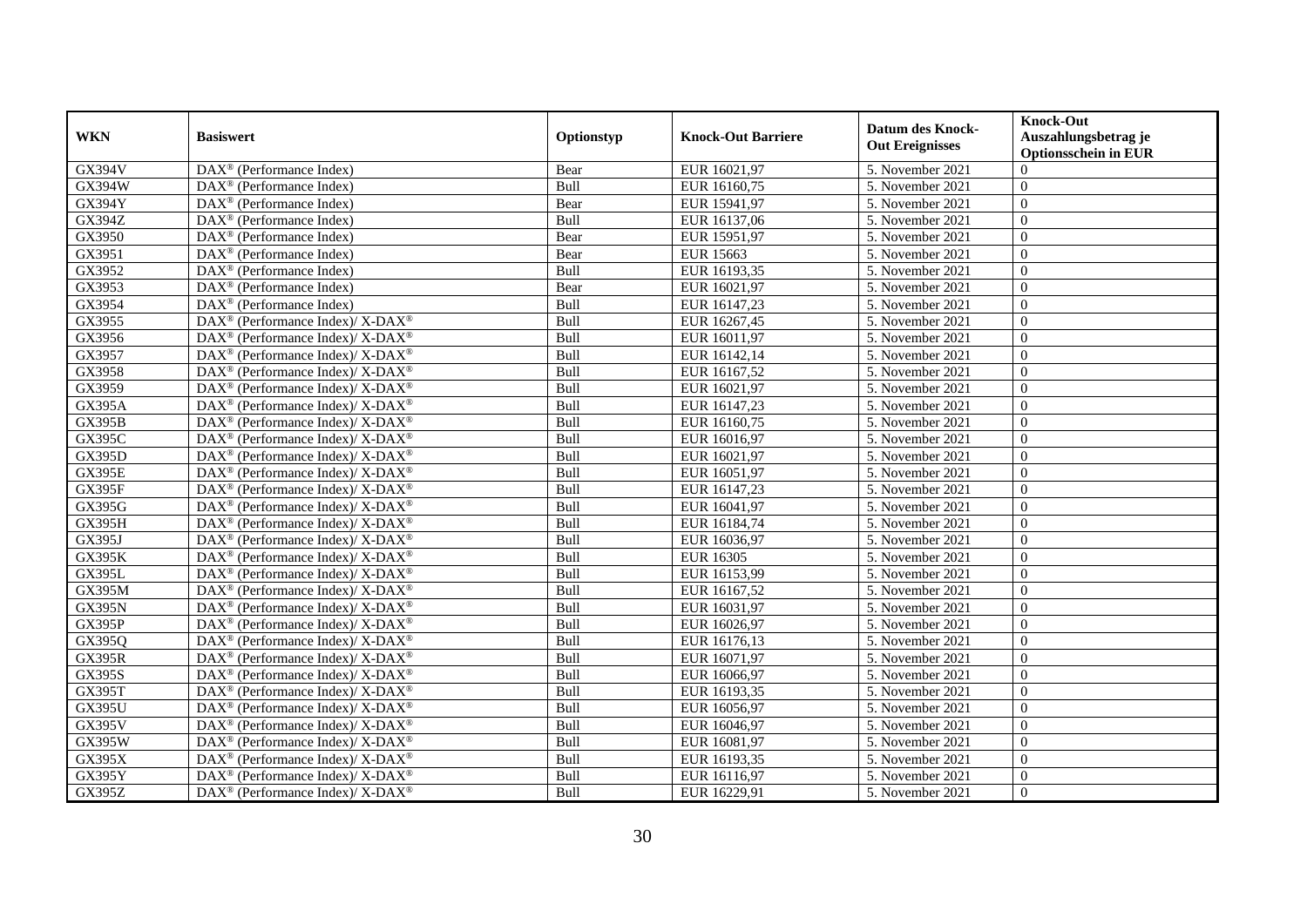| WKN | Basiswert | Optionstyp | Knock-Out Barriere | Datum des Knock-Out Ereignisses | Knock-Out Auszahlungsbetrag je Optionsschein in EUR |
|---|---|---|---|---|---|
| GX394V | DAX® (Performance Index) | Bear | EUR 16021,97 | 5. November 2021 | 0 |
| GX394W | DAX® (Performance Index) | Bull | EUR 16160,75 | 5. November 2021 | 0 |
| GX394Y | DAX® (Performance Index) | Bear | EUR 15941,97 | 5. November 2021 | 0 |
| GX394Z | DAX® (Performance Index) | Bull | EUR 16137,06 | 5. November 2021 | 0 |
| GX3950 | DAX® (Performance Index) | Bear | EUR 15951,97 | 5. November 2021 | 0 |
| GX3951 | DAX® (Performance Index) | Bear | EUR 15663 | 5. November 2021 | 0 |
| GX3952 | DAX® (Performance Index) | Bull | EUR 16193,35 | 5. November 2021 | 0 |
| GX3953 | DAX® (Performance Index) | Bear | EUR 16021,97 | 5. November 2021 | 0 |
| GX3954 | DAX® (Performance Index) | Bull | EUR 16147,23 | 5. November 2021 | 0 |
| GX3955 | DAX® (Performance Index)/ X-DAX® | Bull | EUR 16267,45 | 5. November 2021 | 0 |
| GX3956 | DAX® (Performance Index)/ X-DAX® | Bull | EUR 16011,97 | 5. November 2021 | 0 |
| GX3957 | DAX® (Performance Index)/ X-DAX® | Bull | EUR 16142,14 | 5. November 2021 | 0 |
| GX3958 | DAX® (Performance Index)/ X-DAX® | Bull | EUR 16167,52 | 5. November 2021 | 0 |
| GX3959 | DAX® (Performance Index)/ X-DAX® | Bull | EUR 16021,97 | 5. November 2021 | 0 |
| GX395A | DAX® (Performance Index)/ X-DAX® | Bull | EUR 16147,23 | 5. November 2021 | 0 |
| GX395B | DAX® (Performance Index)/ X-DAX® | Bull | EUR 16160,75 | 5. November 2021 | 0 |
| GX395C | DAX® (Performance Index)/ X-DAX® | Bull | EUR 16016,97 | 5. November 2021 | 0 |
| GX395D | DAX® (Performance Index)/ X-DAX® | Bull | EUR 16021,97 | 5. November 2021 | 0 |
| GX395E | DAX® (Performance Index)/ X-DAX® | Bull | EUR 16051,97 | 5. November 2021 | 0 |
| GX395F | DAX® (Performance Index)/ X-DAX® | Bull | EUR 16147,23 | 5. November 2021 | 0 |
| GX395G | DAX® (Performance Index)/ X-DAX® | Bull | EUR 16041,97 | 5. November 2021 | 0 |
| GX395H | DAX® (Performance Index)/ X-DAX® | Bull | EUR 16184,74 | 5. November 2021 | 0 |
| GX395J | DAX® (Performance Index)/ X-DAX® | Bull | EUR 16036,97 | 5. November 2021 | 0 |
| GX395K | DAX® (Performance Index)/ X-DAX® | Bull | EUR 16305 | 5. November 2021 | 0 |
| GX395L | DAX® (Performance Index)/ X-DAX® | Bull | EUR 16153,99 | 5. November 2021 | 0 |
| GX395M | DAX® (Performance Index)/ X-DAX® | Bull | EUR 16167,52 | 5. November 2021 | 0 |
| GX395N | DAX® (Performance Index)/ X-DAX® | Bull | EUR 16031,97 | 5. November 2021 | 0 |
| GX395P | DAX® (Performance Index)/ X-DAX® | Bull | EUR 16026,97 | 5. November 2021 | 0 |
| GX395Q | DAX® (Performance Index)/ X-DAX® | Bull | EUR 16176,13 | 5. November 2021 | 0 |
| GX395R | DAX® (Performance Index)/ X-DAX® | Bull | EUR 16071,97 | 5. November 2021 | 0 |
| GX395S | DAX® (Performance Index)/ X-DAX® | Bull | EUR 16066,97 | 5. November 2021 | 0 |
| GX395T | DAX® (Performance Index)/ X-DAX® | Bull | EUR 16193,35 | 5. November 2021 | 0 |
| GX395U | DAX® (Performance Index)/ X-DAX® | Bull | EUR 16056,97 | 5. November 2021 | 0 |
| GX395V | DAX® (Performance Index)/ X-DAX® | Bull | EUR 16046,97 | 5. November 2021 | 0 |
| GX395W | DAX® (Performance Index)/ X-DAX® | Bull | EUR 16081,97 | 5. November 2021 | 0 |
| GX395X | DAX® (Performance Index)/ X-DAX® | Bull | EUR 16193,35 | 5. November 2021 | 0 |
| GX395Y | DAX® (Performance Index)/ X-DAX® | Bull | EUR 16116,97 | 5. November 2021 | 0 |
| GX395Z | DAX® (Performance Index)/ X-DAX® | Bull | EUR 16229,91 | 5. November 2021 | 0 |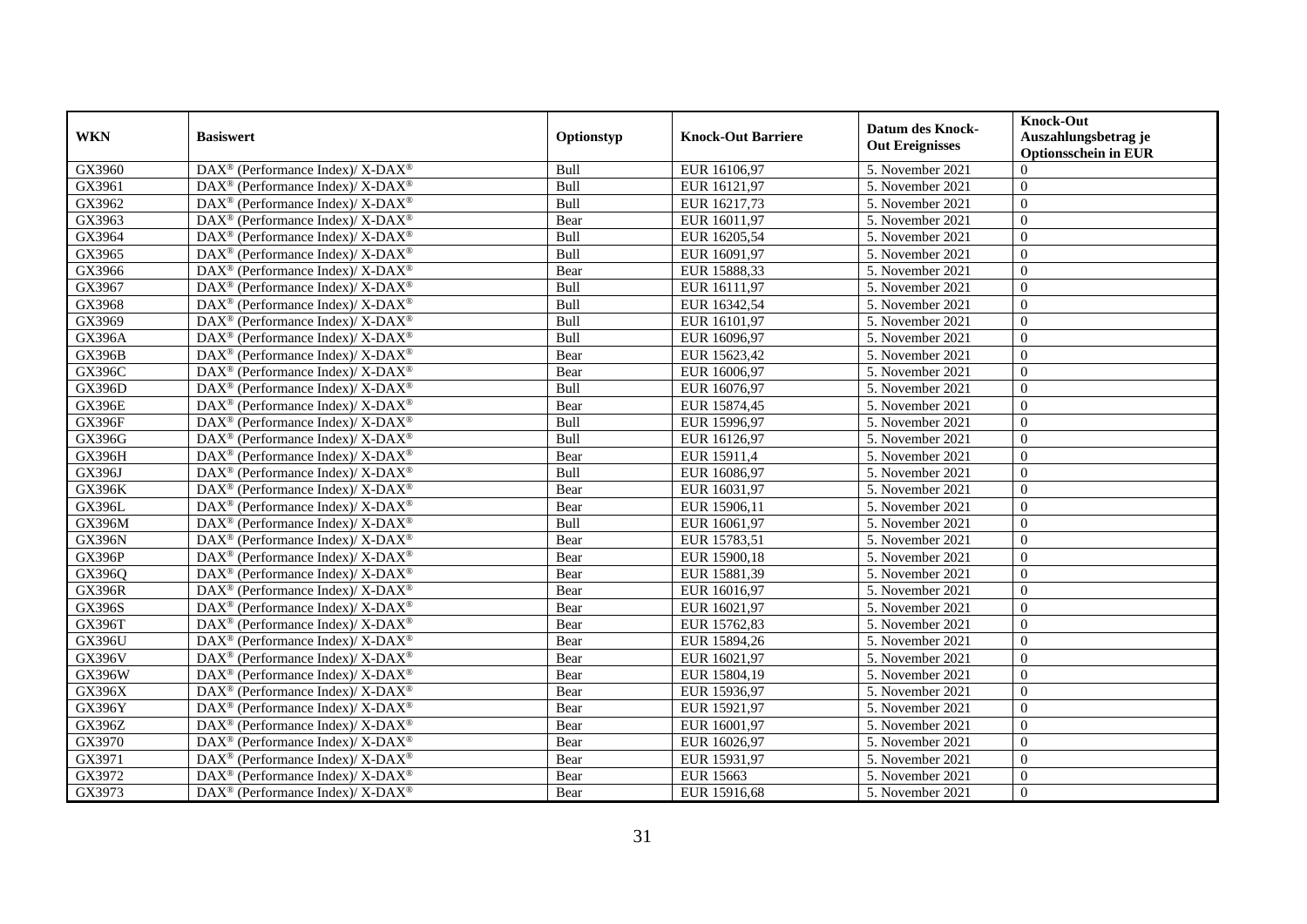| WKN | Basiswert | Optionstyp | Knock-Out Barriere | Datum des Knock-Out Ereignisses | Knock-Out Auszahlungsbetrag je Optionsschein in EUR |
|---|---|---|---|---|---|
| GX3960 | DAX® (Performance Index)/ X-DAX® | Bull | EUR 16106,97 | 5. November 2021 | 0 |
| GX3961 | DAX® (Performance Index)/ X-DAX® | Bull | EUR 16121,97 | 5. November 2021 | 0 |
| GX3962 | DAX® (Performance Index)/ X-DAX® | Bull | EUR 16217,73 | 5. November 2021 | 0 |
| GX3963 | DAX® (Performance Index)/ X-DAX® | Bear | EUR 16011,97 | 5. November 2021 | 0 |
| GX3964 | DAX® (Performance Index)/ X-DAX® | Bull | EUR 16205,54 | 5. November 2021 | 0 |
| GX3965 | DAX® (Performance Index)/ X-DAX® | Bull | EUR 16091,97 | 5. November 2021 | 0 |
| GX3966 | DAX® (Performance Index)/ X-DAX® | Bear | EUR 15888,33 | 5. November 2021 | 0 |
| GX3967 | DAX® (Performance Index)/ X-DAX® | Bull | EUR 16111,97 | 5. November 2021 | 0 |
| GX3968 | DAX® (Performance Index)/ X-DAX® | Bull | EUR 16342,54 | 5. November 2021 | 0 |
| GX3969 | DAX® (Performance Index)/ X-DAX® | Bull | EUR 16101,97 | 5. November 2021 | 0 |
| GX396A | DAX® (Performance Index)/ X-DAX® | Bull | EUR 16096,97 | 5. November 2021 | 0 |
| GX396B | DAX® (Performance Index)/ X-DAX® | Bear | EUR 15623,42 | 5. November 2021 | 0 |
| GX396C | DAX® (Performance Index)/ X-DAX® | Bear | EUR 16006,97 | 5. November 2021 | 0 |
| GX396D | DAX® (Performance Index)/ X-DAX® | Bull | EUR 16076,97 | 5. November 2021 | 0 |
| GX396E | DAX® (Performance Index)/ X-DAX® | Bear | EUR 15874,45 | 5. November 2021 | 0 |
| GX396F | DAX® (Performance Index)/ X-DAX® | Bull | EUR 15996,97 | 5. November 2021 | 0 |
| GX396G | DAX® (Performance Index)/ X-DAX® | Bull | EUR 16126,97 | 5. November 2021 | 0 |
| GX396H | DAX® (Performance Index)/ X-DAX® | Bear | EUR 15911,4 | 5. November 2021 | 0 |
| GX396J | DAX® (Performance Index)/ X-DAX® | Bull | EUR 16086,97 | 5. November 2021 | 0 |
| GX396K | DAX® (Performance Index)/ X-DAX® | Bear | EUR 16031,97 | 5. November 2021 | 0 |
| GX396L | DAX® (Performance Index)/ X-DAX® | Bear | EUR 15906,11 | 5. November 2021 | 0 |
| GX396M | DAX® (Performance Index)/ X-DAX® | Bull | EUR 16061,97 | 5. November 2021 | 0 |
| GX396N | DAX® (Performance Index)/ X-DAX® | Bear | EUR 15783,51 | 5. November 2021 | 0 |
| GX396P | DAX® (Performance Index)/ X-DAX® | Bear | EUR 15900,18 | 5. November 2021 | 0 |
| GX396Q | DAX® (Performance Index)/ X-DAX® | Bear | EUR 15881,39 | 5. November 2021 | 0 |
| GX396R | DAX® (Performance Index)/ X-DAX® | Bear | EUR 16016,97 | 5. November 2021 | 0 |
| GX396S | DAX® (Performance Index)/ X-DAX® | Bear | EUR 16021,97 | 5. November 2021 | 0 |
| GX396T | DAX® (Performance Index)/ X-DAX® | Bear | EUR 15762,83 | 5. November 2021 | 0 |
| GX396U | DAX® (Performance Index)/ X-DAX® | Bear | EUR 15894,26 | 5. November 2021 | 0 |
| GX396V | DAX® (Performance Index)/ X-DAX® | Bear | EUR 16021,97 | 5. November 2021 | 0 |
| GX396W | DAX® (Performance Index)/ X-DAX® | Bear | EUR 15804,19 | 5. November 2021 | 0 |
| GX396X | DAX® (Performance Index)/ X-DAX® | Bear | EUR 15936,97 | 5. November 2021 | 0 |
| GX396Y | DAX® (Performance Index)/ X-DAX® | Bear | EUR 15921,97 | 5. November 2021 | 0 |
| GX396Z | DAX® (Performance Index)/ X-DAX® | Bear | EUR 16001,97 | 5. November 2021 | 0 |
| GX3970 | DAX® (Performance Index)/ X-DAX® | Bear | EUR 16026,97 | 5. November 2021 | 0 |
| GX3971 | DAX® (Performance Index)/ X-DAX® | Bear | EUR 15931,97 | 5. November 2021 | 0 |
| GX3972 | DAX® (Performance Index)/ X-DAX® | Bear | EUR 15663 | 5. November 2021 | 0 |
| GX3973 | DAX® (Performance Index)/ X-DAX® | Bear | EUR 15916,68 | 5. November 2021 | 0 |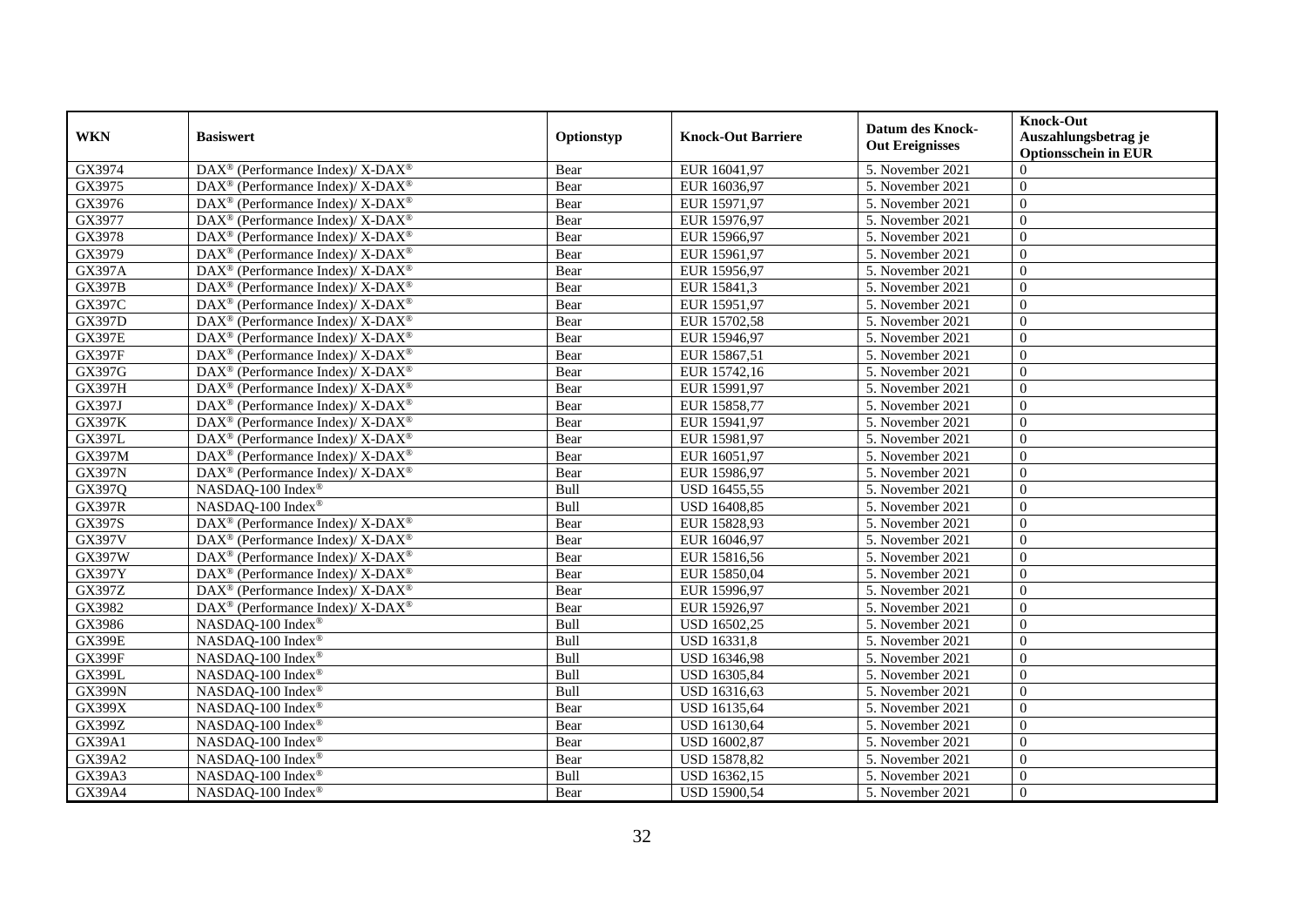| WKN | Basiswert | Optionstyp | Knock-Out Barriere | Datum des Knock-Out Ereignisses | Knock-Out Auszahlungsbetrag je Optionsschein in EUR |
|---|---|---|---|---|---|
| GX3974 | DAX® (Performance Index)/ X-DAX® | Bear | EUR 16041,97 | 5. November 2021 | 0 |
| GX3975 | DAX® (Performance Index)/ X-DAX® | Bear | EUR 16036,97 | 5. November 2021 | 0 |
| GX3976 | DAX® (Performance Index)/ X-DAX® | Bear | EUR 15971,97 | 5. November 2021 | 0 |
| GX3977 | DAX® (Performance Index)/ X-DAX® | Bear | EUR 15976,97 | 5. November 2021 | 0 |
| GX3978 | DAX® (Performance Index)/ X-DAX® | Bear | EUR 15966,97 | 5. November 2021 | 0 |
| GX3979 | DAX® (Performance Index)/ X-DAX® | Bear | EUR 15961,97 | 5. November 2021 | 0 |
| GX397A | DAX® (Performance Index)/ X-DAX® | Bear | EUR 15956,97 | 5. November 2021 | 0 |
| GX397B | DAX® (Performance Index)/ X-DAX® | Bear | EUR 15841,3 | 5. November 2021 | 0 |
| GX397C | DAX® (Performance Index)/ X-DAX® | Bear | EUR 15951,97 | 5. November 2021 | 0 |
| GX397D | DAX® (Performance Index)/ X-DAX® | Bear | EUR 15702,58 | 5. November 2021 | 0 |
| GX397E | DAX® (Performance Index)/ X-DAX® | Bear | EUR 15946,97 | 5. November 2021 | 0 |
| GX397F | DAX® (Performance Index)/ X-DAX® | Bear | EUR 15867,51 | 5. November 2021 | 0 |
| GX397G | DAX® (Performance Index)/ X-DAX® | Bear | EUR 15742,16 | 5. November 2021 | 0 |
| GX397H | DAX® (Performance Index)/ X-DAX® | Bear | EUR 15991,97 | 5. November 2021 | 0 |
| GX397J | DAX® (Performance Index)/ X-DAX® | Bear | EUR 15858,77 | 5. November 2021 | 0 |
| GX397K | DAX® (Performance Index)/ X-DAX® | Bear | EUR 15941,97 | 5. November 2021 | 0 |
| GX397L | DAX® (Performance Index)/ X-DAX® | Bear | EUR 15981,97 | 5. November 2021 | 0 |
| GX397M | DAX® (Performance Index)/ X-DAX® | Bear | EUR 16051,97 | 5. November 2021 | 0 |
| GX397N | DAX® (Performance Index)/ X-DAX® | Bear | EUR 15986,97 | 5. November 2021 | 0 |
| GX397Q | NASDAQ-100 Index® | Bull | USD 16455,55 | 5. November 2021 | 0 |
| GX397R | NASDAQ-100 Index® | Bull | USD 16408,85 | 5. November 2021 | 0 |
| GX397S | DAX® (Performance Index)/ X-DAX® | Bear | EUR 15828,93 | 5. November 2021 | 0 |
| GX397V | DAX® (Performance Index)/ X-DAX® | Bear | EUR 16046,97 | 5. November 2021 | 0 |
| GX397W | DAX® (Performance Index)/ X-DAX® | Bear | EUR 15816,56 | 5. November 2021 | 0 |
| GX397Y | DAX® (Performance Index)/ X-DAX® | Bear | EUR 15850,04 | 5. November 2021 | 0 |
| GX397Z | DAX® (Performance Index)/ X-DAX® | Bear | EUR 15996,97 | 5. November 2021 | 0 |
| GX3982 | DAX® (Performance Index)/ X-DAX® | Bear | EUR 15926,97 | 5. November 2021 | 0 |
| GX3986 | NASDAQ-100 Index® | Bull | USD 16502,25 | 5. November 2021 | 0 |
| GX399E | NASDAQ-100 Index® | Bull | USD 16331,8 | 5. November 2021 | 0 |
| GX399F | NASDAQ-100 Index® | Bull | USD 16346,98 | 5. November 2021 | 0 |
| GX399L | NASDAQ-100 Index® | Bull | USD 16305,84 | 5. November 2021 | 0 |
| GX399N | NASDAQ-100 Index® | Bull | USD 16316,63 | 5. November 2021 | 0 |
| GX399X | NASDAQ-100 Index® | Bear | USD 16135,64 | 5. November 2021 | 0 |
| GX399Z | NASDAQ-100 Index® | Bear | USD 16130,64 | 5. November 2021 | 0 |
| GX39A1 | NASDAQ-100 Index® | Bear | USD 16002,87 | 5. November 2021 | 0 |
| GX39A2 | NASDAQ-100 Index® | Bear | USD 15878,82 | 5. November 2021 | 0 |
| GX39A3 | NASDAQ-100 Index® | Bull | USD 16362,15 | 5. November 2021 | 0 |
| GX39A4 | NASDAQ-100 Index® | Bear | USD 15900,54 | 5. November 2021 | 0 |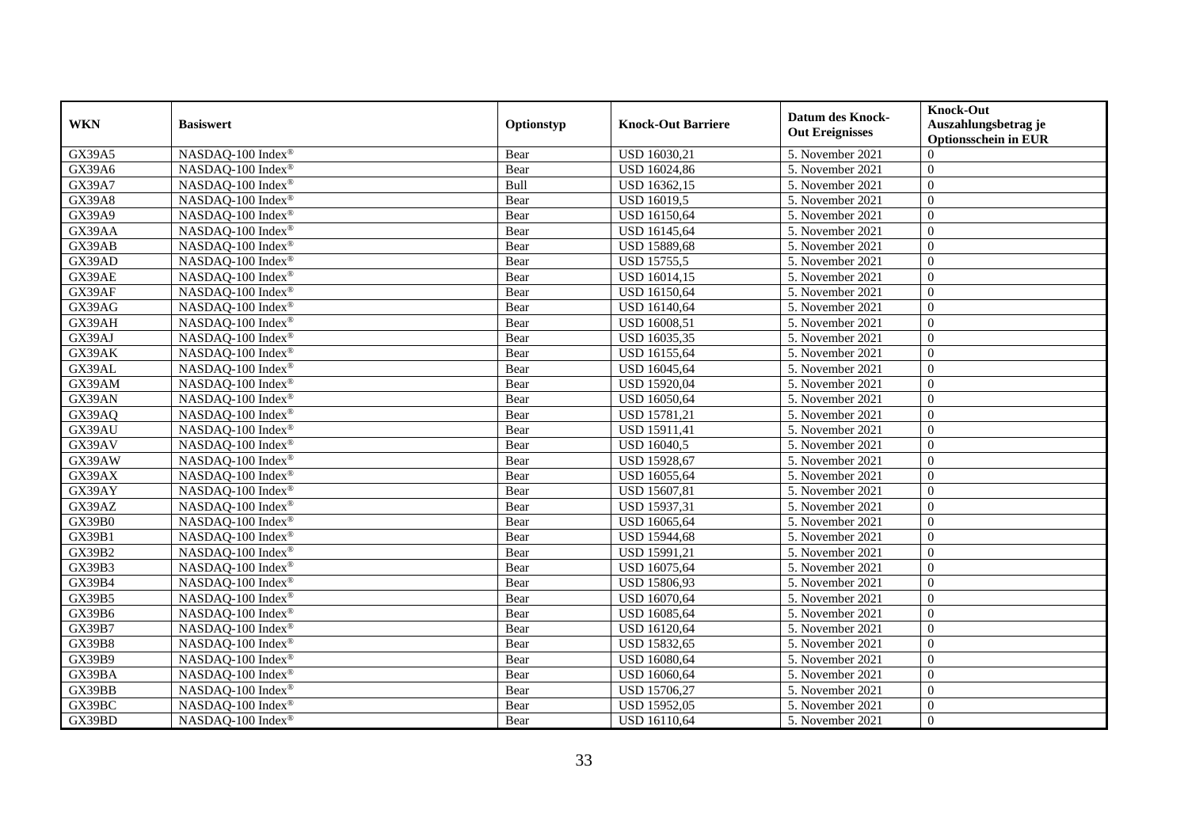| WKN | Basiswert | Optionstyp | Knock-Out Barriere | Datum des Knock-Out Ereignisses | Knock-Out Auszahlungsbetrag je Optionsschein in EUR |
|---|---|---|---|---|---|
| GX39A5 | NASDAQ-100 Index® | Bear | USD 16030,21 | 5. November 2021 | 0 |
| GX39A6 | NASDAQ-100 Index® | Bear | USD 16024,86 | 5. November 2021 | 0 |
| GX39A7 | NASDAQ-100 Index® | Bull | USD 16362,15 | 5. November 2021 | 0 |
| GX39A8 | NASDAQ-100 Index® | Bear | USD 16019,5 | 5. November 2021 | 0 |
| GX39A9 | NASDAQ-100 Index® | Bear | USD 16150,64 | 5. November 2021 | 0 |
| GX39AA | NASDAQ-100 Index® | Bear | USD 16145,64 | 5. November 2021 | 0 |
| GX39AB | NASDAQ-100 Index® | Bear | USD 15889,68 | 5. November 2021 | 0 |
| GX39AD | NASDAQ-100 Index® | Bear | USD 15755,5 | 5. November 2021 | 0 |
| GX39AE | NASDAQ-100 Index® | Bear | USD 16014,15 | 5. November 2021 | 0 |
| GX39AF | NASDAQ-100 Index® | Bear | USD 16150,64 | 5. November 2021 | 0 |
| GX39AG | NASDAQ-100 Index® | Bear | USD 16140,64 | 5. November 2021 | 0 |
| GX39AH | NASDAQ-100 Index® | Bear | USD 16008,51 | 5. November 2021 | 0 |
| GX39AJ | NASDAQ-100 Index® | Bear | USD 16035,35 | 5. November 2021 | 0 |
| GX39AK | NASDAQ-100 Index® | Bear | USD 16155,64 | 5. November 2021 | 0 |
| GX39AL | NASDAQ-100 Index® | Bear | USD 16045,64 | 5. November 2021 | 0 |
| GX39AM | NASDAQ-100 Index® | Bear | USD 15920,04 | 5. November 2021 | 0 |
| GX39AN | NASDAQ-100 Index® | Bear | USD 16050,64 | 5. November 2021 | 0 |
| GX39AQ | NASDAQ-100 Index® | Bear | USD 15781,21 | 5. November 2021 | 0 |
| GX39AU | NASDAQ-100 Index® | Bear | USD 15911,41 | 5. November 2021 | 0 |
| GX39AV | NASDAQ-100 Index® | Bear | USD 16040,5 | 5. November 2021 | 0 |
| GX39AW | NASDAQ-100 Index® | Bear | USD 15928,67 | 5. November 2021 | 0 |
| GX39AX | NASDAQ-100 Index® | Bear | USD 16055,64 | 5. November 2021 | 0 |
| GX39AY | NASDAQ-100 Index® | Bear | USD 15607,81 | 5. November 2021 | 0 |
| GX39AZ | NASDAQ-100 Index® | Bear | USD 15937,31 | 5. November 2021 | 0 |
| GX39B0 | NASDAQ-100 Index® | Bear | USD 16065,64 | 5. November 2021 | 0 |
| GX39B1 | NASDAQ-100 Index® | Bear | USD 15944,68 | 5. November 2021 | 0 |
| GX39B2 | NASDAQ-100 Index® | Bear | USD 15991,21 | 5. November 2021 | 0 |
| GX39B3 | NASDAQ-100 Index® | Bear | USD 16075,64 | 5. November 2021 | 0 |
| GX39B4 | NASDAQ-100 Index® | Bear | USD 15806,93 | 5. November 2021 | 0 |
| GX39B5 | NASDAQ-100 Index® | Bear | USD 16070,64 | 5. November 2021 | 0 |
| GX39B6 | NASDAQ-100 Index® | Bear | USD 16085,64 | 5. November 2021 | 0 |
| GX39B7 | NASDAQ-100 Index® | Bear | USD 16120,64 | 5. November 2021 | 0 |
| GX39B8 | NASDAQ-100 Index® | Bear | USD 15832,65 | 5. November 2021 | 0 |
| GX39B9 | NASDAQ-100 Index® | Bear | USD 16080,64 | 5. November 2021 | 0 |
| GX39BA | NASDAQ-100 Index® | Bear | USD 16060,64 | 5. November 2021 | 0 |
| GX39BB | NASDAQ-100 Index® | Bear | USD 15706,27 | 5. November 2021 | 0 |
| GX39BC | NASDAQ-100 Index® | Bear | USD 15952,05 | 5. November 2021 | 0 |
| GX39BD | NASDAQ-100 Index® | Bear | USD 16110,64 | 5. November 2021 | 0 |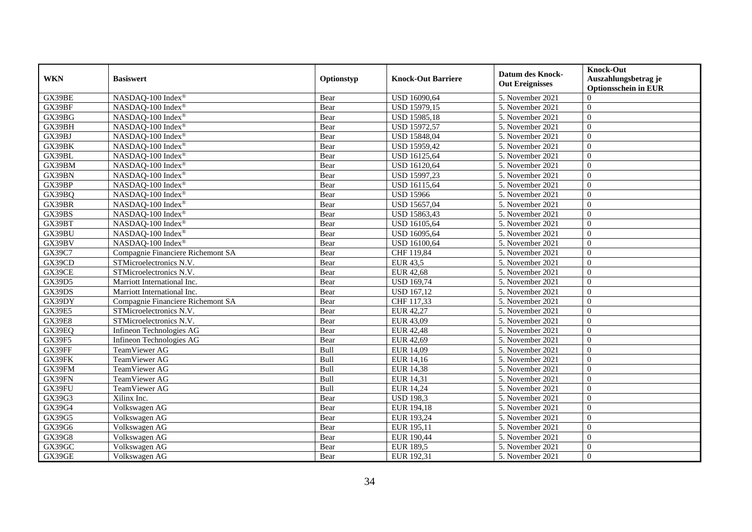| WKN | Basiswert | Optionstyp | Knock-Out Barriere | Datum des Knock-Out Ereignisses | Knock-Out Auszahlungsbetrag je Optionsschein in EUR |
|---|---|---|---|---|---|
| GX39BE | NASDAQ-100 Index® | Bear | USD 16090,64 | 5. November 2021 | 0 |
| GX39BF | NASDAQ-100 Index® | Bear | USD 15979,15 | 5. November 2021 | 0 |
| GX39BG | NASDAQ-100 Index® | Bear | USD 15985,18 | 5. November 2021 | 0 |
| GX39BH | NASDAQ-100 Index® | Bear | USD 15972,57 | 5. November 2021 | 0 |
| GX39BJ | NASDAQ-100 Index® | Bear | USD 15848,04 | 5. November 2021 | 0 |
| GX39BK | NASDAQ-100 Index® | Bear | USD 15959,42 | 5. November 2021 | 0 |
| GX39BL | NASDAQ-100 Index® | Bear | USD 16125,64 | 5. November 2021 | 0 |
| GX39BM | NASDAQ-100 Index® | Bear | USD 16120,64 | 5. November 2021 | 0 |
| GX39BN | NASDAQ-100 Index® | Bear | USD 15997,23 | 5. November 2021 | 0 |
| GX39BP | NASDAQ-100 Index® | Bear | USD 16115,64 | 5. November 2021 | 0 |
| GX39BQ | NASDAQ-100 Index® | Bear | USD 15966 | 5. November 2021 | 0 |
| GX39BR | NASDAQ-100 Index® | Bear | USD 15657,04 | 5. November 2021 | 0 |
| GX39BS | NASDAQ-100 Index® | Bear | USD 15863,43 | 5. November 2021 | 0 |
| GX39BT | NASDAQ-100 Index® | Bear | USD 16105,64 | 5. November 2021 | 0 |
| GX39BU | NASDAQ-100 Index® | Bear | USD 16095,64 | 5. November 2021 | 0 |
| GX39BV | NASDAQ-100 Index® | Bear | USD 16100,64 | 5. November 2021 | 0 |
| GX39C7 | Compagnie Financiere Richemont SA | Bear | CHF 119,84 | 5. November 2021 | 0 |
| GX39CD | STMicroelectronics N.V. | Bear | EUR 43,5 | 5. November 2021 | 0 |
| GX39CE | STMicroelectronics N.V. | Bear | EUR 42,68 | 5. November 2021 | 0 |
| GX39D5 | Marriott International Inc. | Bear | USD 169,74 | 5. November 2021 | 0 |
| GX39DS | Marriott International Inc. | Bear | USD 167,12 | 5. November 2021 | 0 |
| GX39DY | Compagnie Financiere Richemont SA | Bear | CHF 117,33 | 5. November 2021 | 0 |
| GX39E5 | STMicroelectronics N.V. | Bear | EUR 42,27 | 5. November 2021 | 0 |
| GX39E8 | STMicroelectronics N.V. | Bear | EUR 43,09 | 5. November 2021 | 0 |
| GX39EQ | Infineon Technologies AG | Bear | EUR 42,48 | 5. November 2021 | 0 |
| GX39F5 | Infineon Technologies AG | Bear | EUR 42,69 | 5. November 2021 | 0 |
| GX39FF | TeamViewer AG | Bull | EUR 14,09 | 5. November 2021 | 0 |
| GX39FK | TeamViewer AG | Bull | EUR 14,16 | 5. November 2021 | 0 |
| GX39FM | TeamViewer AG | Bull | EUR 14,38 | 5. November 2021 | 0 |
| GX39FN | TeamViewer AG | Bull | EUR 14,31 | 5. November 2021 | 0 |
| GX39FU | TeamViewer AG | Bull | EUR 14,24 | 5. November 2021 | 0 |
| GX39G3 | Xilinx Inc. | Bear | USD 198,3 | 5. November 2021 | 0 |
| GX39G4 | Volkswagen AG | Bear | EUR 194,18 | 5. November 2021 | 0 |
| GX39G5 | Volkswagen AG | Bear | EUR 193,24 | 5. November 2021 | 0 |
| GX39G6 | Volkswagen AG | Bear | EUR 195,11 | 5. November 2021 | 0 |
| GX39G8 | Volkswagen AG | Bear | EUR 190,44 | 5. November 2021 | 0 |
| GX39GC | Volkswagen AG | Bear | EUR 189,5 | 5. November 2021 | 0 |
| GX39GE | Volkswagen AG | Bear | EUR 192,31 | 5. November 2021 | 0 |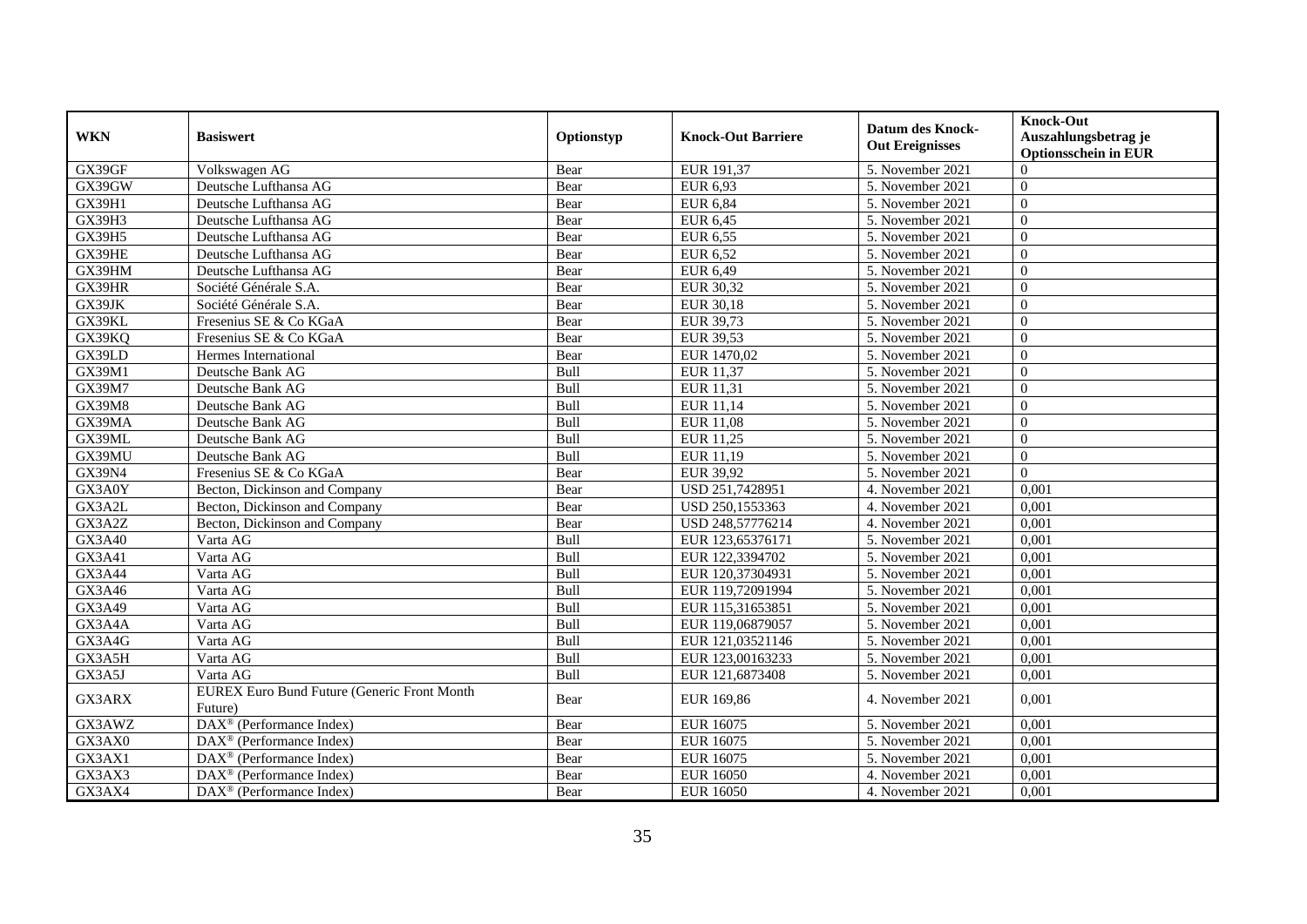| WKN | Basiswert | Optionstyp | Knock-Out Barriere | Datum des Knock-Out Ereignisses | Knock-Out Auszahlungsbetrag je Optionsschein in EUR |
|---|---|---|---|---|---|
| GX39GF | Volkswagen AG | Bear | EUR 191,37 | 5. November 2021 | 0 |
| GX39GW | Deutsche Lufthansa AG | Bear | EUR 6,93 | 5. November 2021 | 0 |
| GX39H1 | Deutsche Lufthansa AG | Bear | EUR 6,84 | 5. November 2021 | 0 |
| GX39H3 | Deutsche Lufthansa AG | Bear | EUR 6,45 | 5. November 2021 | 0 |
| GX39H5 | Deutsche Lufthansa AG | Bear | EUR 6,55 | 5. November 2021 | 0 |
| GX39HE | Deutsche Lufthansa AG | Bear | EUR 6,52 | 5. November 2021 | 0 |
| GX39HM | Deutsche Lufthansa AG | Bear | EUR 6,49 | 5. November 2021 | 0 |
| GX39HR | Société Générale S.A. | Bear | EUR 30,32 | 5. November 2021 | 0 |
| GX39JK | Société Générale S.A. | Bear | EUR 30,18 | 5. November 2021 | 0 |
| GX39KL | Fresenius SE & Co KGaA | Bear | EUR 39,73 | 5. November 2021 | 0 |
| GX39KQ | Fresenius SE & Co KGaA | Bear | EUR 39,53 | 5. November 2021 | 0 |
| GX39LD | Hermes International | Bear | EUR 1470,02 | 5. November 2021 | 0 |
| GX39M1 | Deutsche Bank AG | Bull | EUR 11,37 | 5. November 2021 | 0 |
| GX39M7 | Deutsche Bank AG | Bull | EUR 11,31 | 5. November 2021 | 0 |
| GX39M8 | Deutsche Bank AG | Bull | EUR 11,14 | 5. November 2021 | 0 |
| GX39MA | Deutsche Bank AG | Bull | EUR 11,08 | 5. November 2021 | 0 |
| GX39ML | Deutsche Bank AG | Bull | EUR 11,25 | 5. November 2021 | 0 |
| GX39MU | Deutsche Bank AG | Bull | EUR 11,19 | 5. November 2021 | 0 |
| GX39N4 | Fresenius SE & Co KGaA | Bear | EUR 39,92 | 5. November 2021 | 0 |
| GX3A0Y | Becton, Dickinson and Company | Bear | USD 251,7428951 | 4. November 2021 | 0,001 |
| GX3A2L | Becton, Dickinson and Company | Bear | USD 250,1553363 | 4. November 2021 | 0,001 |
| GX3A2Z | Becton, Dickinson and Company | Bear | USD 248,57776214 | 4. November 2021 | 0,001 |
| GX3A40 | Varta AG | Bull | EUR 123,65376171 | 5. November 2021 | 0,001 |
| GX3A41 | Varta AG | Bull | EUR 122,3394702 | 5. November 2021 | 0,001 |
| GX3A44 | Varta AG | Bull | EUR 120,37304931 | 5. November 2021 | 0,001 |
| GX3A46 | Varta AG | Bull | EUR 119,72091994 | 5. November 2021 | 0,001 |
| GX3A49 | Varta AG | Bull | EUR 115,31653851 | 5. November 2021 | 0,001 |
| GX3A4A | Varta AG | Bull | EUR 119,06879057 | 5. November 2021 | 0,001 |
| GX3A4G | Varta AG | Bull | EUR 121,03521146 | 5. November 2021 | 0,001 |
| GX3A5H | Varta AG | Bull | EUR 123,00163233 | 5. November 2021 | 0,001 |
| GX3A5J | Varta AG | Bull | EUR 121,6873408 | 5. November 2021 | 0,001 |
| GX3ARX | EUREX Euro Bund Future (Generic Front Month Future) | Bear | EUR 169,86 | 4. November 2021 | 0,001 |
| GX3AWZ | DAX® (Performance Index) | Bear | EUR 16075 | 5. November 2021 | 0,001 |
| GX3AX0 | DAX® (Performance Index) | Bear | EUR 16075 | 5. November 2021 | 0,001 |
| GX3AX1 | DAX® (Performance Index) | Bear | EUR 16075 | 5. November 2021 | 0,001 |
| GX3AX3 | DAX® (Performance Index) | Bear | EUR 16050 | 4. November 2021 | 0,001 |
| GX3AX4 | DAX® (Performance Index) | Bear | EUR 16050 | 4. November 2021 | 0,001 |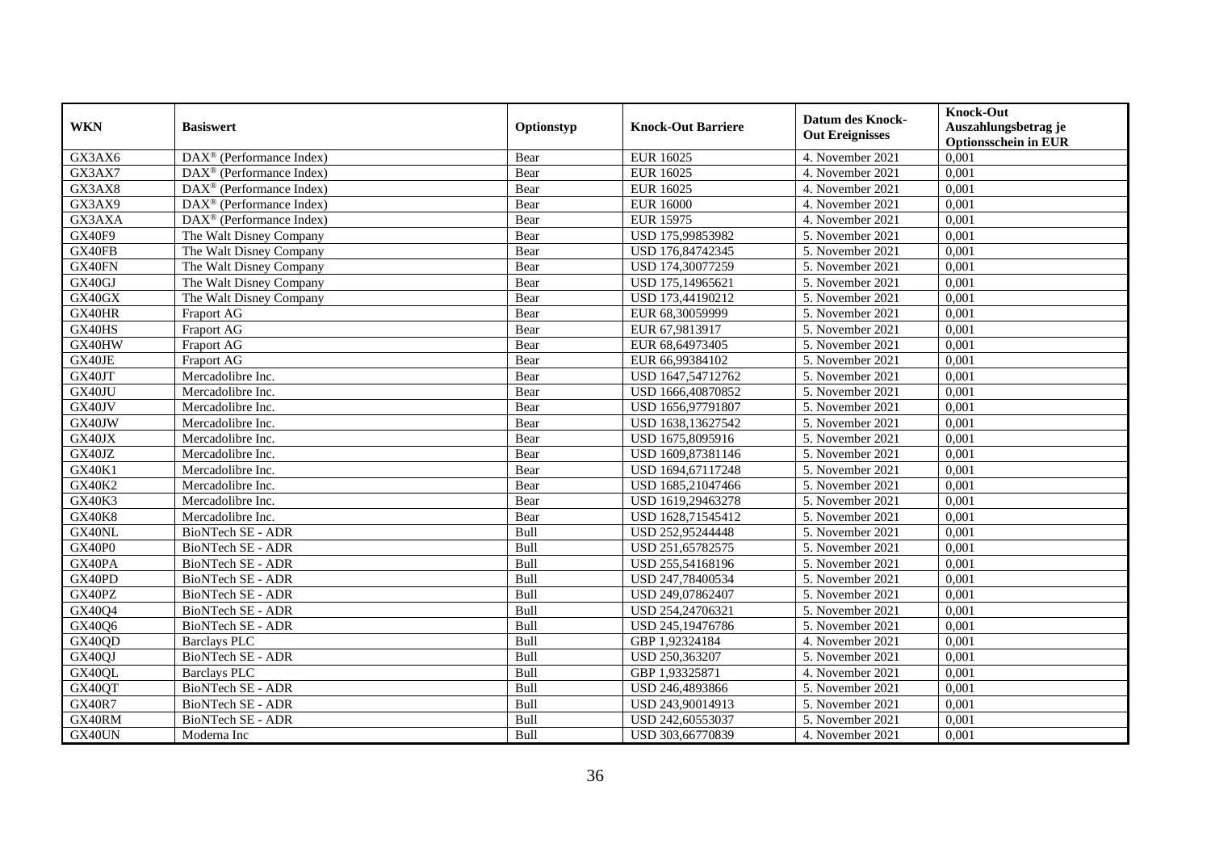| WKN | Basiswert | Optionstyp | Knock-Out Barriere | Datum des Knock-Out Ereignisses | Knock-Out Auszahlungsbetrag je Optionsschein in EUR |
|---|---|---|---|---|---|
| GX3AX6 | DAX® (Performance Index) | Bear | EUR 16025 | 4. November 2021 | 0,001 |
| GX3AX7 | DAX® (Performance Index) | Bear | EUR 16025 | 4. November 2021 | 0,001 |
| GX3AX8 | DAX® (Performance Index) | Bear | EUR 16025 | 4. November 2021 | 0,001 |
| GX3AX9 | DAX® (Performance Index) | Bear | EUR 16000 | 4. November 2021 | 0,001 |
| GX3AXA | DAX® (Performance Index) | Bear | EUR 15975 | 4. November 2021 | 0,001 |
| GX40F9 | The Walt Disney Company | Bear | USD 175,99853982 | 5. November 2021 | 0,001 |
| GX40FB | The Walt Disney Company | Bear | USD 176,84742345 | 5. November 2021 | 0,001 |
| GX40FN | The Walt Disney Company | Bear | USD 174,30077259 | 5. November 2021 | 0,001 |
| GX40GJ | The Walt Disney Company | Bear | USD 175,14965621 | 5. November 2021 | 0,001 |
| GX40GX | The Walt Disney Company | Bear | USD 173,44190212 | 5. November 2021 | 0,001 |
| GX40HR | Fraport AG | Bear | EUR 68,30059999 | 5. November 2021 | 0,001 |
| GX40HS | Fraport AG | Bear | EUR 67,9813917 | 5. November 2021 | 0,001 |
| GX40HW | Fraport AG | Bear | EUR 68,64973405 | 5. November 2021 | 0,001 |
| GX40JE | Fraport AG | Bear | EUR 66,99384102 | 5. November 2021 | 0,001 |
| GX40JT | Mercadolibre Inc. | Bear | USD 1647,54712762 | 5. November 2021 | 0,001 |
| GX40JU | Mercadolibre Inc. | Bear | USD 1666,40870852 | 5. November 2021 | 0,001 |
| GX40JV | Mercadolibre Inc. | Bear | USD 1656,97791807 | 5. November 2021 | 0,001 |
| GX40JW | Mercadolibre Inc. | Bear | USD 1638,13627542 | 5. November 2021 | 0,001 |
| GX40JX | Mercadolibre Inc. | Bear | USD 1675,8095916 | 5. November 2021 | 0,001 |
| GX40JZ | Mercadolibre Inc. | Bear | USD 1609,87381146 | 5. November 2021 | 0,001 |
| GX40K1 | Mercadolibre Inc. | Bear | USD 1694,67117248 | 5. November 2021 | 0,001 |
| GX40K2 | Mercadolibre Inc. | Bear | USD 1685,21047466 | 5. November 2021 | 0,001 |
| GX40K3 | Mercadolibre Inc. | Bear | USD 1619,29463278 | 5. November 2021 | 0,001 |
| GX40K8 | Mercadolibre Inc. | Bear | USD 1628,71545412 | 5. November 2021 | 0,001 |
| GX40NL | BioNTech SE - ADR | Bull | USD 252,95244448 | 5. November 2021 | 0,001 |
| GX40P0 | BioNTech SE - ADR | Bull | USD 251,65782575 | 5. November 2021 | 0,001 |
| GX40PA | BioNTech SE - ADR | Bull | USD 255,54168196 | 5. November 2021 | 0,001 |
| GX40PD | BioNTech SE - ADR | Bull | USD 247,78400534 | 5. November 2021 | 0,001 |
| GX40PZ | BioNTech SE - ADR | Bull | USD 249,07862407 | 5. November 2021 | 0,001 |
| GX40Q4 | BioNTech SE - ADR | Bull | USD 254,24706321 | 5. November 2021 | 0,001 |
| GX40Q6 | BioNTech SE - ADR | Bull | USD 245,19476786 | 5. November 2021 | 0,001 |
| GX40QD | Barclays PLC | Bull | GBP 1,92324184 | 4. November 2021 | 0,001 |
| GX40QJ | BioNTech SE - ADR | Bull | USD 250,363207 | 5. November 2021 | 0,001 |
| GX40QL | Barclays PLC | Bull | GBP 1,93325871 | 4. November 2021 | 0,001 |
| GX40QT | BioNTech SE - ADR | Bull | USD 246,4893866 | 5. November 2021 | 0,001 |
| GX40R7 | BioNTech SE - ADR | Bull | USD 243,90014913 | 5. November 2021 | 0,001 |
| GX40RM | BioNTech SE - ADR | Bull | USD 242,60553037 | 5. November 2021 | 0,001 |
| GX40UN | Moderna Inc | Bull | USD 303,66770839 | 4. November 2021 | 0,001 |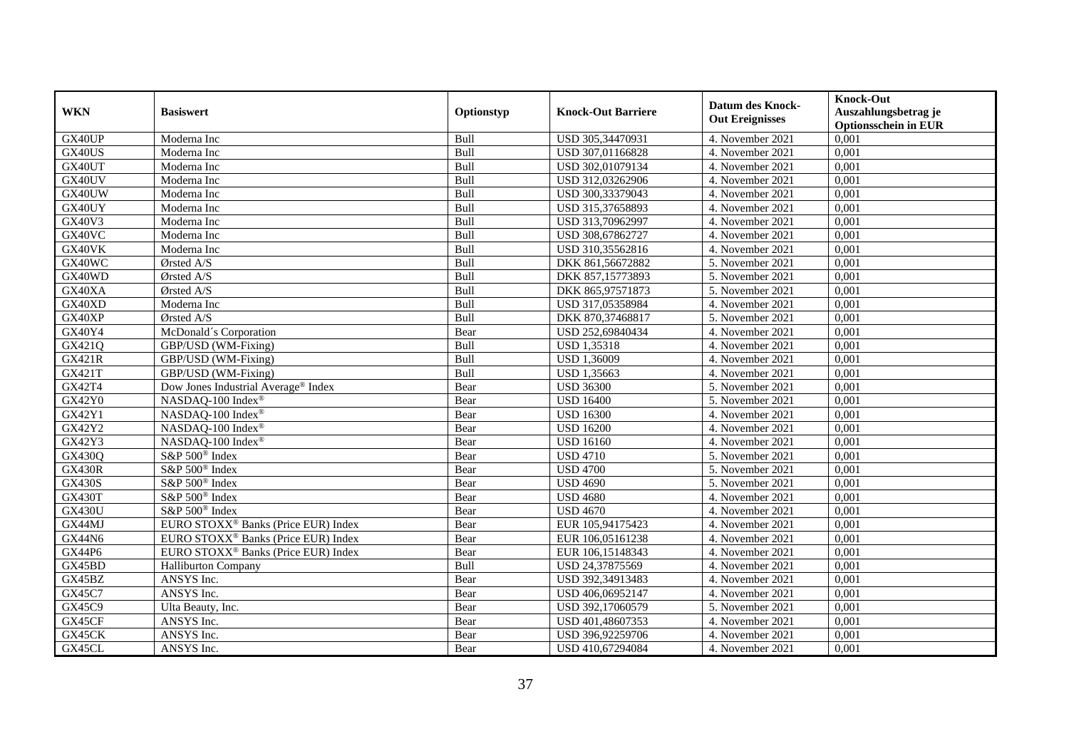| WKN | Basiswert | Optionstyp | Knock-Out Barriere | Datum des Knock-Out Ereignisses | Knock-Out Auszahlungsbetrag je Optionsschein in EUR |
|---|---|---|---|---|---|
| GX40UP | Moderna Inc | Bull | USD 305,34470931 | 4. November 2021 | 0,001 |
| GX40US | Moderna Inc | Bull | USD 307,01166828 | 4. November 2021 | 0,001 |
| GX40UT | Moderna Inc | Bull | USD 302,01079134 | 4. November 2021 | 0,001 |
| GX40UV | Moderna Inc | Bull | USD 312,03262906 | 4. November 2021 | 0,001 |
| GX40UW | Moderna Inc | Bull | USD 300,33379043 | 4. November 2021 | 0,001 |
| GX40UY | Moderna Inc | Bull | USD 315,37658893 | 4. November 2021 | 0,001 |
| GX40V3 | Moderna Inc | Bull | USD 313,70962997 | 4. November 2021 | 0,001 |
| GX40VC | Moderna Inc | Bull | USD 308,67862727 | 4. November 2021 | 0,001 |
| GX40VK | Moderna Inc | Bull | USD 310,35562816 | 4. November 2021 | 0,001 |
| GX40WC | Ørsted A/S | Bull | DKK 861,56672882 | 5. November 2021 | 0,001 |
| GX40WD | Ørsted A/S | Bull | DKK 857,15773893 | 5. November 2021 | 0,001 |
| GX40XA | Ørsted A/S | Bull | DKK 865,97571873 | 5. November 2021 | 0,001 |
| GX40XD | Moderna Inc | Bull | USD 317,05358984 | 4. November 2021 | 0,001 |
| GX40XP | Ørsted A/S | Bull | DKK 870,37468817 | 5. November 2021 | 0,001 |
| GX40Y4 | McDonald´s Corporation | Bear | USD 252,69840434 | 4. November 2021 | 0,001 |
| GX421Q | GBP/USD (WM-Fixing) | Bull | USD 1,35318 | 4. November 2021 | 0,001 |
| GX421R | GBP/USD (WM-Fixing) | Bull | USD 1,36009 | 4. November 2021 | 0,001 |
| GX421T | GBP/USD (WM-Fixing) | Bull | USD 1,35663 | 4. November 2021 | 0,001 |
| GX42T4 | Dow Jones Industrial Average® Index | Bear | USD 36300 | 5. November 2021 | 0,001 |
| GX42Y0 | NASDAQ-100 Index® | Bear | USD 16400 | 5. November 2021 | 0,001 |
| GX42Y1 | NASDAQ-100 Index® | Bear | USD 16300 | 4. November 2021 | 0,001 |
| GX42Y2 | NASDAQ-100 Index® | Bear | USD 16200 | 4. November 2021 | 0,001 |
| GX42Y3 | NASDAQ-100 Index® | Bear | USD 16160 | 4. November 2021 | 0,001 |
| GX430Q | S&P 500® Index | Bear | USD 4710 | 5. November 2021 | 0,001 |
| GX430R | S&P 500® Index | Bear | USD 4700 | 5. November 2021 | 0,001 |
| GX430S | S&P 500® Index | Bear | USD 4690 | 5. November 2021 | 0,001 |
| GX430T | S&P 500® Index | Bear | USD 4680 | 4. November 2021 | 0,001 |
| GX430U | S&P 500® Index | Bear | USD 4670 | 4. November 2021 | 0,001 |
| GX44MJ | EURO STOXX® Banks (Price EUR) Index | Bear | EUR 105,94175423 | 4. November 2021 | 0,001 |
| GX44N6 | EURO STOXX® Banks (Price EUR) Index | Bear | EUR 106,05161238 | 4. November 2021 | 0,001 |
| GX44P6 | EURO STOXX® Banks (Price EUR) Index | Bear | EUR 106,15148343 | 4. November 2021 | 0,001 |
| GX45BD | Halliburton Company | Bull | USD 24,37875569 | 4. November 2021 | 0,001 |
| GX45BZ | ANSYS Inc. | Bear | USD 392,34913483 | 4. November 2021 | 0,001 |
| GX45C7 | ANSYS Inc. | Bear | USD 406,06952147 | 4. November 2021 | 0,001 |
| GX45C9 | Ulta Beauty, Inc. | Bear | USD 392,17060579 | 5. November 2021 | 0,001 |
| GX45CF | ANSYS Inc. | Bear | USD 401,48607353 | 4. November 2021 | 0,001 |
| GX45CK | ANSYS Inc. | Bear | USD 396,92259706 | 4. November 2021 | 0,001 |
| GX45CL | ANSYS Inc. | Bear | USD 410,67294084 | 4. November 2021 | 0,001 |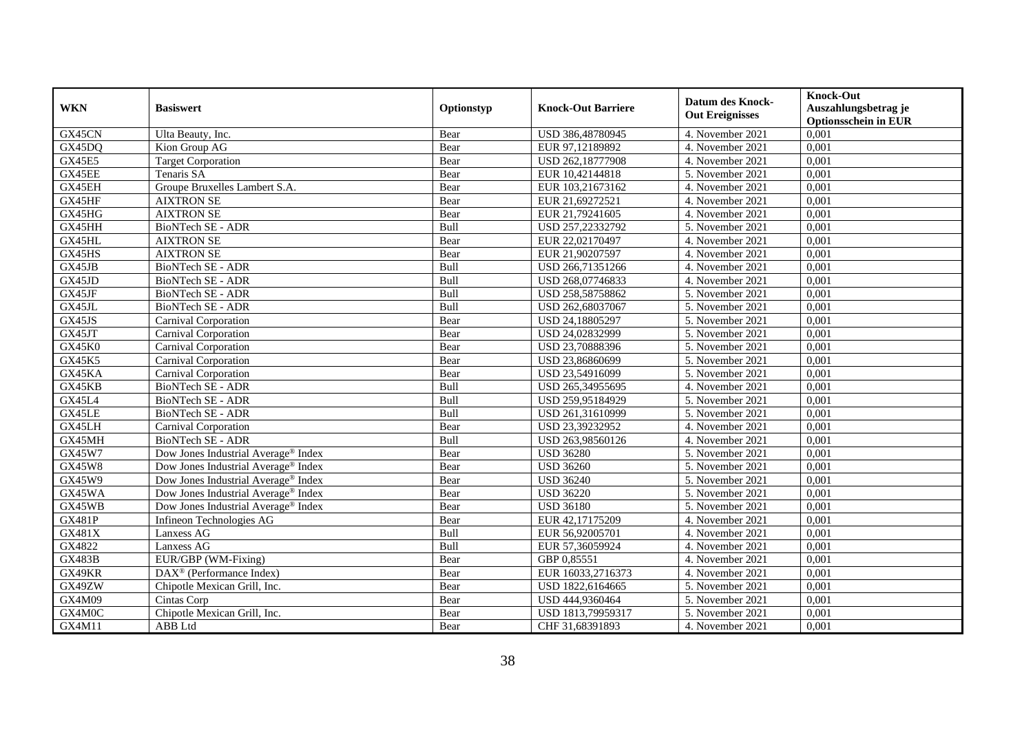| WKN | Basiswert | Optionstyp | Knock-Out Barriere | Datum des Knock-Out Ereignisses | Knock-Out Auszahlungsbetrag je Optionsschein in EUR |
|---|---|---|---|---|---|
| GX45CN | Ulta Beauty, Inc. | Bear | USD 386,48780945 | 4. November 2021 | 0,001 |
| GX45DQ | Kion Group AG | Bear | EUR 97,12189892 | 4. November 2021 | 0,001 |
| GX45E5 | Target Corporation | Bear | USD 262,18777908 | 4. November 2021 | 0,001 |
| GX45EE | Tenaris SA | Bear | EUR 10,42144818 | 5. November 2021 | 0,001 |
| GX45EH | Groupe Bruxelles Lambert S.A. | Bear | EUR 103,21673162 | 4. November 2021 | 0,001 |
| GX45HF | AIXTRON SE | Bear | EUR 21,69272521 | 4. November 2021 | 0,001 |
| GX45HG | AIXTRON SE | Bear | EUR 21,79241605 | 4. November 2021 | 0,001 |
| GX45HH | BioNTech SE - ADR | Bull | USD 257,22332792 | 5. November 2021 | 0,001 |
| GX45HL | AIXTRON SE | Bear | EUR 22,02170497 | 4. November 2021 | 0,001 |
| GX45HS | AIXTRON SE | Bear | EUR 21,90207597 | 4. November 2021 | 0,001 |
| GX45JB | BioNTech SE - ADR | Bull | USD 266,71351266 | 4. November 2021 | 0,001 |
| GX45JD | BioNTech SE - ADR | Bull | USD 268,07746833 | 4. November 2021 | 0,001 |
| GX45JF | BioNTech SE - ADR | Bull | USD 258,58758862 | 5. November 2021 | 0,001 |
| GX45JL | BioNTech SE - ADR | Bull | USD 262,68037067 | 5. November 2021 | 0,001 |
| GX45JS | Carnival Corporation | Bear | USD 24,18805297 | 5. November 2021 | 0,001 |
| GX45JT | Carnival Corporation | Bear | USD 24,02832999 | 5. November 2021 | 0,001 |
| GX45K0 | Carnival Corporation | Bear | USD 23,70888396 | 5. November 2021 | 0,001 |
| GX45K5 | Carnival Corporation | Bear | USD 23,86860699 | 5. November 2021 | 0,001 |
| GX45KA | Carnival Corporation | Bear | USD 23,54916099 | 5. November 2021 | 0,001 |
| GX45KB | BioNTech SE - ADR | Bull | USD 265,34955695 | 4. November 2021 | 0,001 |
| GX45L4 | BioNTech SE - ADR | Bull | USD 259,95184929 | 5. November 2021 | 0,001 |
| GX45LE | BioNTech SE - ADR | Bull | USD 261,31610999 | 5. November 2021 | 0,001 |
| GX45LH | Carnival Corporation | Bear | USD 23,39232952 | 4. November 2021 | 0,001 |
| GX45MH | BioNTech SE - ADR | Bull | USD 263,98560126 | 4. November 2021 | 0,001 |
| GX45W7 | Dow Jones Industrial Average® Index | Bear | USD 36280 | 5. November 2021 | 0,001 |
| GX45W8 | Dow Jones Industrial Average® Index | Bear | USD 36260 | 5. November 2021 | 0,001 |
| GX45W9 | Dow Jones Industrial Average® Index | Bear | USD 36240 | 5. November 2021 | 0,001 |
| GX45WA | Dow Jones Industrial Average® Index | Bear | USD 36220 | 5. November 2021 | 0,001 |
| GX45WB | Dow Jones Industrial Average® Index | Bear | USD 36180 | 5. November 2021 | 0,001 |
| GX481P | Infineon Technologies AG | Bear | EUR 42,17175209 | 4. November 2021 | 0,001 |
| GX481X | Lanxess AG | Bull | EUR 56,92005701 | 4. November 2021 | 0,001 |
| GX4822 | Lanxess AG | Bull | EUR 57,36059924 | 4. November 2021 | 0,001 |
| GX483B | EUR/GBP (WM-Fixing) | Bear | GBP 0,85551 | 4. November 2021 | 0,001 |
| GX49KR | DAX® (Performance Index) | Bear | EUR 16033,2716373 | 4. November 2021 | 0,001 |
| GX49ZW | Chipotle Mexican Grill, Inc. | Bear | USD 1822,6164665 | 5. November 2021 | 0,001 |
| GX4M09 | Cintas Corp | Bear | USD 444,9360464 | 5. November 2021 | 0,001 |
| GX4M0C | Chipotle Mexican Grill, Inc. | Bear | USD 1813,79959317 | 5. November 2021 | 0,001 |
| GX4M11 | ABB Ltd | Bear | CHF 31,68391893 | 4. November 2021 | 0,001 |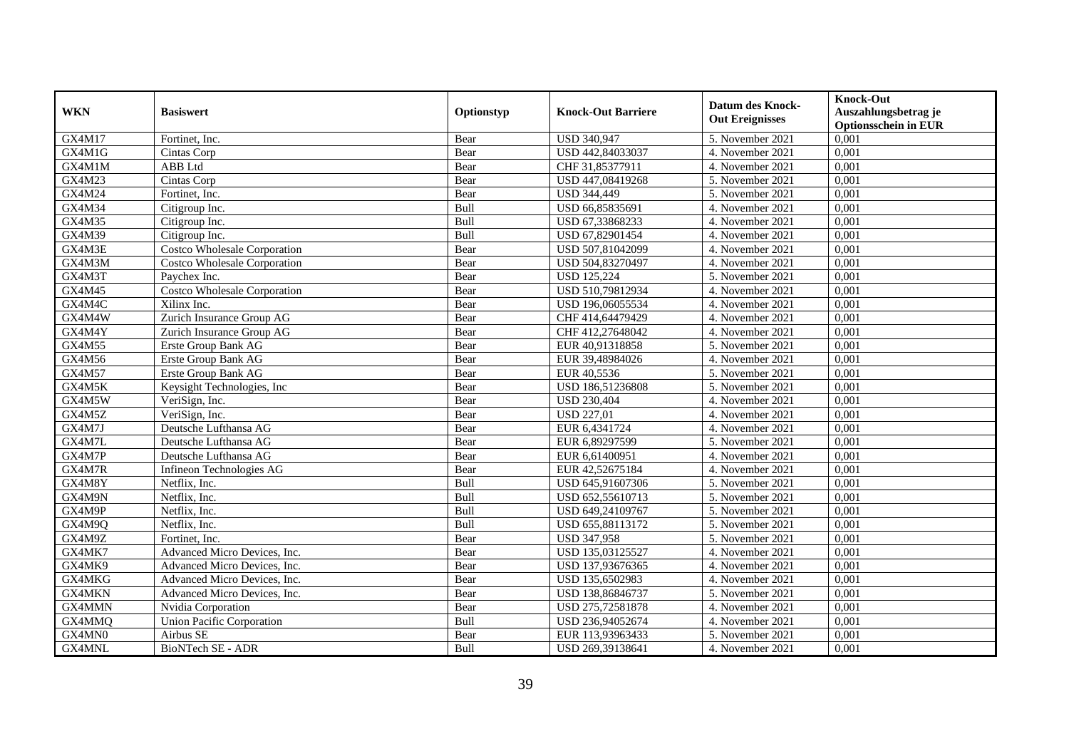| WKN | Basiswert | Optionstyp | Knock-Out Barriere | Datum des Knock-Out Ereignisses | Knock-Out Auszahlungsbetrag je Optionsschein in EUR |
|---|---|---|---|---|---|
| GX4M17 | Fortinet, Inc. | Bear | USD 340,947 | 5. November 2021 | 0,001 |
| GX4M1G | Cintas Corp | Bear | USD 442,84033037 | 4. November 2021 | 0,001 |
| GX4M1M | ABB Ltd | Bear | CHF 31,85377911 | 4. November 2021 | 0,001 |
| GX4M23 | Cintas Corp | Bear | USD 447,08419268 | 5. November 2021 | 0,001 |
| GX4M24 | Fortinet, Inc. | Bear | USD 344,449 | 5. November 2021 | 0,001 |
| GX4M34 | Citigroup Inc. | Bull | USD 66,85835691 | 4. November 2021 | 0,001 |
| GX4M35 | Citigroup Inc. | Bull | USD 67,33868233 | 4. November 2021 | 0,001 |
| GX4M39 | Citigroup Inc. | Bull | USD 67,82901454 | 4. November 2021 | 0,001 |
| GX4M3E | Costco Wholesale Corporation | Bear | USD 507,81042099 | 4. November 2021 | 0,001 |
| GX4M3M | Costco Wholesale Corporation | Bear | USD 504,83270497 | 4. November 2021 | 0,001 |
| GX4M3T | Paychex Inc. | Bear | USD 125,224 | 5. November 2021 | 0,001 |
| GX4M45 | Costco Wholesale Corporation | Bear | USD 510,79812934 | 4. November 2021 | 0,001 |
| GX4M4C | Xilinx Inc. | Bear | USD 196,06055534 | 4. November 2021 | 0,001 |
| GX4M4W | Zurich Insurance Group AG | Bear | CHF 414,64479429 | 4. November 2021 | 0,001 |
| GX4M4Y | Zurich Insurance Group AG | Bear | CHF 412,27648042 | 4. November 2021 | 0,001 |
| GX4M55 | Erste Group Bank AG | Bear | EUR 40,91318858 | 5. November 2021 | 0,001 |
| GX4M56 | Erste Group Bank AG | Bear | EUR 39,48984026 | 4. November 2021 | 0,001 |
| GX4M57 | Erste Group Bank AG | Bear | EUR 40,5536 | 5. November 2021 | 0,001 |
| GX4M5K | Keysight Technologies, Inc | Bear | USD 186,51236808 | 5. November 2021 | 0,001 |
| GX4M5W | VeriSign, Inc. | Bear | USD 230,404 | 4. November 2021 | 0,001 |
| GX4M5Z | VeriSign, Inc. | Bear | USD 227,01 | 4. November 2021 | 0,001 |
| GX4M7J | Deutsche Lufthansa AG | Bear | EUR 6,4341724 | 4. November 2021 | 0,001 |
| GX4M7L | Deutsche Lufthansa AG | Bear | EUR 6,89297599 | 5. November 2021 | 0,001 |
| GX4M7P | Deutsche Lufthansa AG | Bear | EUR 6,61400951 | 4. November 2021 | 0,001 |
| GX4M7R | Infineon Technologies AG | Bear | EUR 42,52675184 | 4. November 2021 | 0,001 |
| GX4M8Y | Netflix, Inc. | Bull | USD 645,91607306 | 5. November 2021 | 0,001 |
| GX4M9N | Netflix, Inc. | Bull | USD 652,55610713 | 5. November 2021 | 0,001 |
| GX4M9P | Netflix, Inc. | Bull | USD 649,24109767 | 5. November 2021 | 0,001 |
| GX4M9Q | Netflix, Inc. | Bull | USD 655,88113172 | 5. November 2021 | 0,001 |
| GX4M9Z | Fortinet, Inc. | Bear | USD 347,958 | 5. November 2021 | 0,001 |
| GX4MK7 | Advanced Micro Devices, Inc. | Bear | USD 135,03125527 | 4. November 2021 | 0,001 |
| GX4MK9 | Advanced Micro Devices, Inc. | Bear | USD 137,93676365 | 4. November 2021 | 0,001 |
| GX4MKG | Advanced Micro Devices, Inc. | Bear | USD 135,6502983 | 4. November 2021 | 0,001 |
| GX4MKN | Advanced Micro Devices, Inc. | Bear | USD 138,86846737 | 5. November 2021 | 0,001 |
| GX4MMN | Nvidia Corporation | Bear | USD 275,72581878 | 4. November 2021 | 0,001 |
| GX4MMQ | Union Pacific Corporation | Bull | USD 236,94052674 | 4. November 2021 | 0,001 |
| GX4MN0 | Airbus SE | Bear | EUR 113,93963433 | 5. November 2021 | 0,001 |
| GX4MNL | BioNTech SE - ADR | Bull | USD 269,39138641 | 4. November 2021 | 0,001 |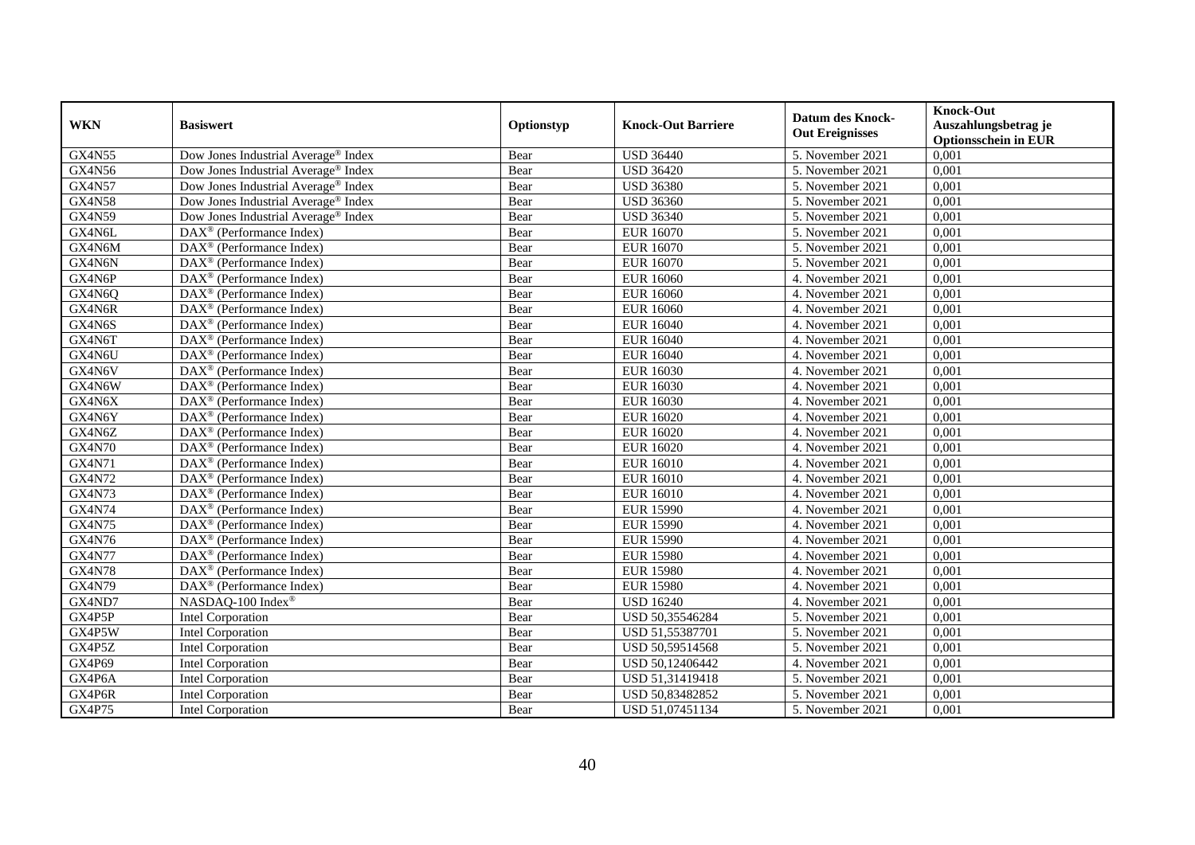| WKN | Basiswert | Optionstyp | Knock-Out Barriere | Datum des Knock-Out Ereignisses | Knock-Out Auszahlungsbetrag je Optionsschein in EUR |
|---|---|---|---|---|---|
| GX4N55 | Dow Jones Industrial Average® Index | Bear | USD 36440 | 5. November 2021 | 0,001 |
| GX4N56 | Dow Jones Industrial Average® Index | Bear | USD 36420 | 5. November 2021 | 0,001 |
| GX4N57 | Dow Jones Industrial Average® Index | Bear | USD 36380 | 5. November 2021 | 0,001 |
| GX4N58 | Dow Jones Industrial Average® Index | Bear | USD 36360 | 5. November 2021 | 0,001 |
| GX4N59 | Dow Jones Industrial Average® Index | Bear | USD 36340 | 5. November 2021 | 0,001 |
| GX4N6L | DAX® (Performance Index) | Bear | EUR 16070 | 5. November 2021 | 0,001 |
| GX4N6M | DAX® (Performance Index) | Bear | EUR 16070 | 5. November 2021 | 0,001 |
| GX4N6N | DAX® (Performance Index) | Bear | EUR 16070 | 5. November 2021 | 0,001 |
| GX4N6P | DAX® (Performance Index) | Bear | EUR 16060 | 4. November 2021 | 0,001 |
| GX4N6Q | DAX® (Performance Index) | Bear | EUR 16060 | 4. November 2021 | 0,001 |
| GX4N6R | DAX® (Performance Index) | Bear | EUR 16060 | 4. November 2021 | 0,001 |
| GX4N6S | DAX® (Performance Index) | Bear | EUR 16040 | 4. November 2021 | 0,001 |
| GX4N6T | DAX® (Performance Index) | Bear | EUR 16040 | 4. November 2021 | 0,001 |
| GX4N6U | DAX® (Performance Index) | Bear | EUR 16040 | 4. November 2021 | 0,001 |
| GX4N6V | DAX® (Performance Index) | Bear | EUR 16030 | 4. November 2021 | 0,001 |
| GX4N6W | DAX® (Performance Index) | Bear | EUR 16030 | 4. November 2021 | 0,001 |
| GX4N6X | DAX® (Performance Index) | Bear | EUR 16030 | 4. November 2021 | 0,001 |
| GX4N6Y | DAX® (Performance Index) | Bear | EUR 16020 | 4. November 2021 | 0,001 |
| GX4N6Z | DAX® (Performance Index) | Bear | EUR 16020 | 4. November 2021 | 0,001 |
| GX4N70 | DAX® (Performance Index) | Bear | EUR 16020 | 4. November 2021 | 0,001 |
| GX4N71 | DAX® (Performance Index) | Bear | EUR 16010 | 4. November 2021 | 0,001 |
| GX4N72 | DAX® (Performance Index) | Bear | EUR 16010 | 4. November 2021 | 0,001 |
| GX4N73 | DAX® (Performance Index) | Bear | EUR 16010 | 4. November 2021 | 0,001 |
| GX4N74 | DAX® (Performance Index) | Bear | EUR 15990 | 4. November 2021 | 0,001 |
| GX4N75 | DAX® (Performance Index) | Bear | EUR 15990 | 4. November 2021 | 0,001 |
| GX4N76 | DAX® (Performance Index) | Bear | EUR 15990 | 4. November 2021 | 0,001 |
| GX4N77 | DAX® (Performance Index) | Bear | EUR 15980 | 4. November 2021 | 0,001 |
| GX4N78 | DAX® (Performance Index) | Bear | EUR 15980 | 4. November 2021 | 0,001 |
| GX4N79 | DAX® (Performance Index) | Bear | EUR 15980 | 4. November 2021 | 0,001 |
| GX4ND7 | NASDAQ-100 Index® | Bear | USD 16240 | 4. November 2021 | 0,001 |
| GX4P5P | Intel Corporation | Bear | USD 50,35546284 | 5. November 2021 | 0,001 |
| GX4P5W | Intel Corporation | Bear | USD 51,55387701 | 5. November 2021 | 0,001 |
| GX4P5Z | Intel Corporation | Bear | USD 50,59514568 | 5. November 2021 | 0,001 |
| GX4P69 | Intel Corporation | Bear | USD 50,12406442 | 4. November 2021 | 0,001 |
| GX4P6A | Intel Corporation | Bear | USD 51,31419418 | 5. November 2021 | 0,001 |
| GX4P6R | Intel Corporation | Bear | USD 50,83482852 | 5. November 2021 | 0,001 |
| GX4P75 | Intel Corporation | Bear | USD 51,07451134 | 5. November 2021 | 0,001 |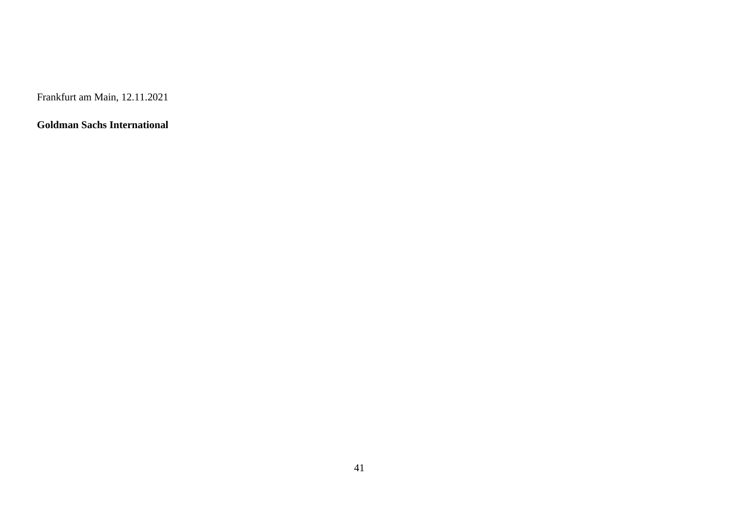Frankfurt am Main, 12.11.2021

**Goldman Sachs International**